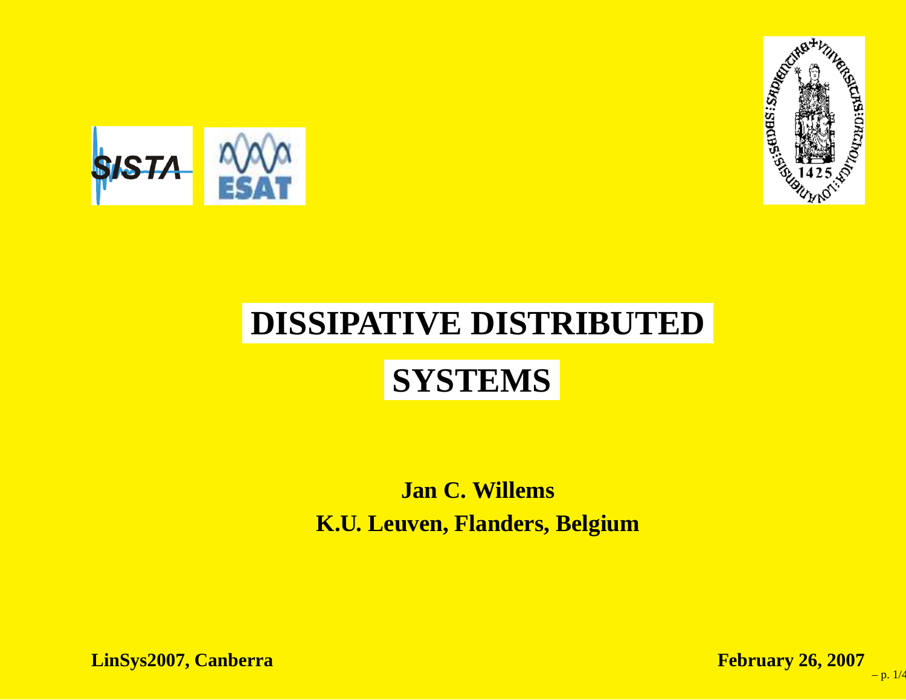# DISSIPATIVE DISTRIBUTED SYSTEMS

**Jan C. Willems**
**K.U. Leuven, Flanders, Belgium**

**LinSys2007, Canberra** **February 26, 2007**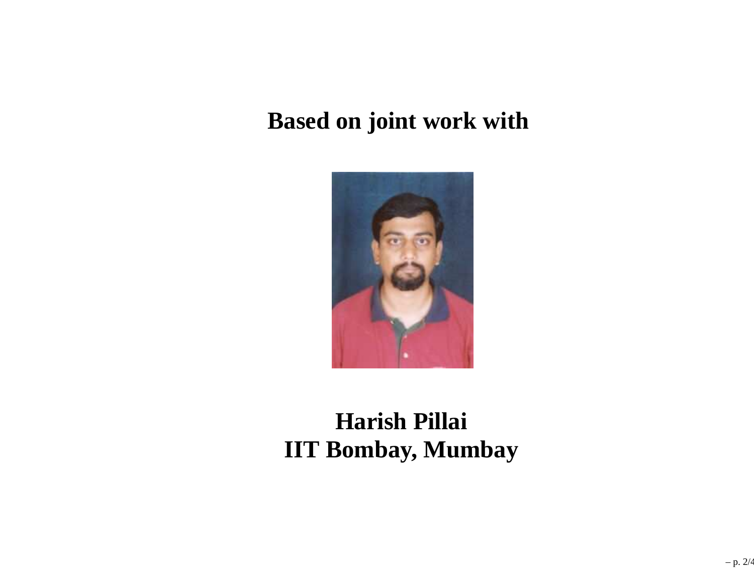**Based on joint work with**

**Harish Pillai**
**IIT Bombay, Mumbay**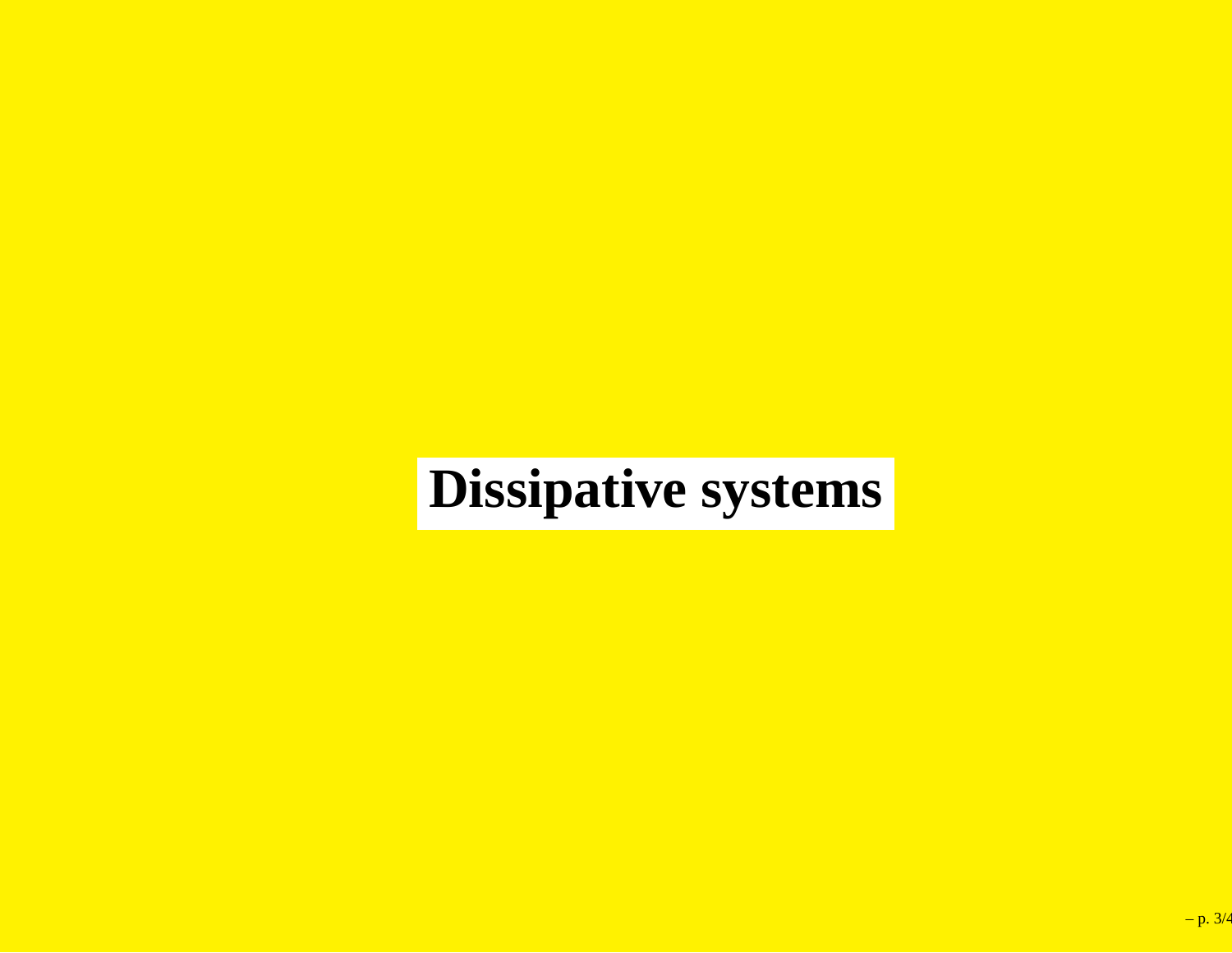# Dissipative systems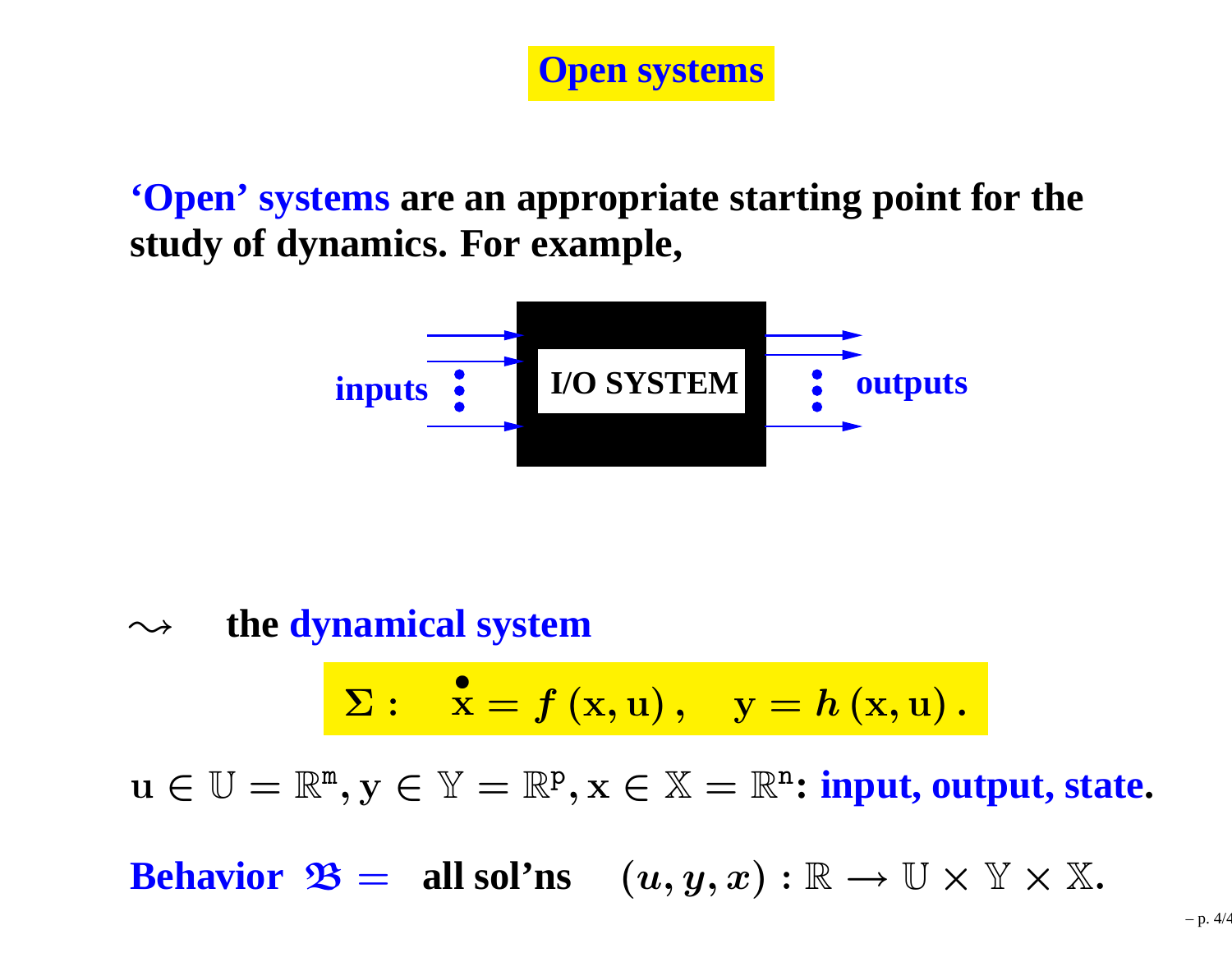# Open systems

**'Open' systems are an appropriate starting point for the study of dynamics. For example,**

inputs → **I/O SYSTEM** → outputs

$\rightsquigarrow$ **the dynamical system**

$$\Sigma : \quad \dot{\mathrm{x}} = f(\mathrm{x}, \mathrm{u}), \quad \mathrm{y} = h(\mathrm{x}, \mathrm{u}).$$

$\mathrm{u} \in \mathbb{U} = \mathbb{R}^{\mathtt{m}}, \mathrm{y} \in \mathbb{Y} = \mathbb{R}^{\mathtt{p}}, \mathrm{x} \in \mathbb{X} = \mathbb{R}^{\mathtt{n}}$: **input, output, state.**

**Behavior** $\mathfrak{B} =$ **all sol'ns** $(u, y, x) : \mathbb{R} \to \mathbb{U} \times \mathbb{Y} \times \mathbb{X}$.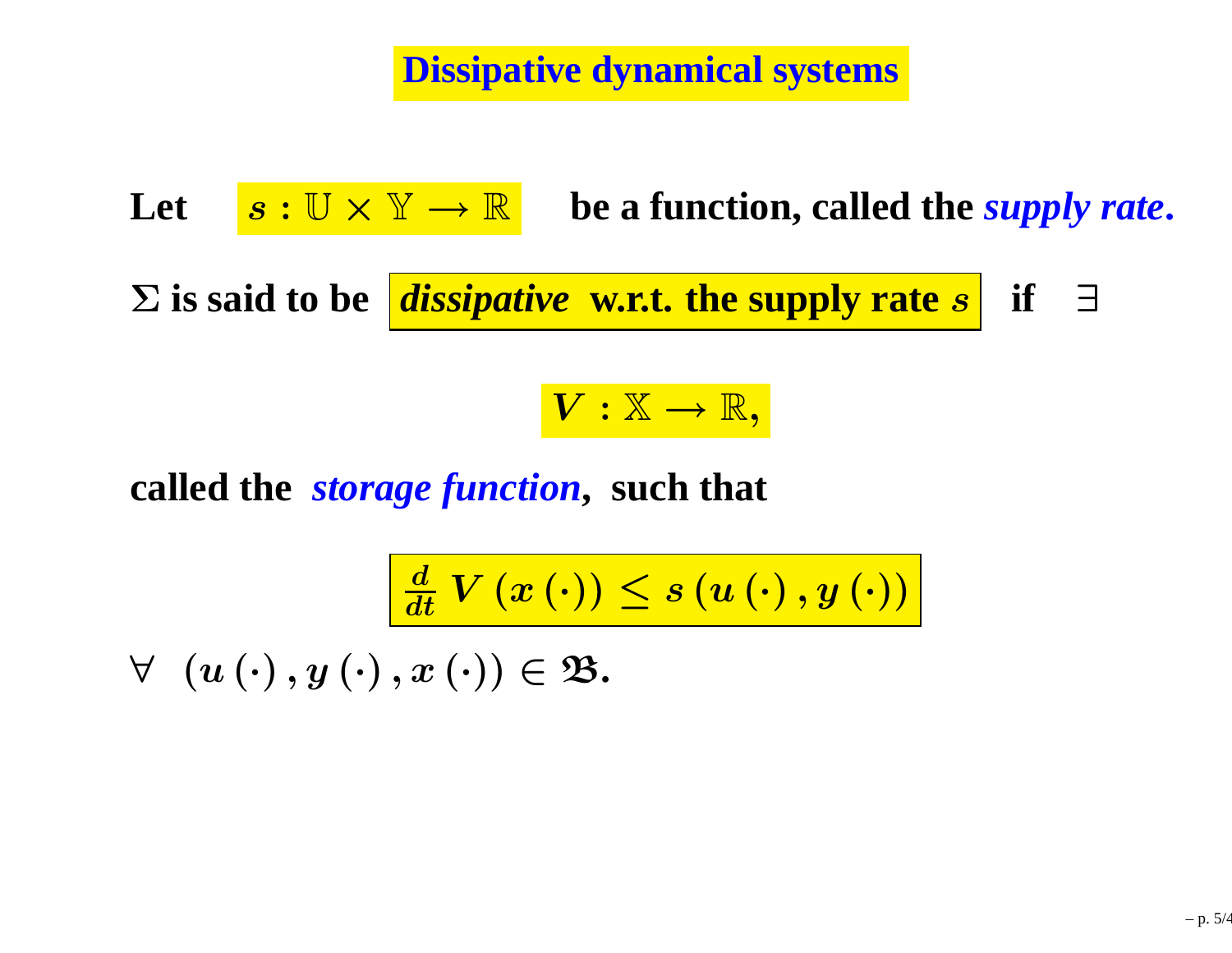# Dissipative dynamical systems

**Let** $s : \mathbb{U} \times \mathbb{Y} \longrightarrow \mathbb{R}$ **be a function, called the** ***supply rate*****.**

$\Sigma$ **is said to be** ***dissipative*** **w.r.t. the supply rate** $s$ **if** $\exists$

$$V : \mathbb{X} \longrightarrow \mathbb{R},$$

**called the** ***storage function*****, such that**

$$\frac{d}{dt} V(x(\cdot)) \leq s(u(\cdot), y(\cdot))$$

$\forall \ (u(\cdot), y(\cdot), x(\cdot)) \in \mathfrak{B}.$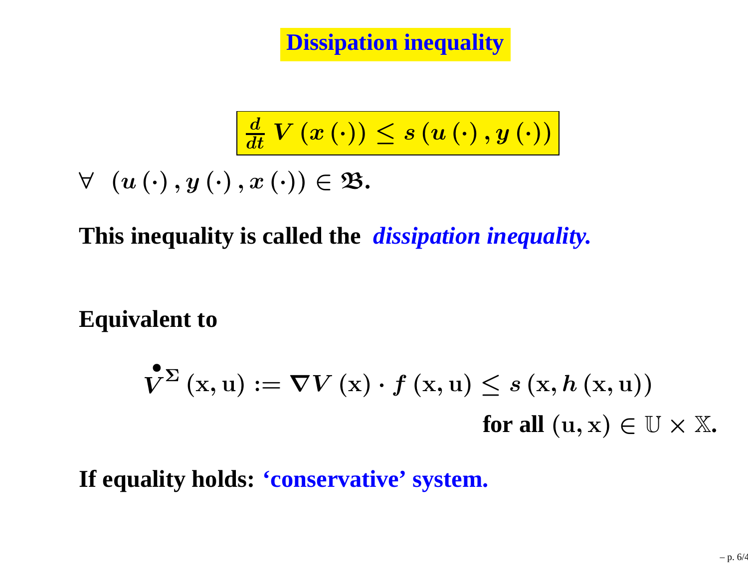# Dissipation inequality

$$\frac{d}{dt}\, V\left(x\left(\cdot\right)\right) \leq s\left(u\left(\cdot\right), y\left(\cdot\right)\right)$$

$\forall \ \left(u\left(\cdot\right), y\left(\cdot\right), x\left(\cdot\right)\right) \in \mathfrak{B}$.

**This inequality is called the *dissipation inequality.***

**Equivalent to**

$$\overset{\bullet}{V}^{\Sigma}\left(\mathrm{x}, \mathrm{u}\right) := \nabla V\left(\mathrm{x}\right) \cdot f\left(\mathrm{x}, \mathrm{u}\right) \leq s\left(\mathrm{x}, h\left(\mathrm{x}, \mathrm{u}\right)\right)$$

**for all** $\left(\mathrm{u}, \mathrm{x}\right) \in \mathbb{U} \times \mathbb{X}$.

**If equality holds: 'conservative' system.**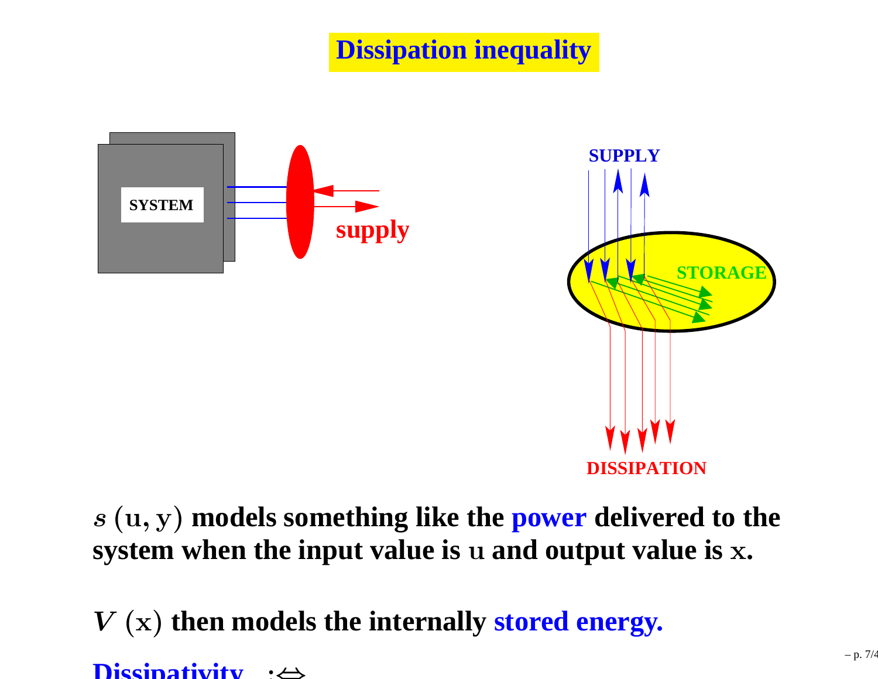# Dissipation inequality

SYSTEM

supply

SUPPLY

STORAGE

DISSIPATION

$s(\mathrm{u}, \mathrm{y})$ **models something like the power delivered to the system when the input value is** $\mathrm{u}$ **and output value is** $\mathrm{x}$**.**

$V(\mathrm{x})$ **then models the internally stored energy.**

**Dissipativity** $:\Leftrightarrow$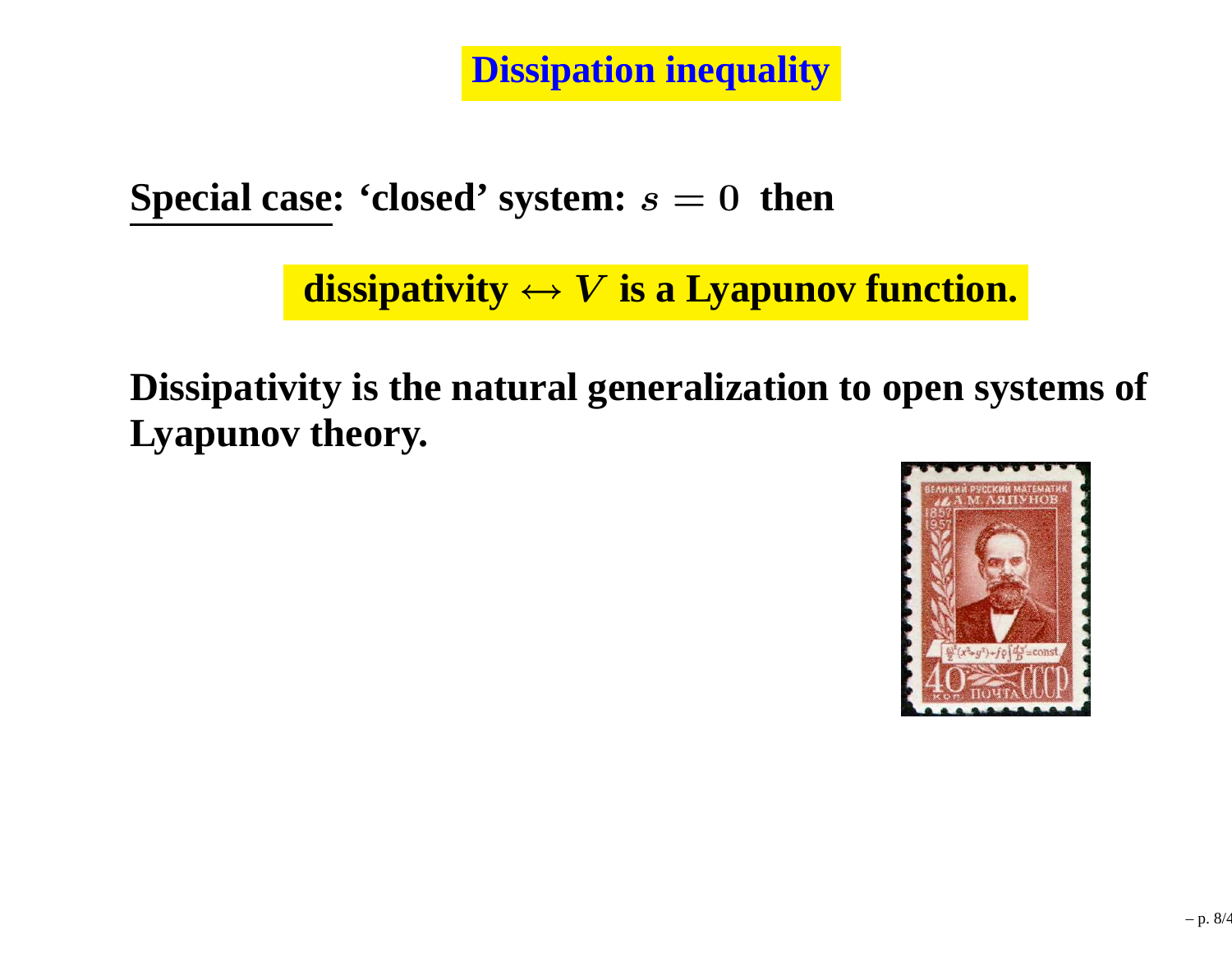# Dissipation inequality

**Special case: 'closed' system: $s = 0$ then**

**dissipativity $\leftrightarrow$ $V$ is a Lyapunov function.**

**Dissipativity is the natural generalization to open systems of Lyapunov theory.**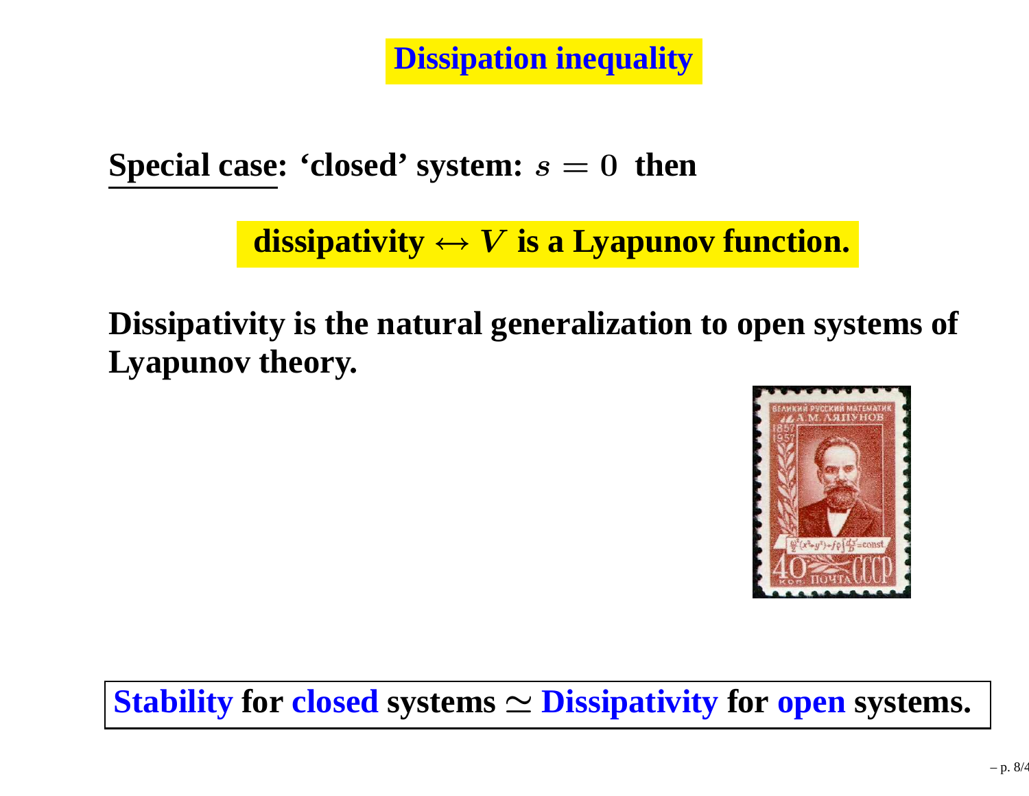# Dissipation inequality

**Special case: 'closed' system: $s = 0$ then**

**dissipativity $\leftrightarrow$ $V$ is a Lyapunov function.**

**Dissipativity is the natural generalization to open systems of Lyapunov theory.**

**Stability for closed systems $\simeq$ Dissipativity for open systems.**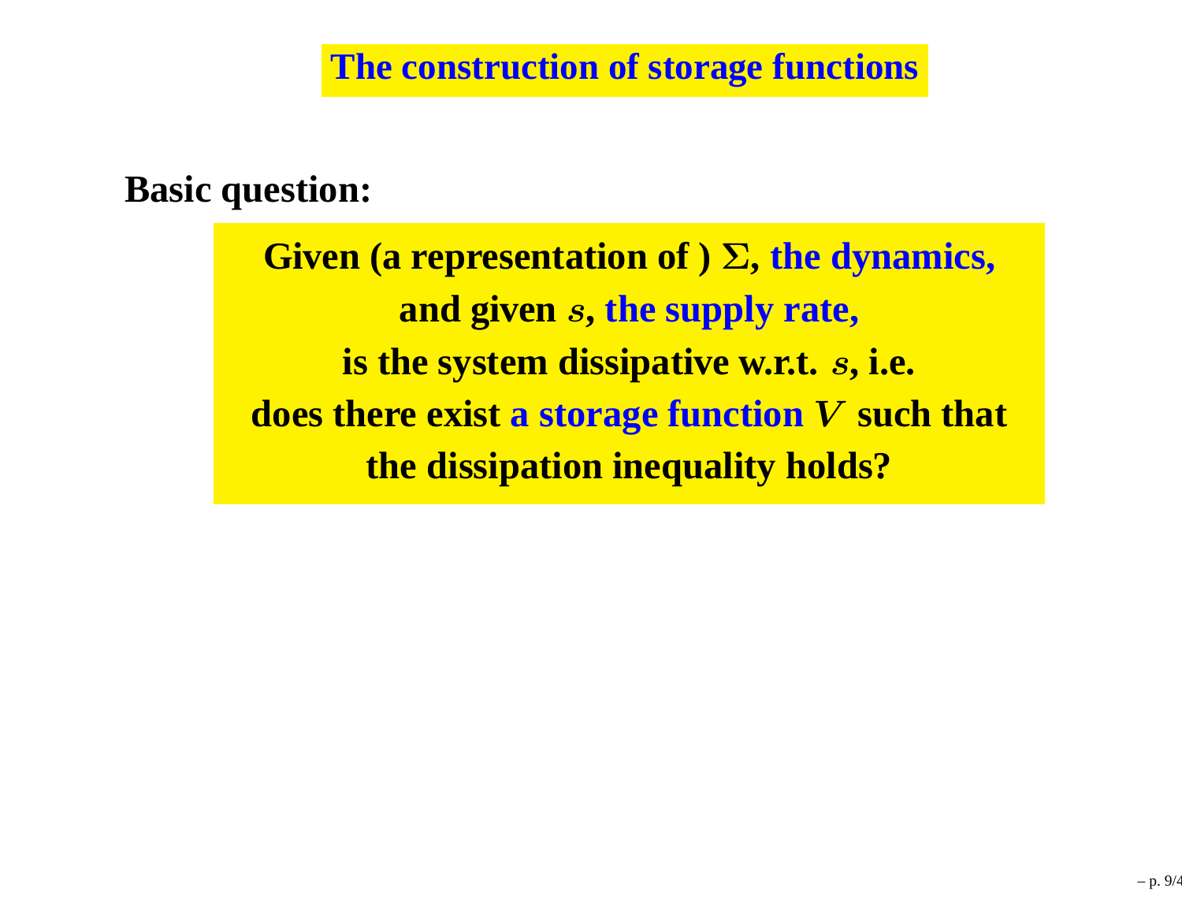# The construction of storage functions

**Basic question:**

**Given (a representation of ) $\Sigma$, the dynamics,**
**and given $s$, the supply rate,**
**is the system dissipative w.r.t. $s$, i.e.**
**does there exist a storage function $V$ such that**
**the dissipation inequality holds?**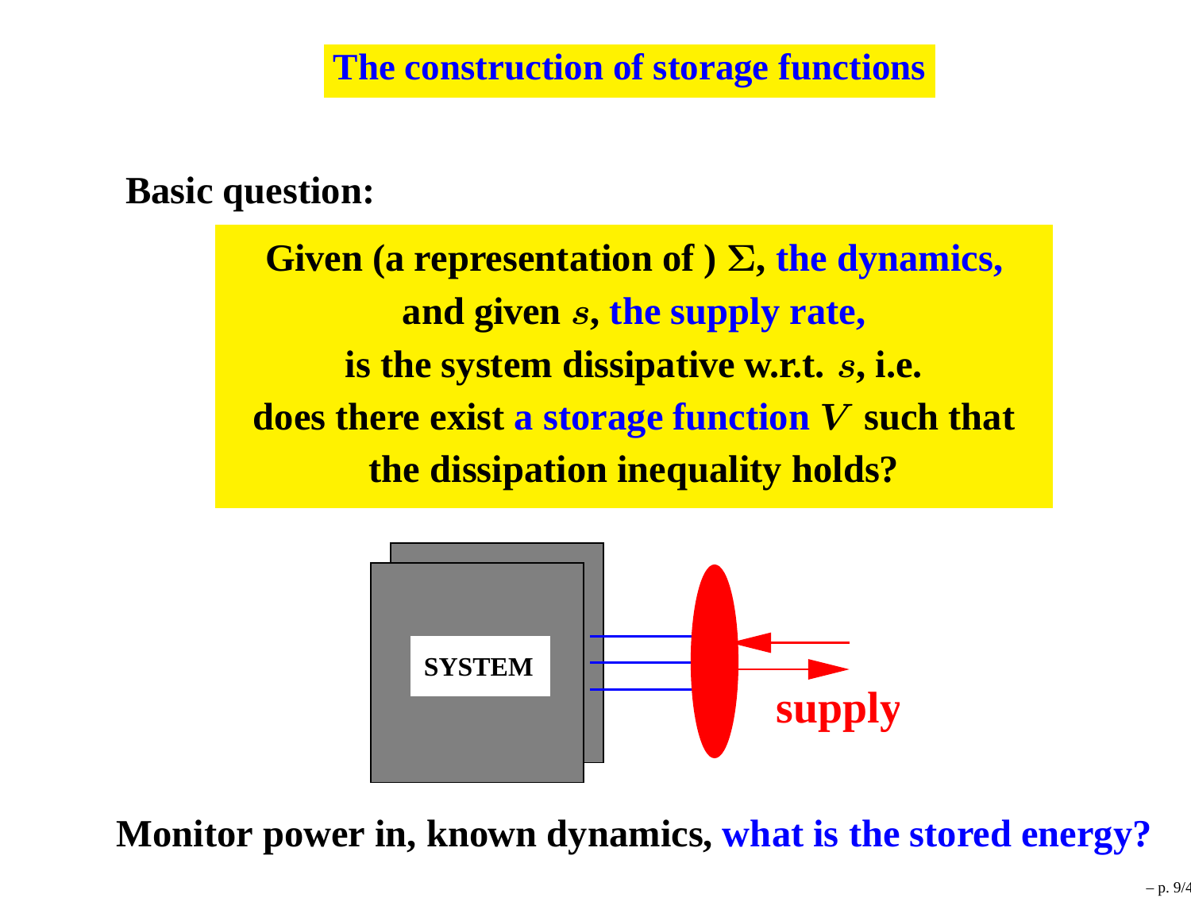# The construction of storage functions

**Basic question:**

**Given (a representation of ) $\Sigma$, the dynamics,**
**and given $s$, the supply rate,**
**is the system dissipative w.r.t. $s$, i.e.**
**does there exist a storage function $V$ such that**
**the dissipation inequality holds?**

SYSTEM

supply

**Monitor power in, known dynamics, what is the stored energy?**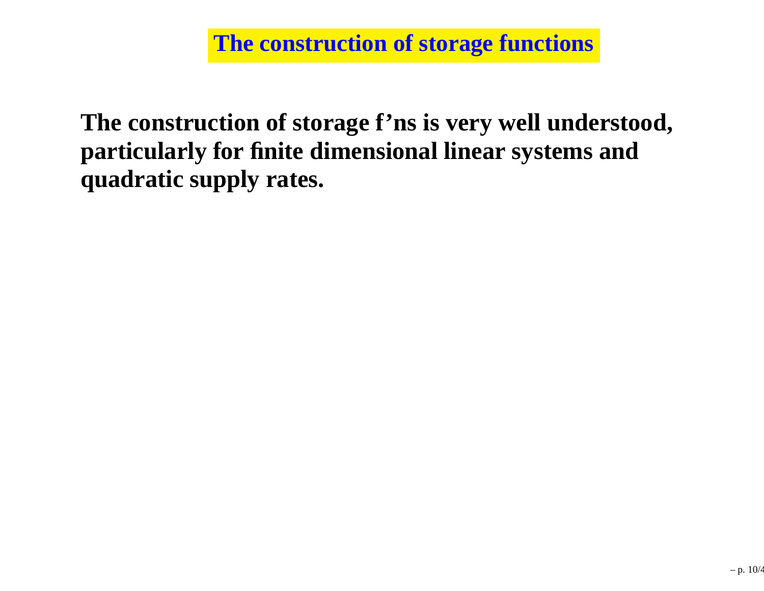# The construction of storage functions

**The construction of storage f'ns is very well understood, particularly for finite dimensional linear systems and quadratic supply rates.**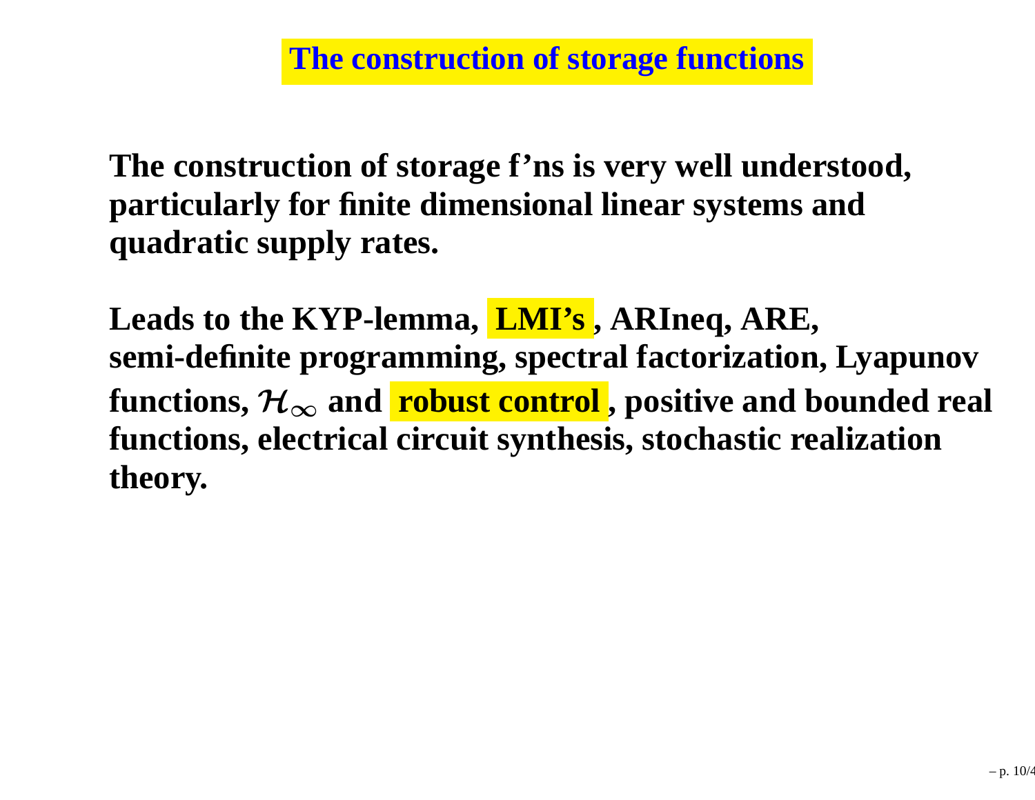# The construction of storage functions

**The construction of storage f'ns is very well understood, particularly for finite dimensional linear systems and quadratic supply rates.**

**Leads to the KYP-lemma, LMI's, ARIneq, ARE, semi-definite programming, spectral factorization, Lyapunov functions, $\mathcal{H}_\infty$ and robust control, positive and bounded real functions, electrical circuit synthesis, stochastic realization theory.**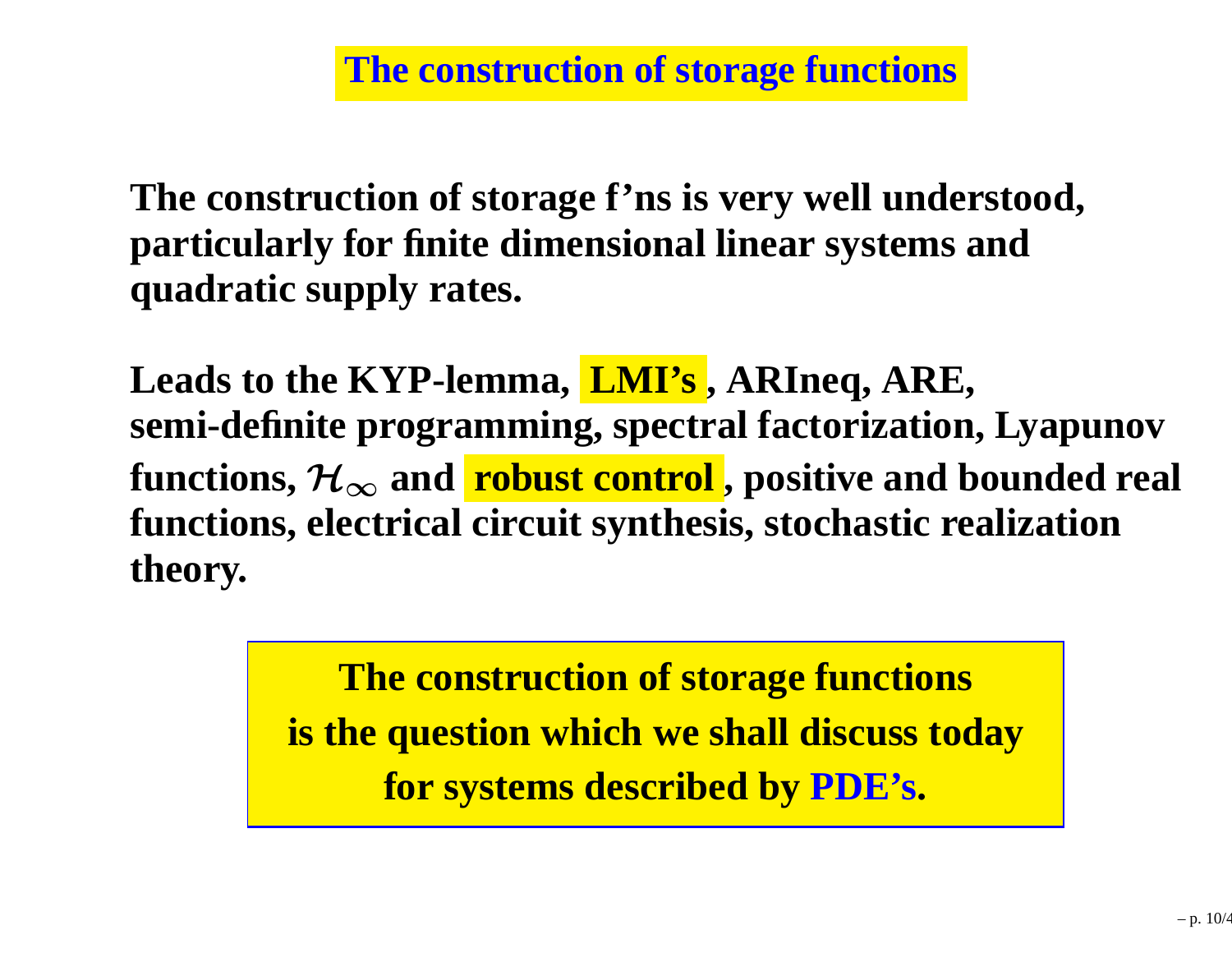# The construction of storage functions

**The construction of storage f'ns is very well understood, particularly for finite dimensional linear systems and quadratic supply rates.**

**Leads to the KYP-lemma, LMI's , ARIneq, ARE, semi-definite programming, spectral factorization, Lyapunov functions, $\mathcal{H}_\infty$ and robust control , positive and bounded real functions, electrical circuit synthesis, stochastic realization theory.**

**The construction of storage functions is the question which we shall discuss today for systems described by PDE's.**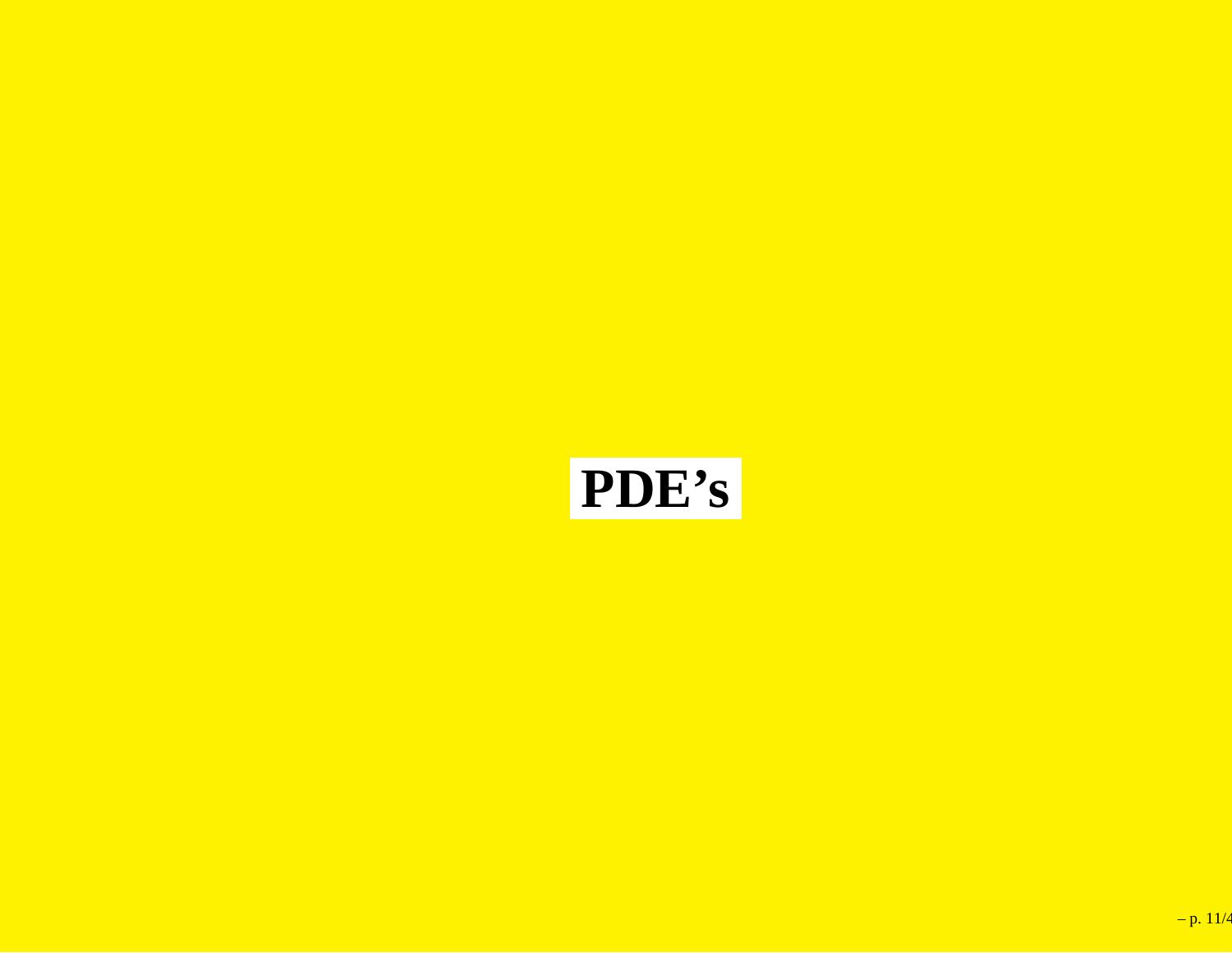# PDE’s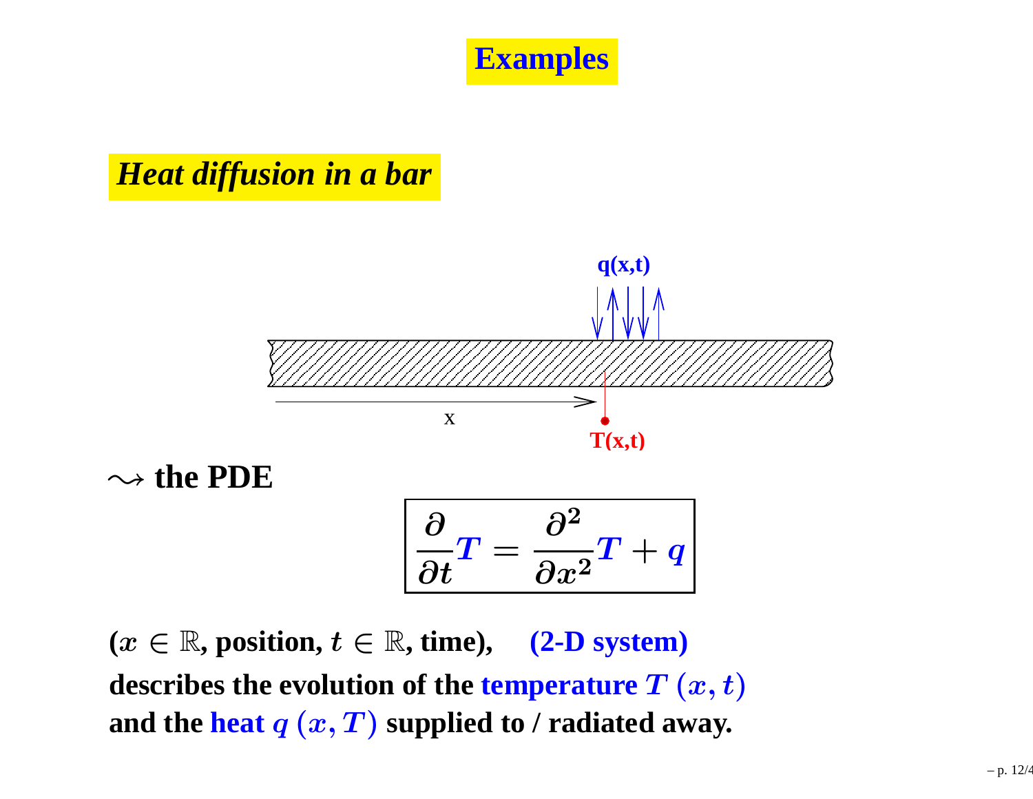# Examples

## *Heat diffusion in a bar*

$\rightsquigarrow$ **the PDE**

$$\frac{\partial}{\partial t} T = \frac{\partial^2}{\partial x^2} T + q$$

**($x \in \mathbb{R}$, position, $t \in \mathbb{R}$, time), (2-D system)**
**describes the evolution of the temperature $T\,(x,t)$**
**and the heat $q\,(x,T)$ supplied to / radiated away.**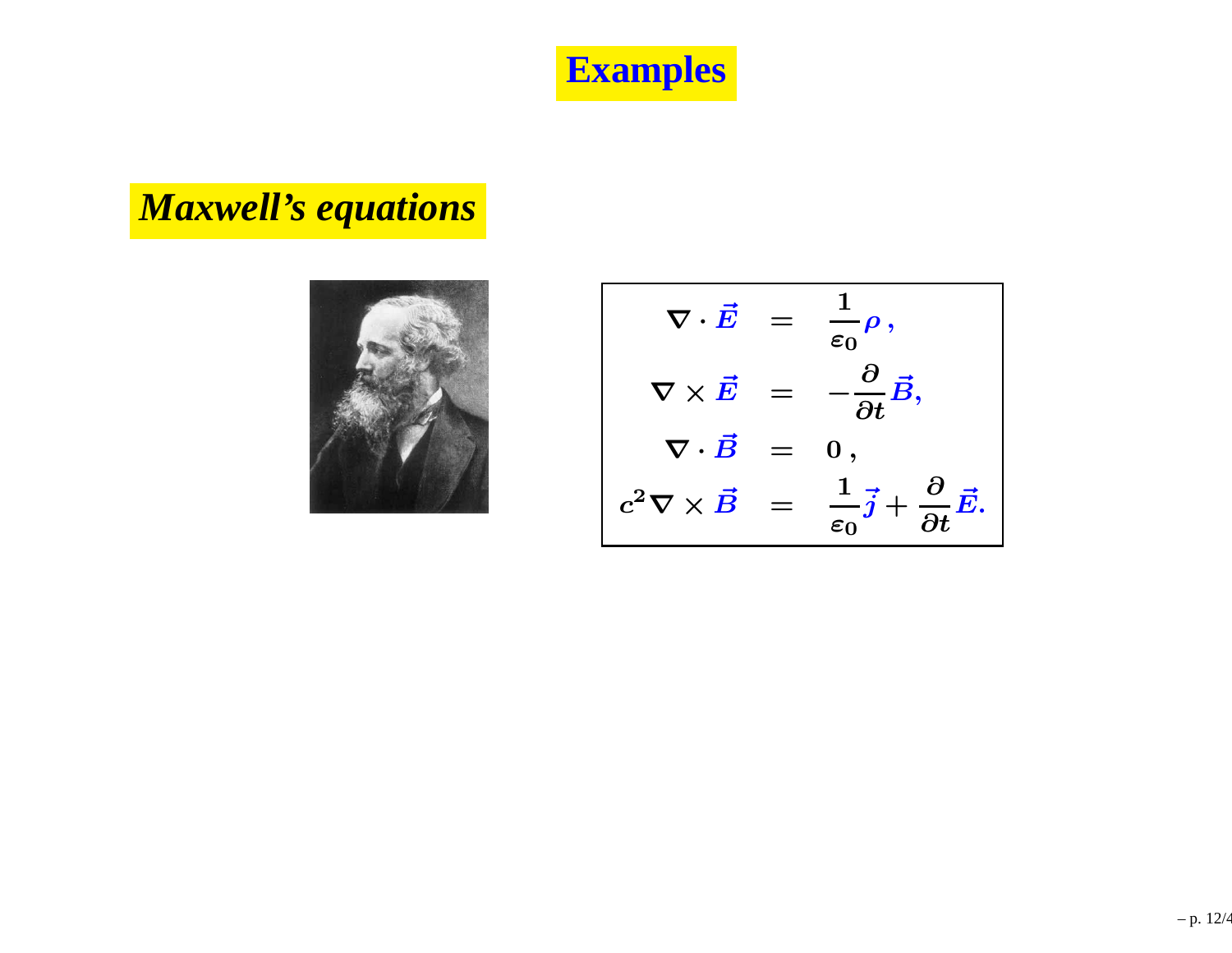# Examples

## *Maxwell's equations*

$$
\begin{aligned}
\nabla \cdot \vec{E} &= \frac{1}{\varepsilon_0}\rho\,, \\
\nabla \times \vec{E} &= -\frac{\partial}{\partial t}\vec{B}, \\
\nabla \cdot \vec{B} &= 0\,, \\
c^2 \nabla \times \vec{B} &= \frac{1}{\varepsilon_0}\vec{j} + \frac{\partial}{\partial t}\vec{E}.
\end{aligned}
$$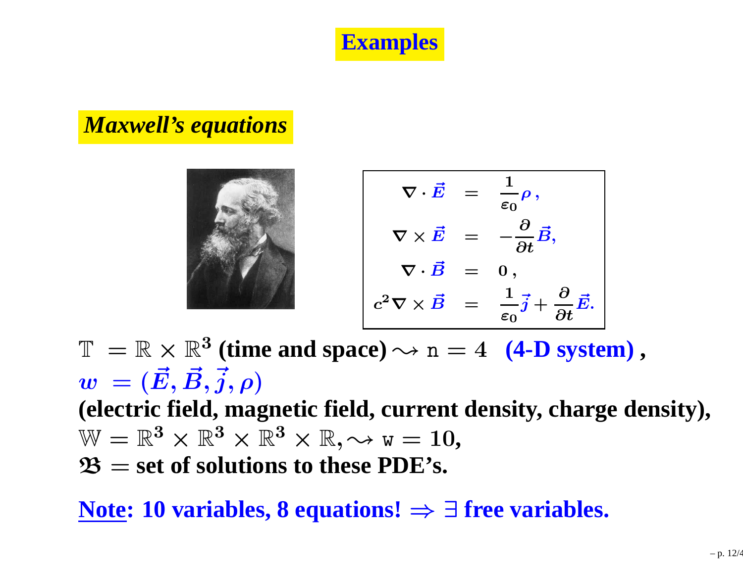# Examples

## *Maxwell's equations*

$$
\begin{aligned}
\nabla \cdot \vec{E} &= \frac{1}{\varepsilon_0}\rho\,, \\
\nabla \times \vec{E} &= -\frac{\partial}{\partial t}\vec{B}, \\
\nabla \cdot \vec{B} &= 0\,, \\
c^2 \nabla \times \vec{B} &= \frac{1}{\varepsilon_0}\vec{j} + \frac{\partial}{\partial t}\vec{E}.
\end{aligned}
$$

$\mathbb{T} = \mathbb{R} \times \mathbb{R}^3$ **(time and space)** $\rightsquigarrow \mathtt{n} = 4$ **(4-D system)** ,

$w = (\vec{E}, \vec{B}, \vec{j}, \rho)$

**(electric field, magnetic field, current density, charge density),**

$\mathbb{W} = \mathbb{R}^3 \times \mathbb{R}^3 \times \mathbb{R}^3 \times \mathbb{R}, \rightsquigarrow \mathtt{w} = 10,$

$\mathfrak{B} =$ **set of solutions to these PDE's.**

**Note: 10 variables, 8 equations! $\Rightarrow \exists$ free variables.**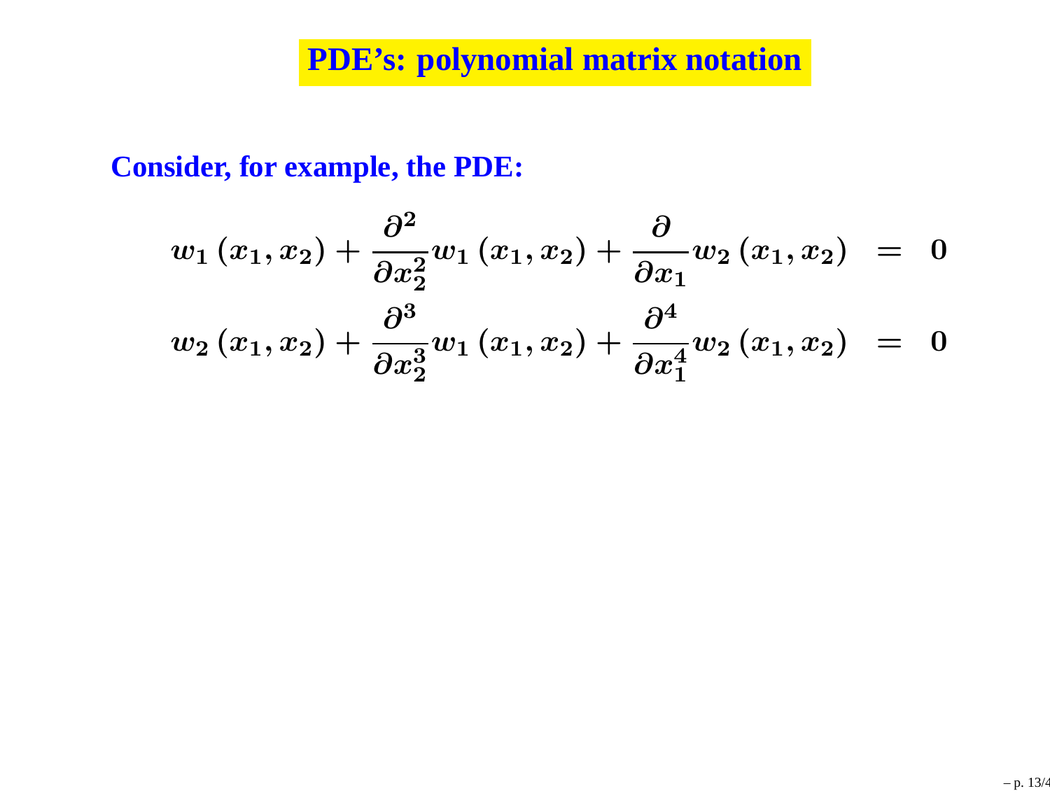# PDE's: polynomial matrix notation

**Consider, for example, the PDE:**

$$
\begin{aligned}
w_1(x_1,x_2) + \frac{\partial^2}{\partial x_2^2} w_1(x_1,x_2) + \frac{\partial}{\partial x_1} w_2(x_1,x_2) &= 0 \\
w_2(x_1,x_2) + \frac{\partial^3}{\partial x_2^3} w_1(x_1,x_2) + \frac{\partial^4}{\partial x_1^4} w_2(x_1,x_2) &= 0
\end{aligned}
$$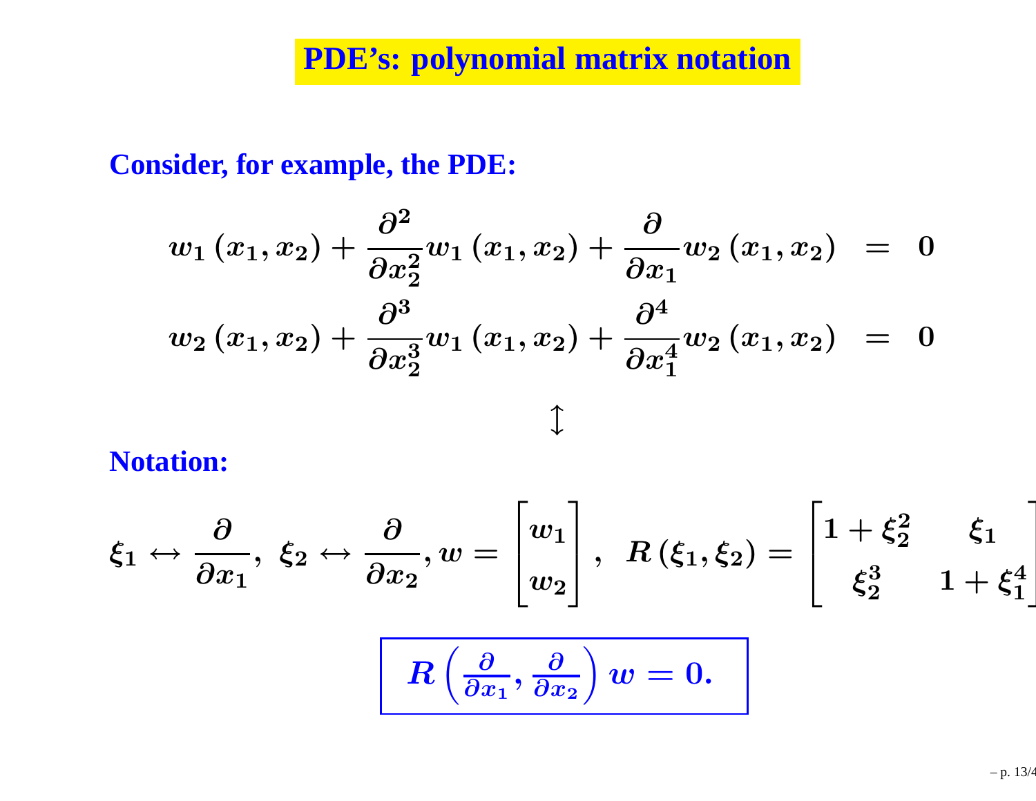# PDE's: polynomial matrix notation

**Consider, for example, the PDE:**

$$
\begin{aligned}
w_1(x_1,x_2) + \frac{\partial^2}{\partial x_2^2} w_1(x_1,x_2) + \frac{\partial}{\partial x_1} w_2(x_1,x_2) &= 0 \\
w_2(x_1,x_2) + \frac{\partial^3}{\partial x_2^3} w_1(x_1,x_2) + \frac{\partial^4}{\partial x_1^4} w_2(x_1,x_2) &= 0
\end{aligned}
$$

$$\updownarrow$$

**Notation:**

$$
\xi_1 \leftrightarrow \frac{\partial}{\partial x_1},\ \ \xi_2 \leftrightarrow \frac{\partial}{\partial x_2}, w = \begin{bmatrix} w_1 \\ w_2 \end{bmatrix},\ \ R(\xi_1,\xi_2) = \begin{bmatrix} 1+\xi_2^2 & \xi_1 \\ \xi_2^3 & 1+\xi_1^4 \end{bmatrix}
$$

$$
\boxed{R\left(\frac{\partial}{\partial x_1}, \frac{\partial}{\partial x_2}\right) w = 0.}
$$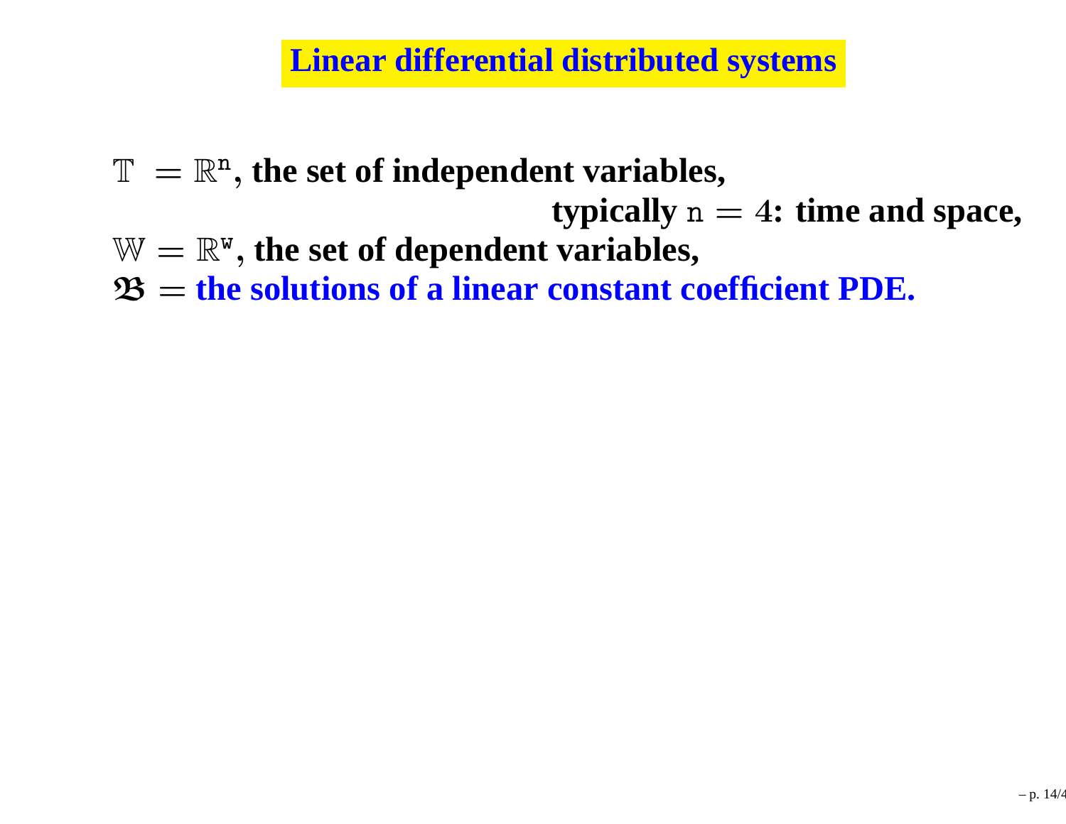# Linear differential distributed systems

$\mathbb{T} = \mathbb{R}^{\mathtt{n}}$, **the set of independent variables,**

**typically** $\mathtt{n} = 4$**: time and space,**

$\mathbb{W} = \mathbb{R}^{\mathtt{w}}$, **the set of dependent variables,**

$\mathfrak{B} =$ **the solutions of a linear constant coefficient PDE.**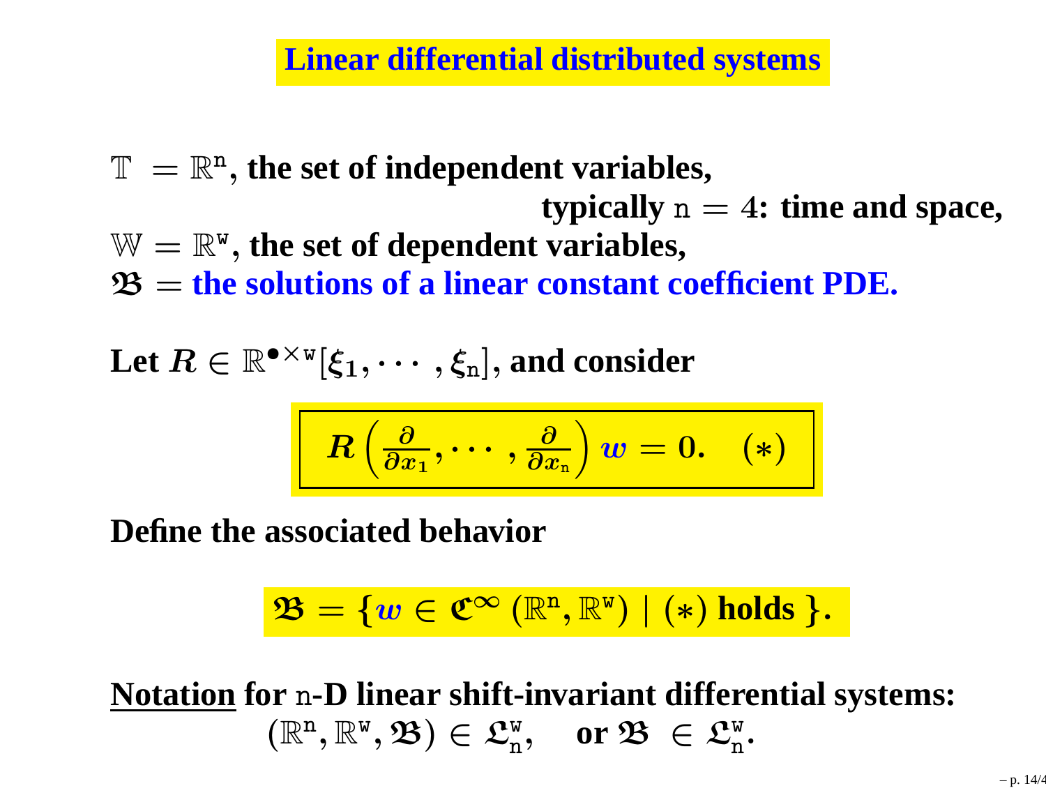# Linear differential distributed systems

$\mathbb{T} = \mathbb{R}^{\mathtt{n}}$, the set of independent variables,

typically $\mathtt{n} = 4$: time and space,

$\mathbb{W} = \mathbb{R}^{\mathtt{w}}$, the set of dependent variables,

$\mathfrak{B}$ = the solutions of a linear constant coefficient PDE.

Let $R \in \mathbb{R}^{\bullet \times \mathtt{w}}[\xi_1, \cdots, \xi_{\mathtt{n}}]$, and consider

$$R\left(\frac{\partial}{\partial x_1}, \cdots, \frac{\partial}{\partial x_{\mathtt{n}}}\right) w = 0. \quad (*)$$

Define the associated behavior

$$\mathfrak{B} = \{ w \in \mathfrak{C}^{\infty}(\mathbb{R}^{\mathtt{n}}, \mathbb{R}^{\mathtt{w}}) \mid (*) \text{ holds } \}.$$

<u>Notation</u> for $\mathtt{n}$-D linear shift-invariant differential systems:

$$(\mathbb{R}^{\mathtt{n}}, \mathbb{R}^{\mathtt{w}}, \mathfrak{B}) \in \mathfrak{L}^{\mathtt{w}}_{\mathtt{n}}, \quad \text{or } \mathfrak{B} \in \mathfrak{L}^{\mathtt{w}}_{\mathtt{n}}.$$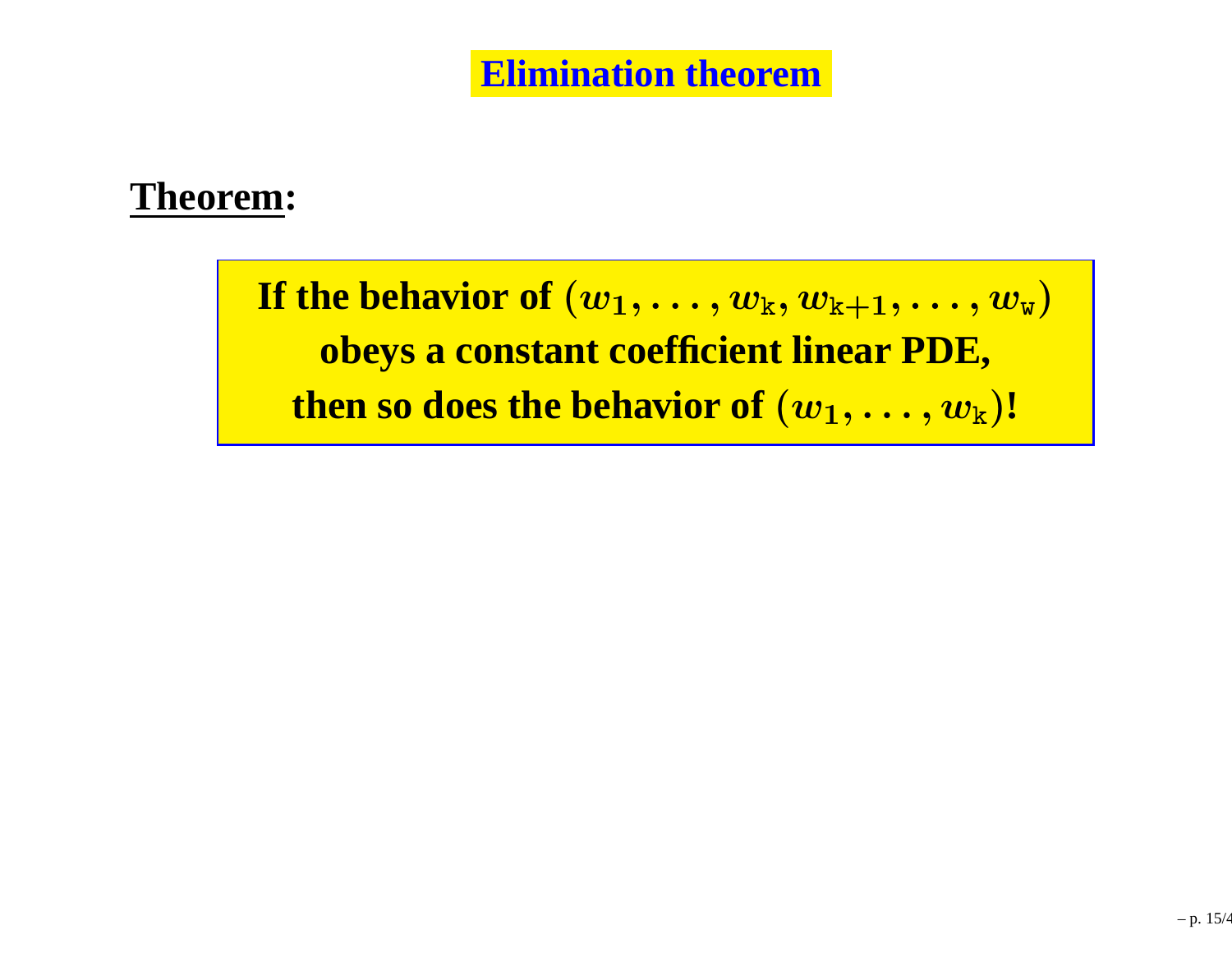# Elimination theorem

**Theorem:**

**If the behavior of $(w_1, \ldots, w_{\mathtt{k}}, w_{\mathtt{k}+1}, \ldots, w_{\mathtt{w}})$ obeys a constant coefficient linear PDE, then so does the behavior of $(w_1, \ldots, w_{\mathtt{k}})$!**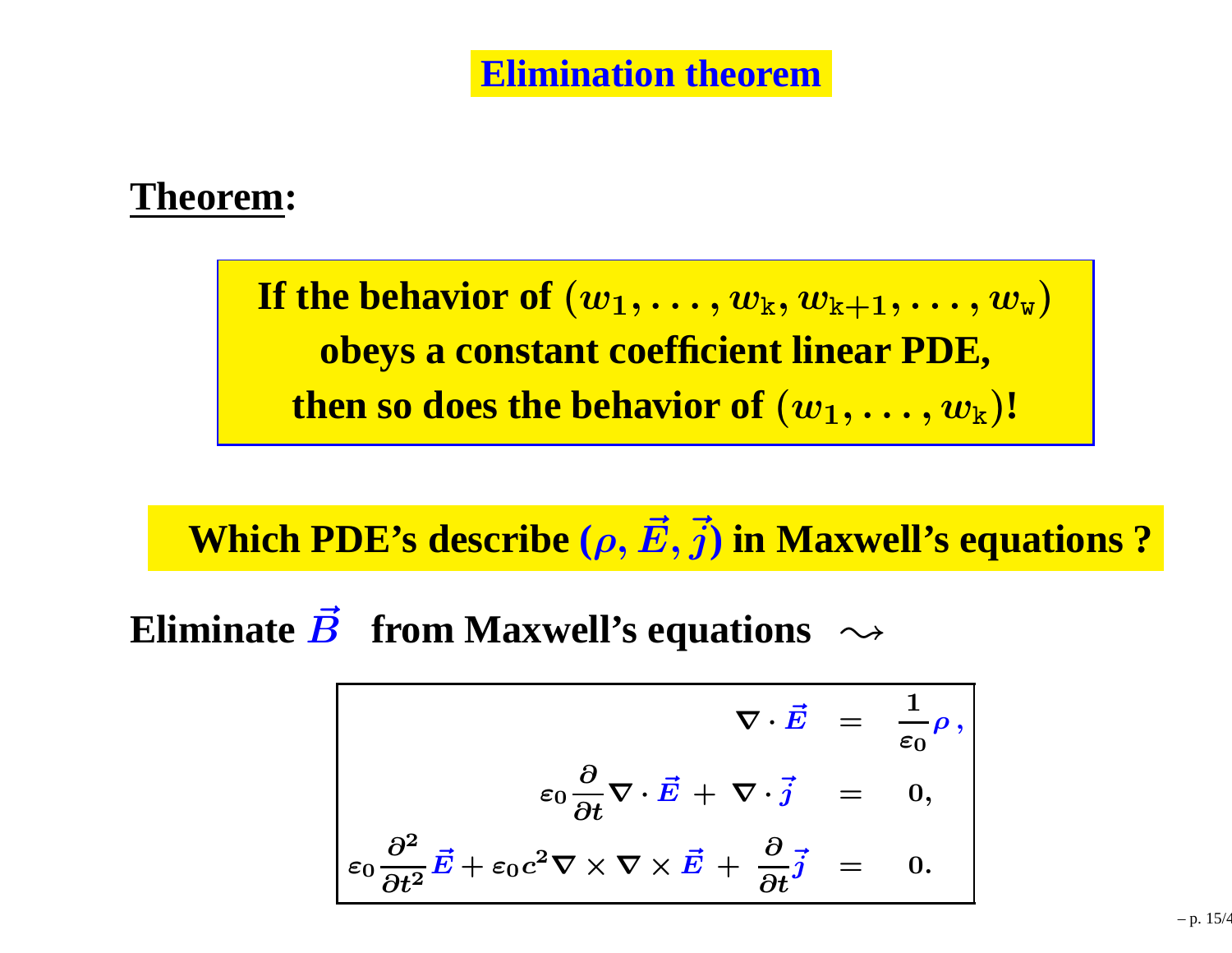# Elimination theorem

**Theorem:**

**If the behavior of $(w_1, \ldots, w_{\mathtt{k}}, w_{\mathtt{k}+1}, \ldots, w_{\mathtt{w}})$ obeys a constant coefficient linear PDE, then so does the behavior of $(w_1, \ldots, w_{\mathtt{k}})$!**

**Which PDE's describe $(\rho, \vec{E}, \vec{j})$ in Maxwell's equations ?**

**Eliminate $\vec{B}$ from Maxwell's equations** $\rightsquigarrow$

$$
\begin{aligned}
\nabla \cdot \vec{E} &= \frac{1}{\varepsilon_0} \rho \,, \\
\varepsilon_0 \frac{\partial}{\partial t} \nabla \cdot \vec{E} + \nabla \cdot \vec{j} &= 0, \\
\varepsilon_0 \frac{\partial^2}{\partial t^2} \vec{E} + \varepsilon_0 c^2 \nabla \times \nabla \times \vec{E} + \frac{\partial}{\partial t} \vec{j} &= 0.
\end{aligned}
$$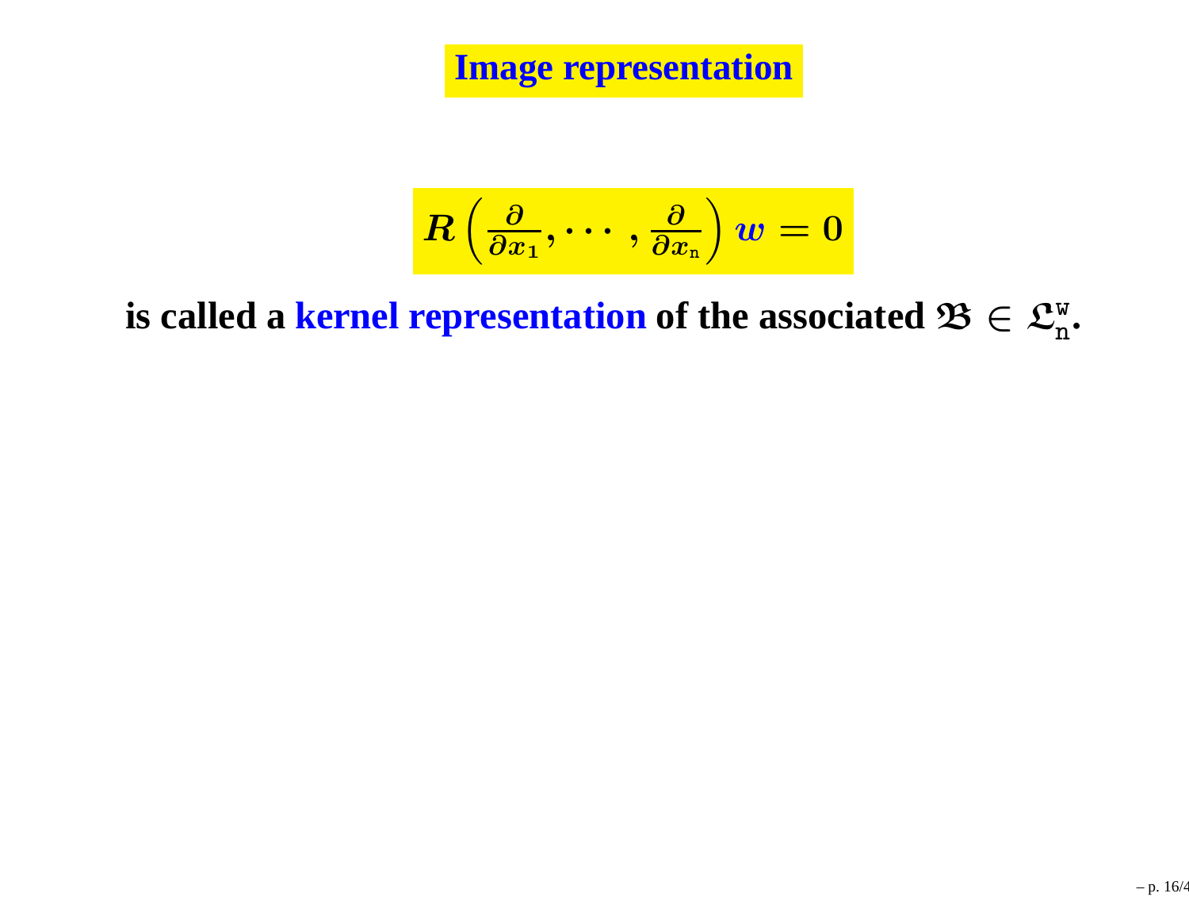# Image representation

$$R\left(\frac{\partial}{\partial x_1}, \cdots, \frac{\partial}{\partial x_{\mathtt{n}}}\right) w = 0$$

**is called a kernel representation of the associated $\mathfrak{B} \in \mathfrak{L}_{\mathtt{n}}^{\mathtt{w}}$.**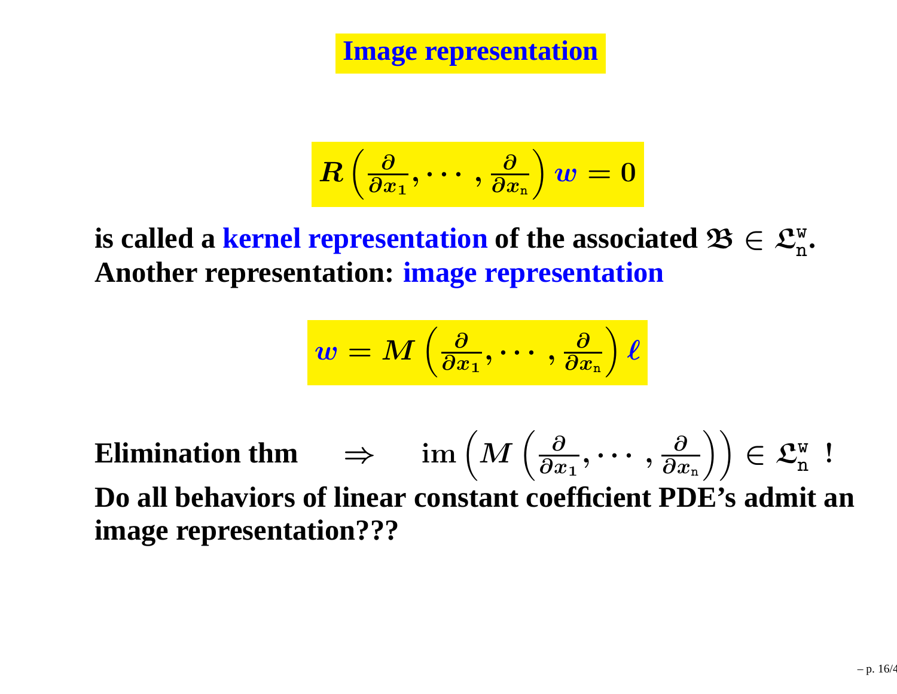# Image representation

$$R\left(\frac{\partial}{\partial x_1}, \cdots, \frac{\partial}{\partial x_{\mathtt{n}}}\right) w = 0$$

**is called a kernel representation of the associated $\mathfrak{B} \in \mathfrak{L}_{\mathtt{n}}^{\mathtt{w}}$.**
**Another representation: image representation**

$$w = M\left(\frac{\partial}{\partial x_1}, \cdots, \frac{\partial}{\partial x_{\mathtt{n}}}\right) \ell$$

**Elimination thm** $\Rightarrow$ $\operatorname{im}\left(M\left(\frac{\partial}{\partial x_1}, \cdots, \frac{\partial}{\partial x_{\mathtt{n}}}\right)\right) \in \mathfrak{L}_{\mathtt{n}}^{\mathtt{w}}$ !

**Do all behaviors of linear constant coefficient PDE's admit an image representation???**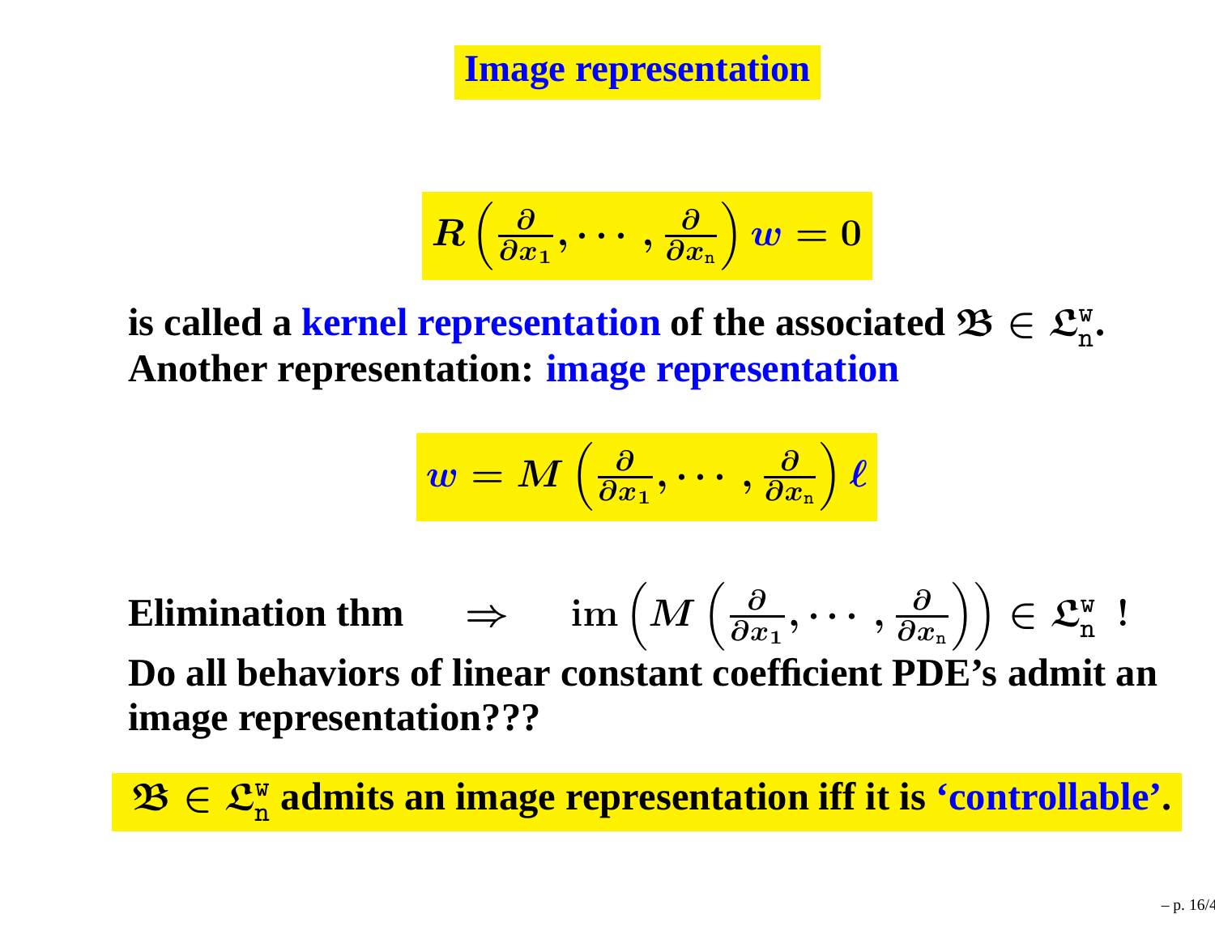# Image representation

$$R\left(\frac{\partial}{\partial x_1}, \cdots, \frac{\partial}{\partial x_{\mathtt{n}}}\right) w = 0$$

**is called a kernel representation of the associated $\mathfrak{B} \in \mathfrak{L}^{\mathtt{w}}_{\mathtt{n}}$.**
**Another representation: image representation**

$$w = M\left(\frac{\partial}{\partial x_1}, \cdots, \frac{\partial}{\partial x_{\mathtt{n}}}\right) \ell$$

**Elimination thm** $\quad \Rightarrow \quad \mathrm{im}\left(M\left(\frac{\partial}{\partial x_1}, \cdots, \frac{\partial}{\partial x_{\mathtt{n}}}\right)\right) \in \mathfrak{L}^{\mathtt{w}}_{\mathtt{n}}$ **!**

**Do all behaviors of linear constant coefficient PDE's admit an image representation???**

**$\mathfrak{B} \in \mathfrak{L}^{\mathtt{w}}_{\mathtt{n}}$ admits an image representation iff it is 'controllable'.**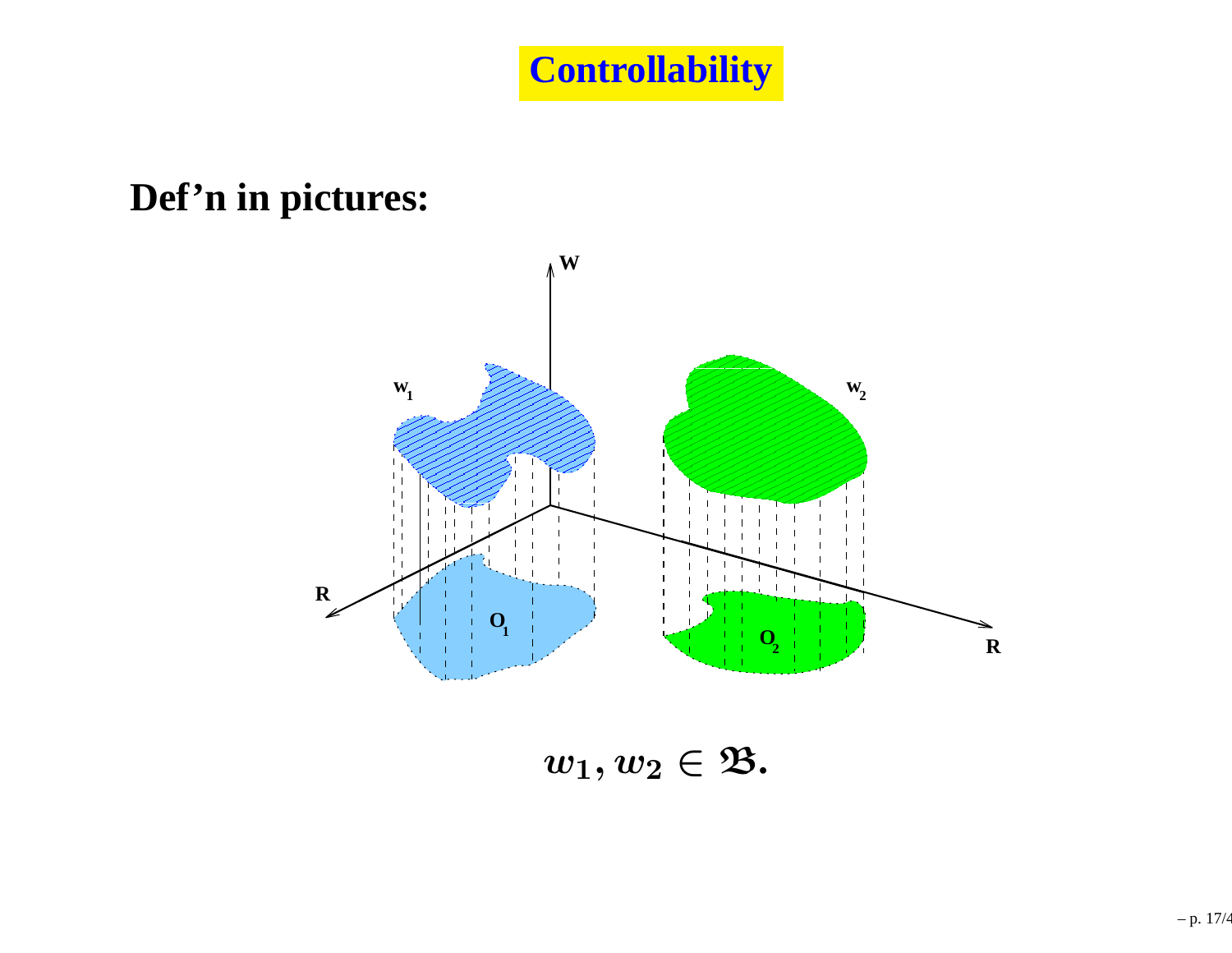# Controllability

## Def'n in pictures:

$$w_1, w_2 \in \mathfrak{B}.$$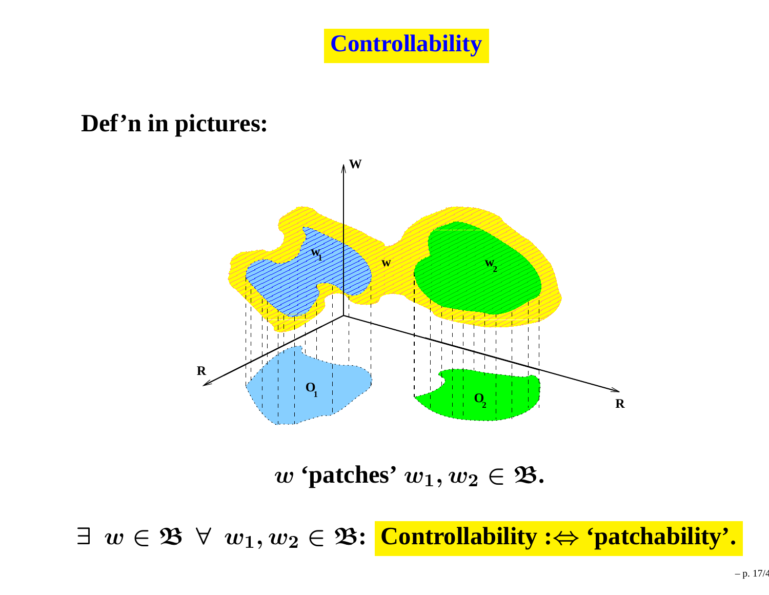# Controllability

**Def'n in pictures:**

$w$ **'patches'** $w_1, w_2 \in \mathfrak{B}$**.**

$\exists \;\; w \in \mathfrak{B} \;\; \forall \;\; w_1, w_2 \in \mathfrak{B}$**:** **Controllability :$\Leftrightarrow$ 'patchability'.**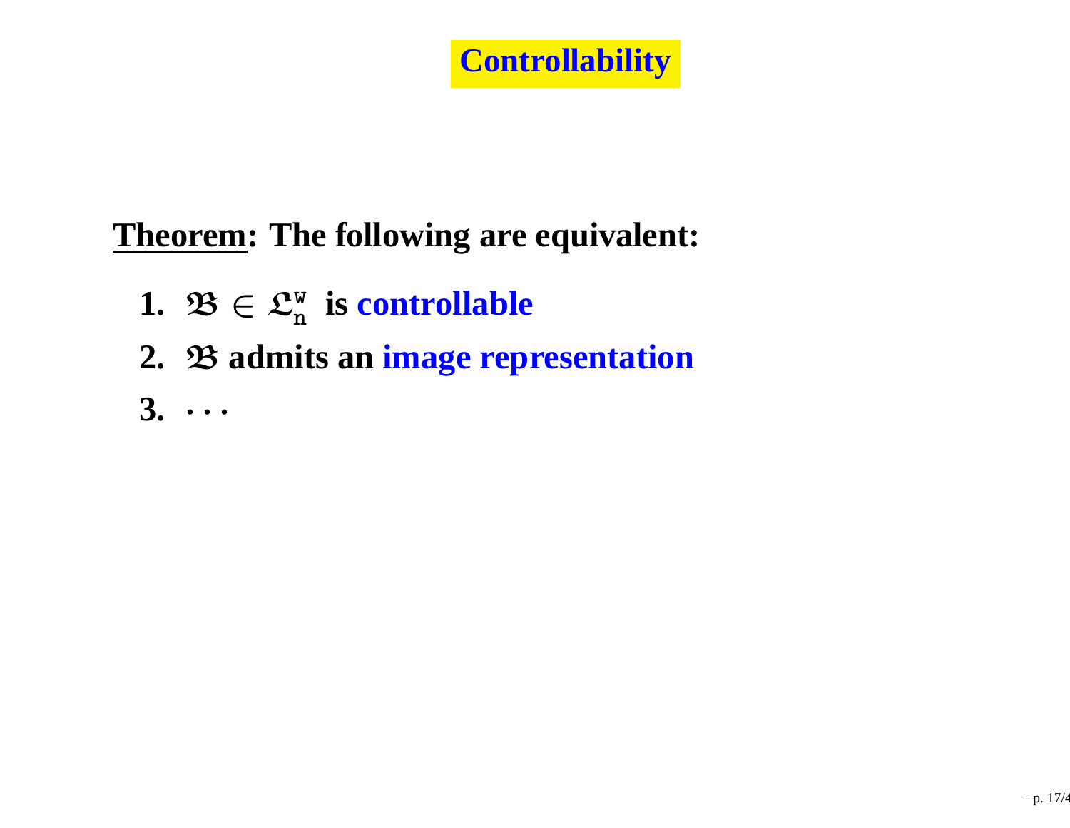# Controllability

**Theorem: The following are equivalent:**

1. $\mathfrak{B} \in \mathfrak{L}^{\mathtt{w}}_{\mathtt{n}}$ **is controllable**
2. $\mathfrak{B}$ **admits an image representation**
3. $\cdots$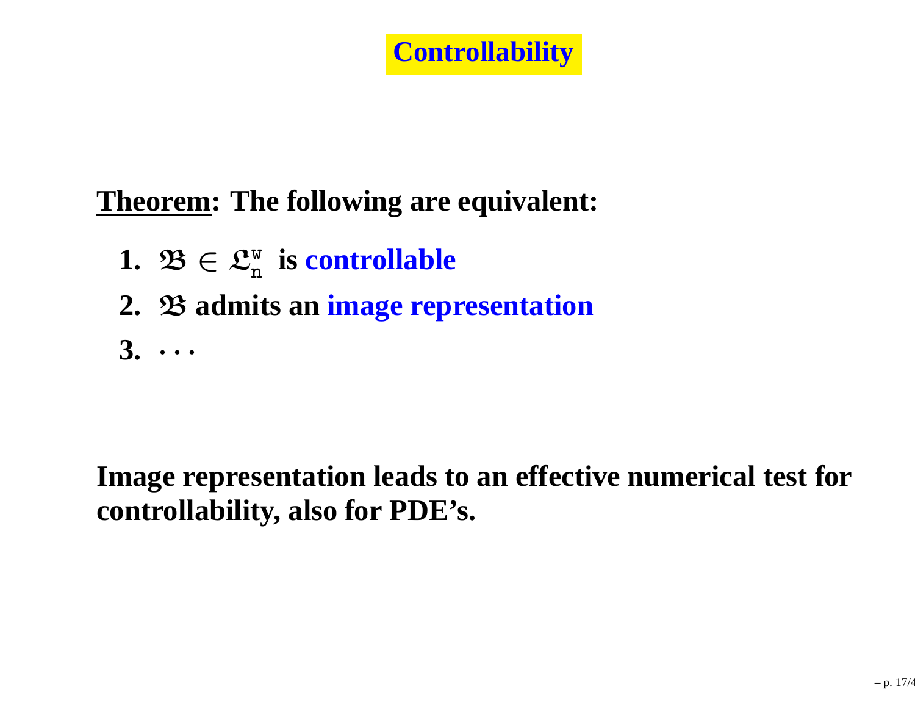# Controllability

**Theorem: The following are equivalent:**

1. $\mathfrak{B} \in \mathfrak{L}_{\mathtt{n}}^{\mathtt{w}}$ **is controllable**
2. $\mathfrak{B}$ **admits an image representation**
3. $\cdots$

**Image representation leads to an effective numerical test for controllability, also for PDE's.**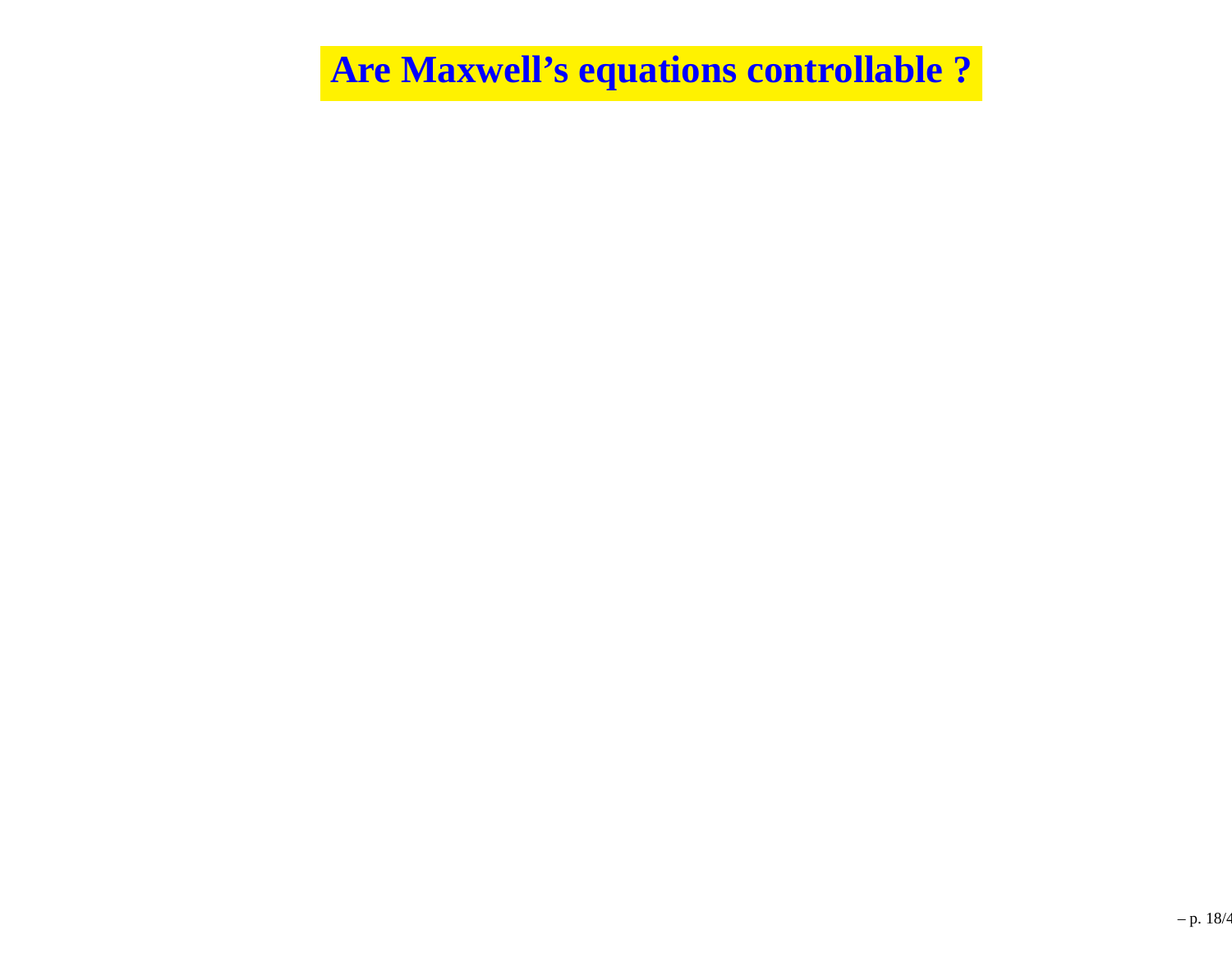# Are Maxwell's equations controllable ?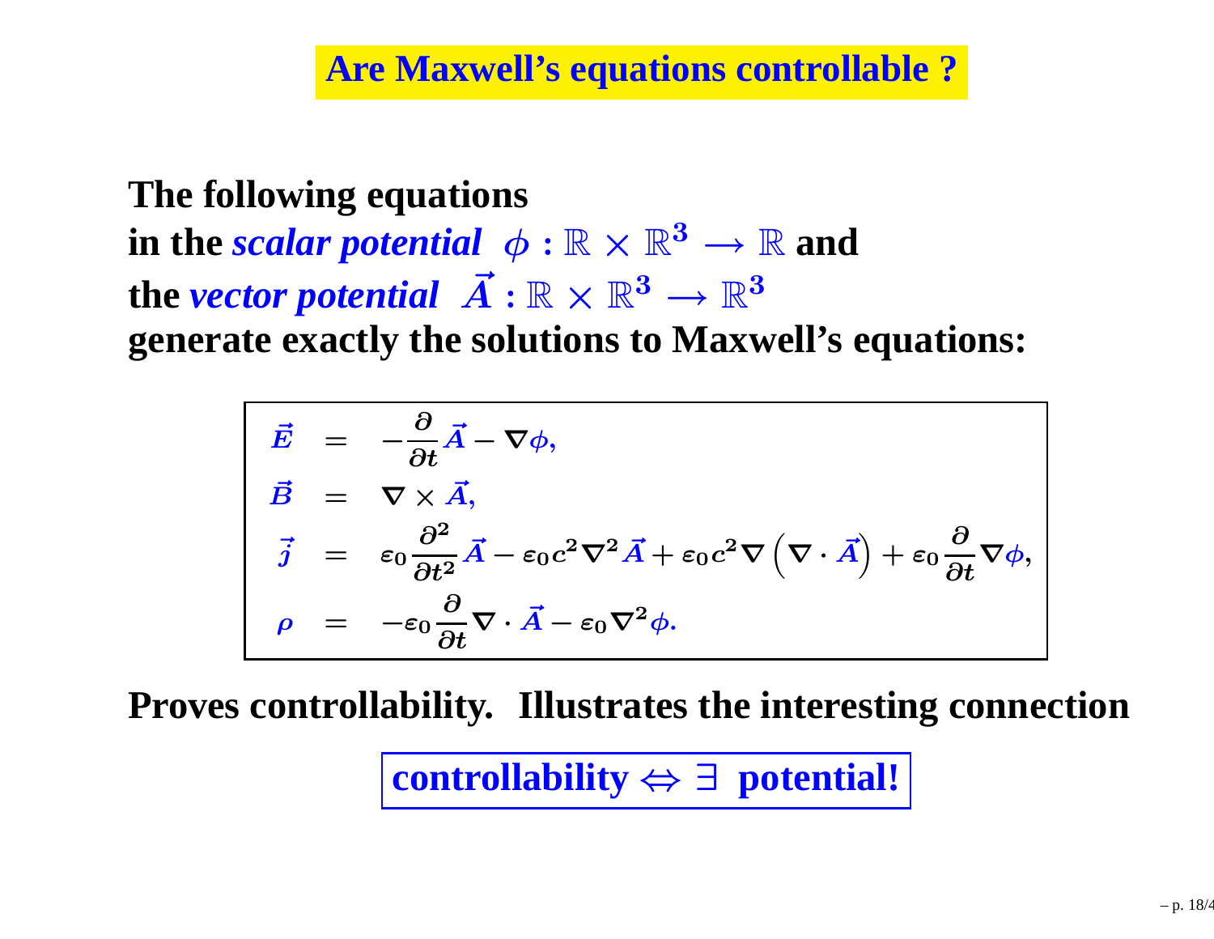# Are Maxwell's equations controllable ?

**The following equations**
**in the *scalar potential* $\phi : \mathbb{R} \times \mathbb{R}^3 \longrightarrow \mathbb{R}$ and**
**the *vector potential* $\vec{A} : \mathbb{R} \times \mathbb{R}^3 \longrightarrow \mathbb{R}^3$**
**generate exactly the solutions to Maxwell's equations:**

$$
\begin{aligned}
\vec{E} &= -\frac{\partial}{\partial t}\vec{A} - \nabla\phi, \\
\vec{B} &= \nabla \times \vec{A}, \\
\vec{j} &= \varepsilon_0 \frac{\partial^2}{\partial t^2}\vec{A} - \varepsilon_0 c^2 \nabla^2 \vec{A} + \varepsilon_0 c^2 \nabla\left(\nabla \cdot \vec{A}\right) + \varepsilon_0 \frac{\partial}{\partial t}\nabla\phi, \\
\rho &= -\varepsilon_0 \frac{\partial}{\partial t}\nabla \cdot \vec{A} - \varepsilon_0 \nabla^2 \phi.
\end{aligned}
$$

**Proves controllability. Illustrates the interesting connection**

**controllability $\Leftrightarrow$ $\exists$ potential!**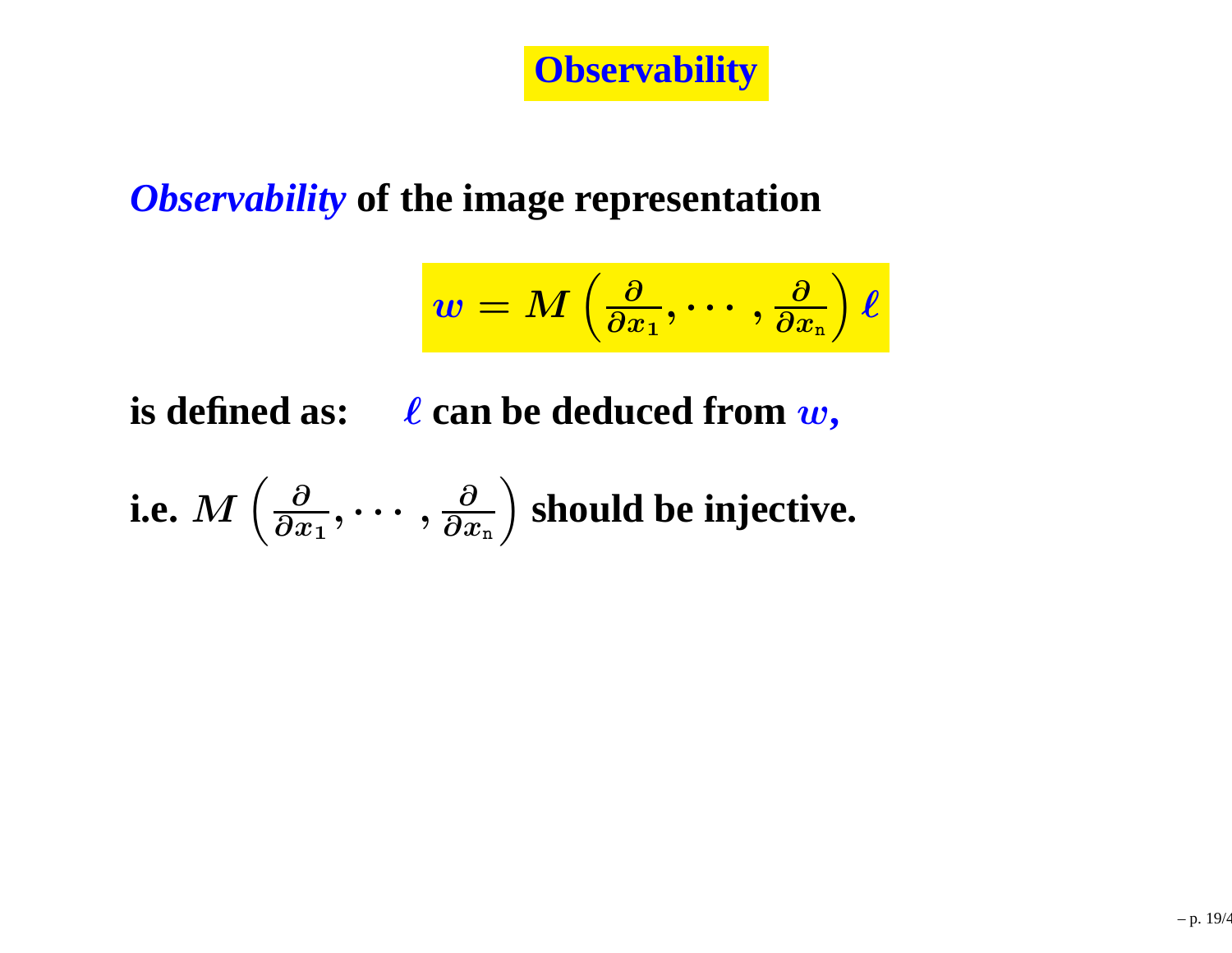# Observability

***Observability*** **of the image representation**

$$w = M\left(\frac{\partial}{\partial x_1}, \cdots, \frac{\partial}{\partial x_n}\right) \ell$$

**is defined as:** $\ell$ **can be deduced from** $w$**,**

**i.e.** $M\left(\frac{\partial}{\partial x_1}, \cdots, \frac{\partial}{\partial x_n}\right)$ **should be injective.**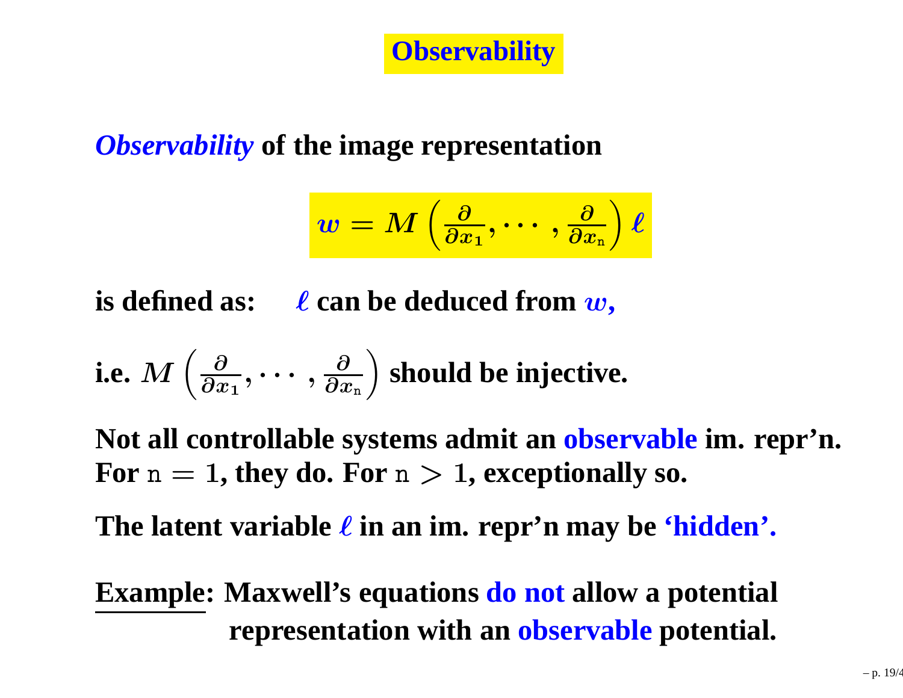# Observability

***Observability*** **of the image representation**

$$w = M\left(\frac{\partial}{\partial x_1}, \cdots, \frac{\partial}{\partial x_{\mathtt{n}}}\right)\ell$$

**is defined as:** $\ell$ **can be deduced from** $w$**,**

**i.e.** $M\left(\frac{\partial}{\partial x_1}, \cdots, \frac{\partial}{\partial x_{\mathtt{n}}}\right)$ **should be injective.**

**Not all controllable systems admit an observable im. repr'n. For** $\mathtt{n} = 1$**, they do. For** $\mathtt{n} > 1$**, exceptionally so.**

**The latent variable** $\ell$ **in an im. repr'n may be 'hidden'.**

**Example: Maxwell's equations do not allow a potential representation with an observable potential.**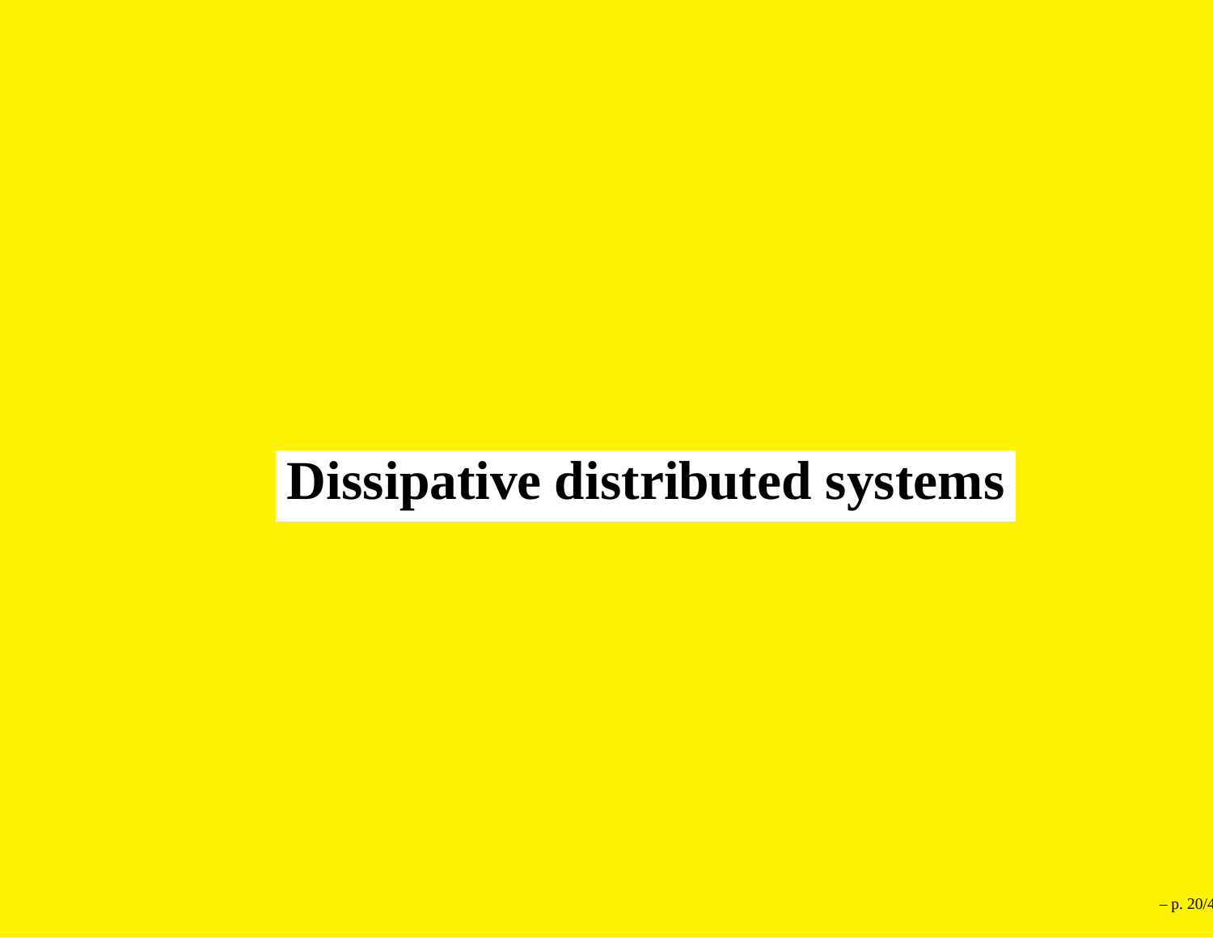# Dissipative distributed systems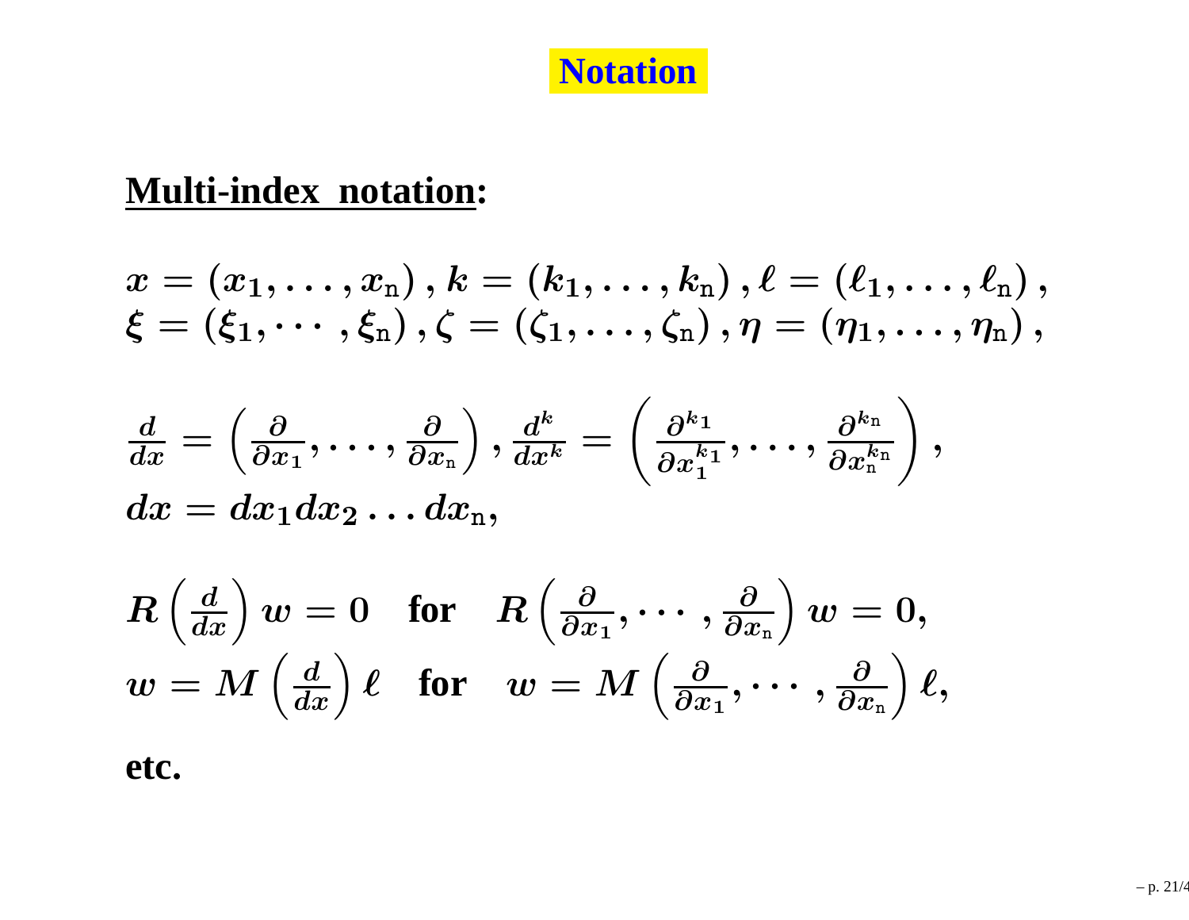# Notation

**Multi-index notation:**

$$x = (x_1, \ldots, x_{\mathtt{n}}), k = (k_1, \ldots, k_{\mathtt{n}}), \ell = (\ell_1, \ldots, \ell_{\mathtt{n}}),$$
$$\xi = (\xi_1, \cdots, \xi_{\mathtt{n}}), \zeta = (\zeta_1, \ldots, \zeta_{\mathtt{n}}), \eta = (\eta_1, \ldots, \eta_{\mathtt{n}}),$$

$$\frac{d}{dx} = \left(\frac{\partial}{\partial x_1}, \ldots, \frac{\partial}{\partial x_{\mathtt{n}}}\right), \frac{d^k}{dx^k} = \left(\frac{\partial^{k_1}}{\partial x_1^{k_1}}, \ldots, \frac{\partial^{k_{\mathtt{n}}}}{\partial x_{\mathtt{n}}^{k_{\mathtt{n}}}}\right),$$
$$dx = dx_1 dx_2 \ldots dx_{\mathtt{n}},$$

$$R\left(\frac{d}{dx}\right) w = 0 \quad \textbf{for} \quad R\left(\frac{\partial}{\partial x_1}, \cdots, \frac{\partial}{\partial x_{\mathtt{n}}}\right) w = 0,$$
$$w = M\left(\frac{d}{dx}\right)\ell \quad \textbf{for} \quad w = M\left(\frac{\partial}{\partial x_1}, \cdots, \frac{\partial}{\partial x_{\mathtt{n}}}\right)\ell,$$

**etc.**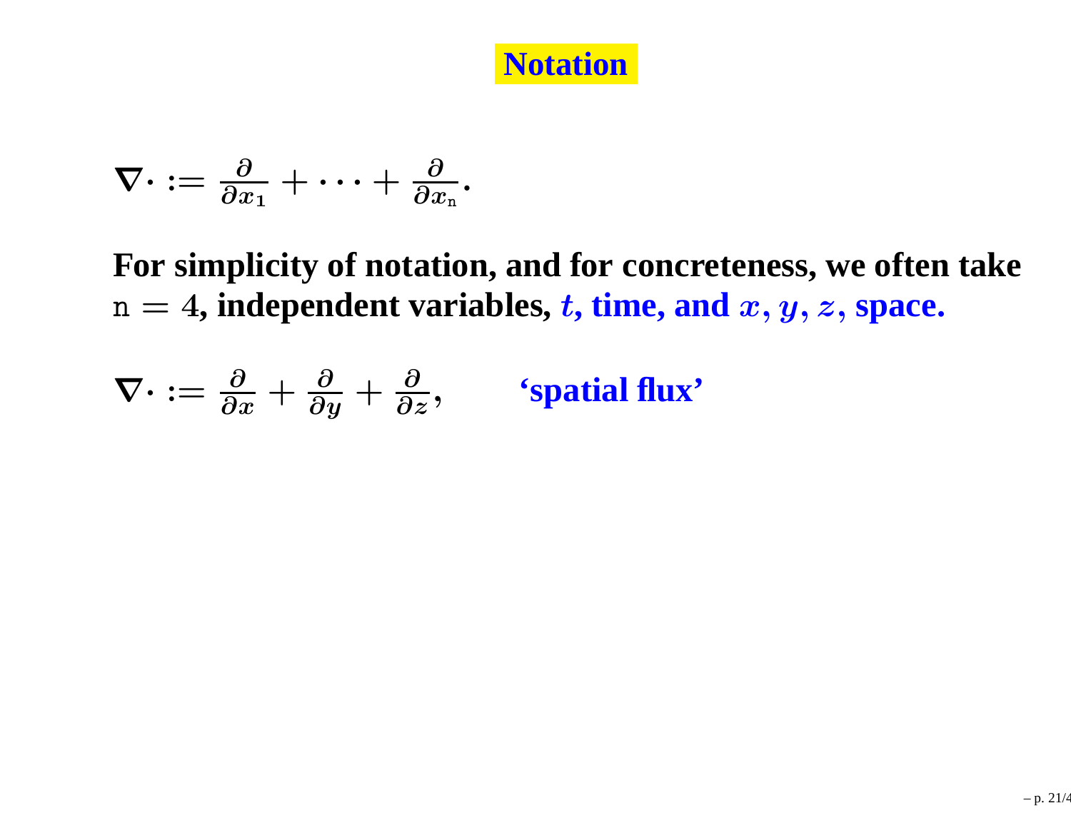# Notation

$$\nabla \cdot := \frac{\partial}{\partial x_1} + \cdots + \frac{\partial}{\partial x_{\mathtt{n}}}.$$

**For simplicity of notation, and for concreteness, we often take $\mathtt{n} = 4$, independent variables, $t$, time, and $x$, $y$, $z$, space.**

$$\nabla \cdot := \frac{\partial}{\partial x} + \frac{\partial}{\partial y} + \frac{\partial}{\partial z}, \qquad \text{'spatial flux'}$$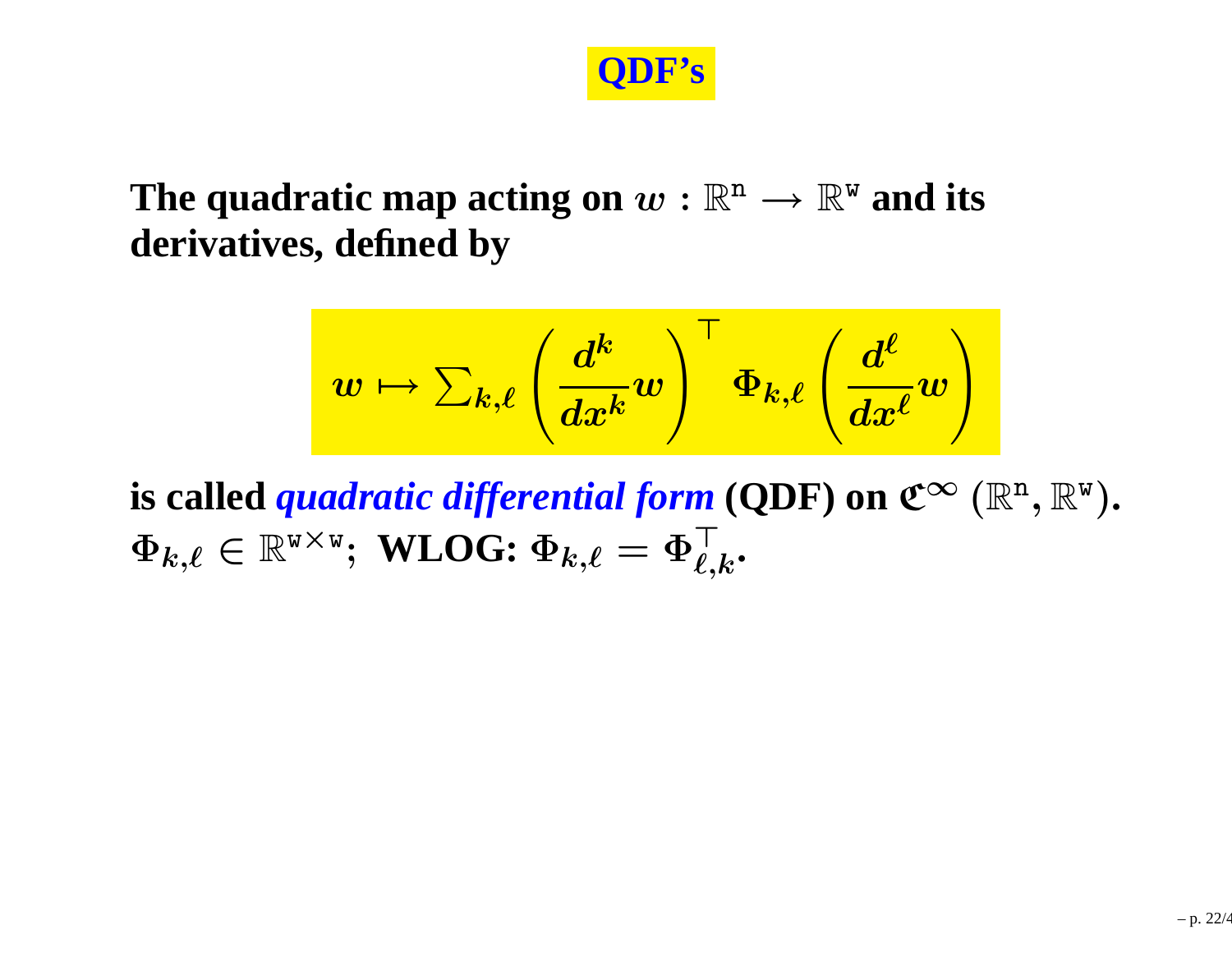# QDF's

**The quadratic map acting on $w : \mathbb{R}^{\mathtt{n}} \longrightarrow \mathbb{R}^{\mathtt{w}}$ and its derivatives, defined by**

$$w \mapsto \sum_{k,\ell} \left( \frac{d^k}{dx^k} w \right)^{\top} \Phi_{k,\ell} \left( \frac{d^\ell}{dx^\ell} w \right)$$

**is called** ***quadratic differential form*** **(QDF) on $\mathfrak{C}^{\infty}(\mathbb{R}^{\mathtt{n}}, \mathbb{R}^{\mathtt{w}})$.**
**$\Phi_{k,\ell} \in \mathbb{R}^{\mathtt{w} \times \mathtt{w}}$; WLOG: $\Phi_{k,\ell} = \Phi_{\ell,k}^{\top}$.**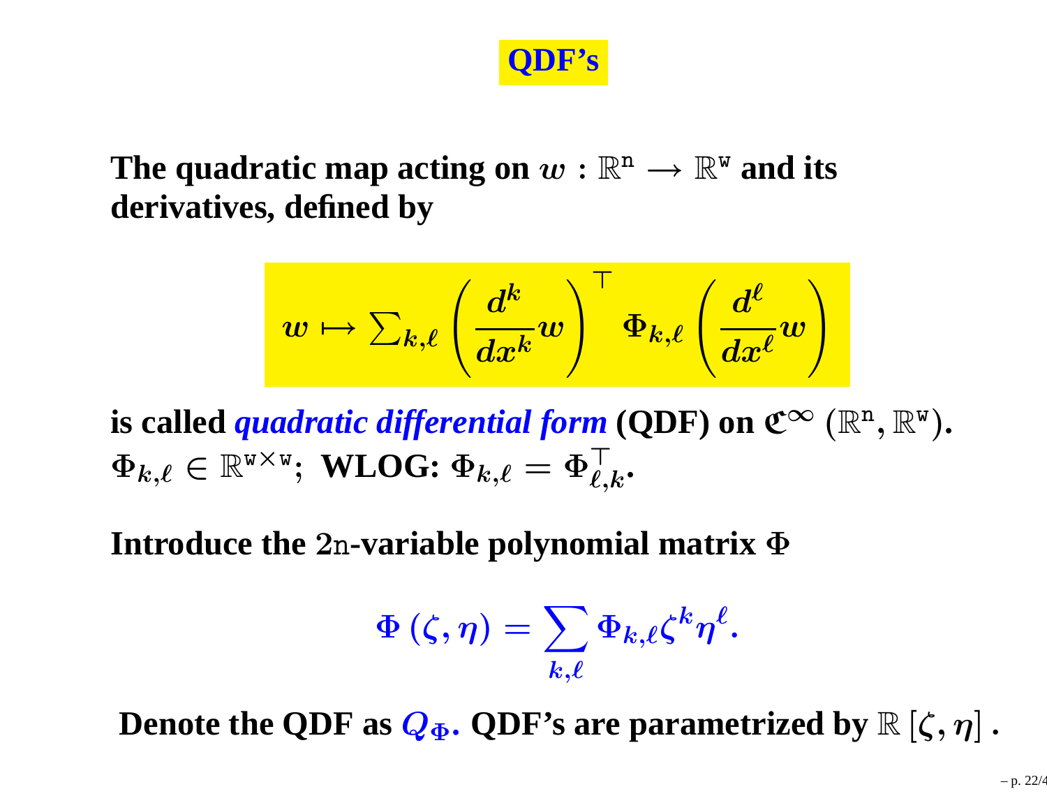# QDF's

**The quadratic map acting on $w : \mathbb{R}^{\mathtt{n}} \longrightarrow \mathbb{R}^{\mathtt{w}}$ and its derivatives, defined by**

$$w \mapsto \sum_{k,\ell} \left( \frac{d^k}{dx^k} w \right)^\top \Phi_{k,\ell} \left( \frac{d^\ell}{dx^\ell} w \right)$$

**is called *quadratic differential form* (QDF) on $\mathfrak{C}^\infty(\mathbb{R}^{\mathtt{n}}, \mathbb{R}^{\mathtt{w}})$.**
**$\Phi_{k,\ell} \in \mathbb{R}^{\mathtt{w} \times \mathtt{w}}$; WLOG: $\Phi_{k,\ell} = \Phi_{\ell,k}^\top$.**

**Introduce the $2\mathtt{n}$-variable polynomial matrix $\Phi$**

$$\Phi(\zeta, \eta) = \sum_{k,\ell} \Phi_{k,\ell} \zeta^k \eta^\ell.$$

**Denote the QDF as $Q_\Phi$. QDF's are parametrized by $\mathbb{R}[\zeta, \eta]$.**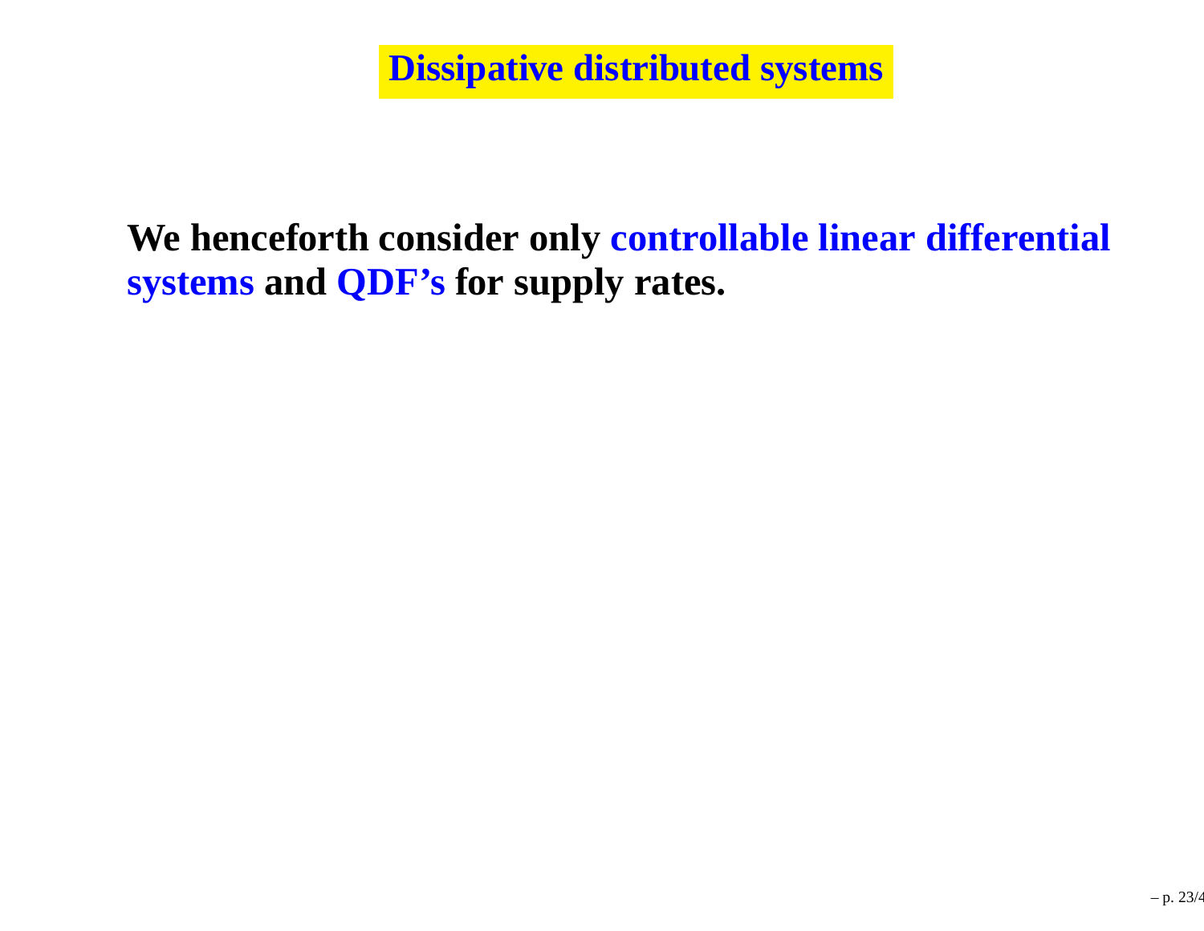# Dissipative distributed systems

**We henceforth consider only controllable linear differential systems and QDF's for supply rates.**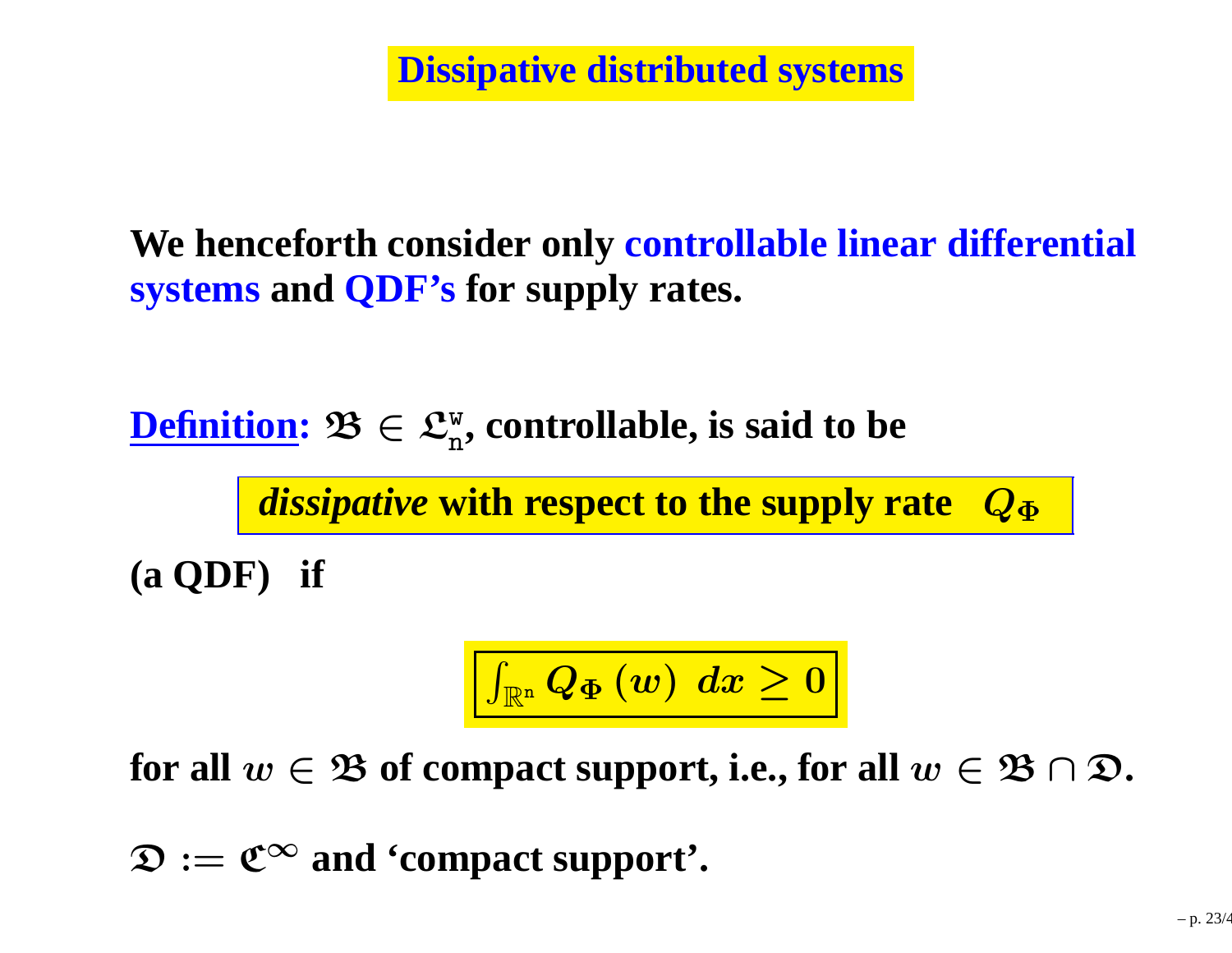# Dissipative distributed systems

**We henceforth consider only controllable linear differential systems and QDF's for supply rates.**

**Definition:** $\mathfrak{B} \in \mathfrak{L}_{\mathtt{n}}^{\mathtt{w}}$, **controllable, is said to be**

***dissipative* with respect to the supply rate** $Q_{\Phi}$

**(a QDF) if**

$$\int_{\mathbb{R}^{\mathtt{n}}} Q_{\Phi}(w) \; dx \geq 0$$

**for all** $w \in \mathfrak{B}$ **of compact support, i.e., for all** $w \in \mathfrak{B} \cap \mathfrak{D}$**.**

$\mathfrak{D} := \mathfrak{C}^{\infty}$ **and 'compact support'.**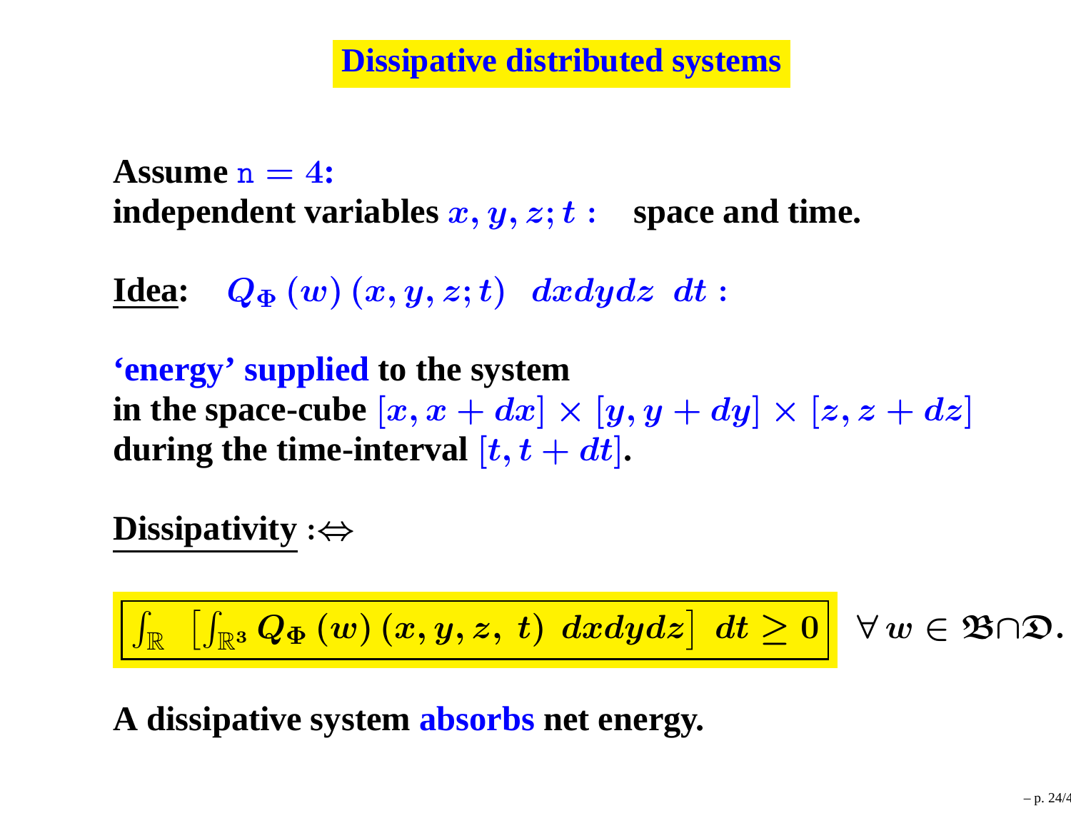# Dissipative distributed systems

**Assume** $\mathtt{n} = 4$**:**
**independent variables** $x, y, z; t$ **:** **space and time.**

**Idea:** $Q_\Phi(w)(x, y, z; t) \;\; dxdydz \;\; dt$ **:**

**'energy' supplied to the system**
**in the space-cube** $[x, x + dx] \times [y, y + dy] \times [z, z + dz]$
**during the time-interval** $[t, t + dt]$**.**

**Dissipativity** $:\Leftrightarrow$

$$\boxed{\int_{\mathbb{R}} \;\; \left[\int_{\mathbb{R}^3} Q_\Phi(w)(x, y, z, \; t) \;\; dxdydz\right] \;\; dt \geq 0} \quad \forall\, w \in \mathfrak{B} \cap \mathfrak{D}.$$

**A dissipative system absorbs net energy.**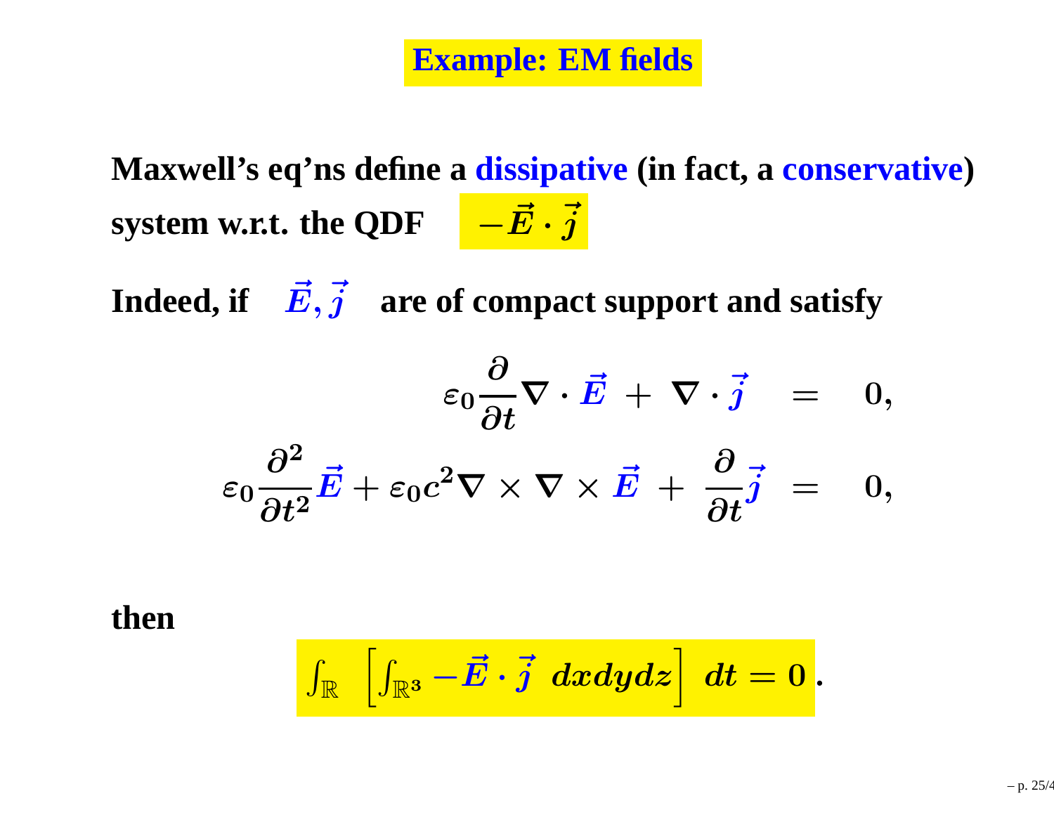# Example: EM fields

**Maxwell's eq'ns define a dissipative (in fact, a conservative) system w.r.t. the QDF** $-\vec{E}\cdot\vec{j}$

**Indeed, if** $\vec{E},\vec{j}$ **are of compact support and satisfy**

$$
\begin{aligned}
\varepsilon_0 \frac{\partial}{\partial t} \nabla \cdot \vec{E} \; + \; \nabla \cdot \vec{j} \quad &= \quad 0, \\
\varepsilon_0 \frac{\partial^2}{\partial t^2} \vec{E} + \varepsilon_0 c^2 \nabla \times \nabla \times \vec{E} \; + \; \frac{\partial}{\partial t} \vec{j} \quad &= \quad 0,
\end{aligned}
$$

**then**

$$
\int_{\mathbb{R}} \; \left[ \int_{\mathbb{R}^3} -\vec{E}\cdot\vec{j} \;\; dxdydz \right] \; dt = 0 .
$$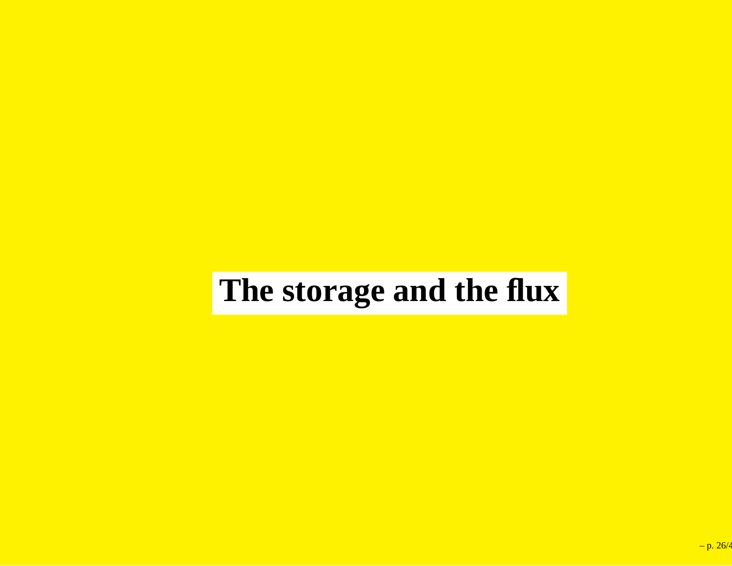# The storage and the flux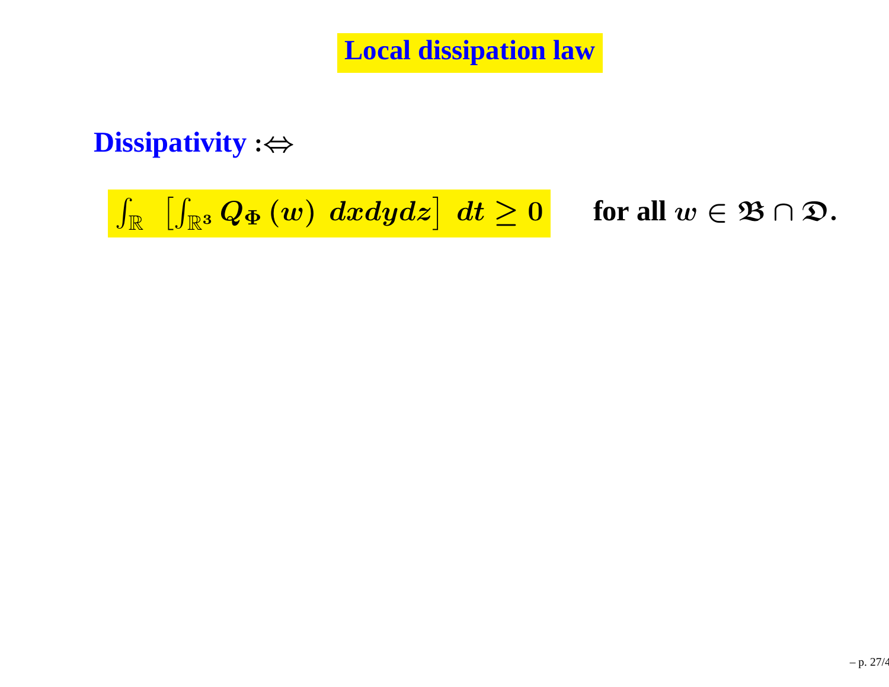# Local dissipation law

**Dissipativity** $:\Leftrightarrow$

$$\int_{\mathbb{R}} \left[ \int_{\mathbb{R}^3} Q_{\Phi}(w) \; dxdydz \right] \; dt \geq 0 \qquad \text{for all } w \in \mathfrak{B} \cap \mathfrak{D}.$$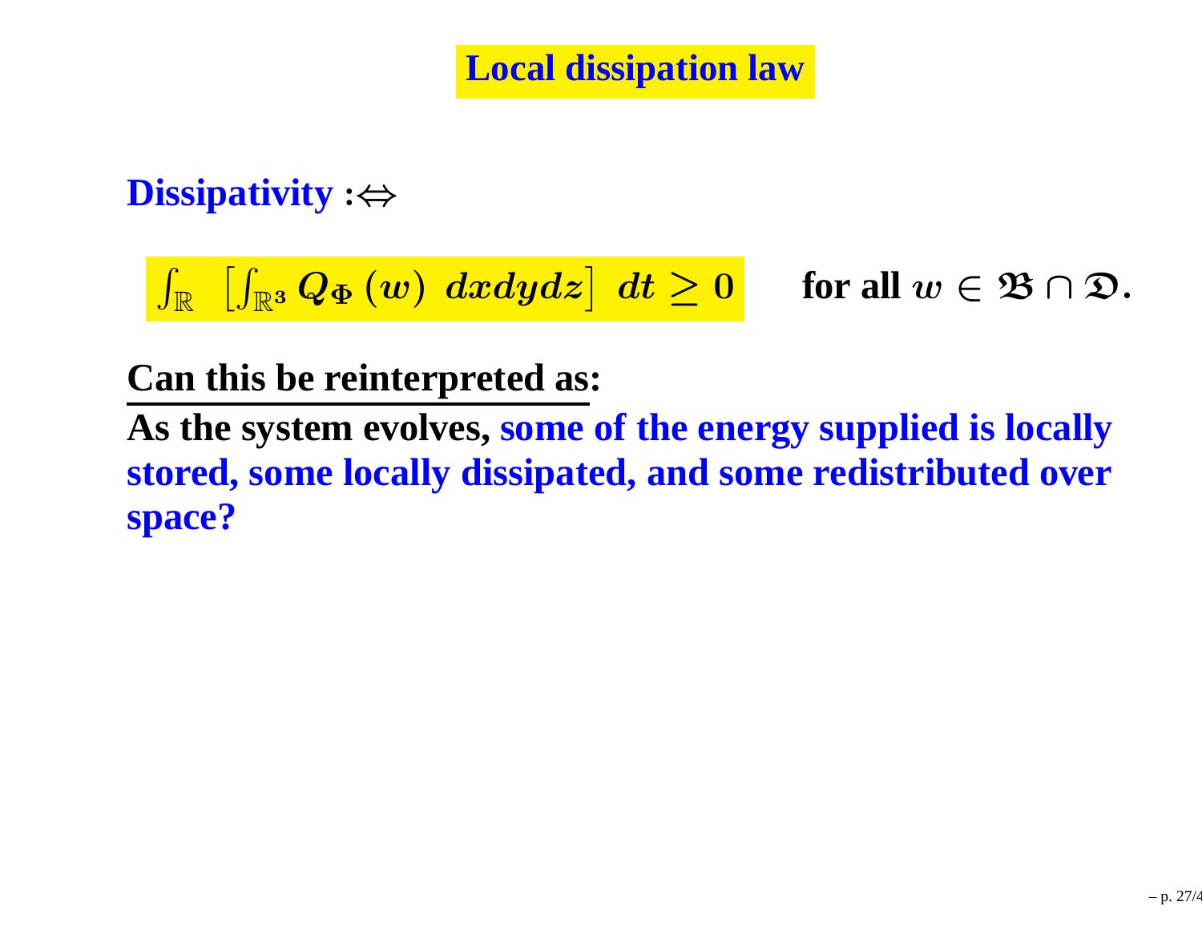# Local dissipation law

**Dissipativity** $:\Leftrightarrow$

$$\int_{\mathbb{R}} \left[ \int_{\mathbb{R}^3} Q_{\Phi}(w) \; dxdydz \right] \; dt \geq 0 \qquad \text{for all } w \in \mathfrak{B} \cap \mathfrak{D}.$$

**<u>Can this be reinterpreted as:</u>**

**As the system evolves, some of the energy supplied is locally stored, some locally dissipated, and some redistributed over space?**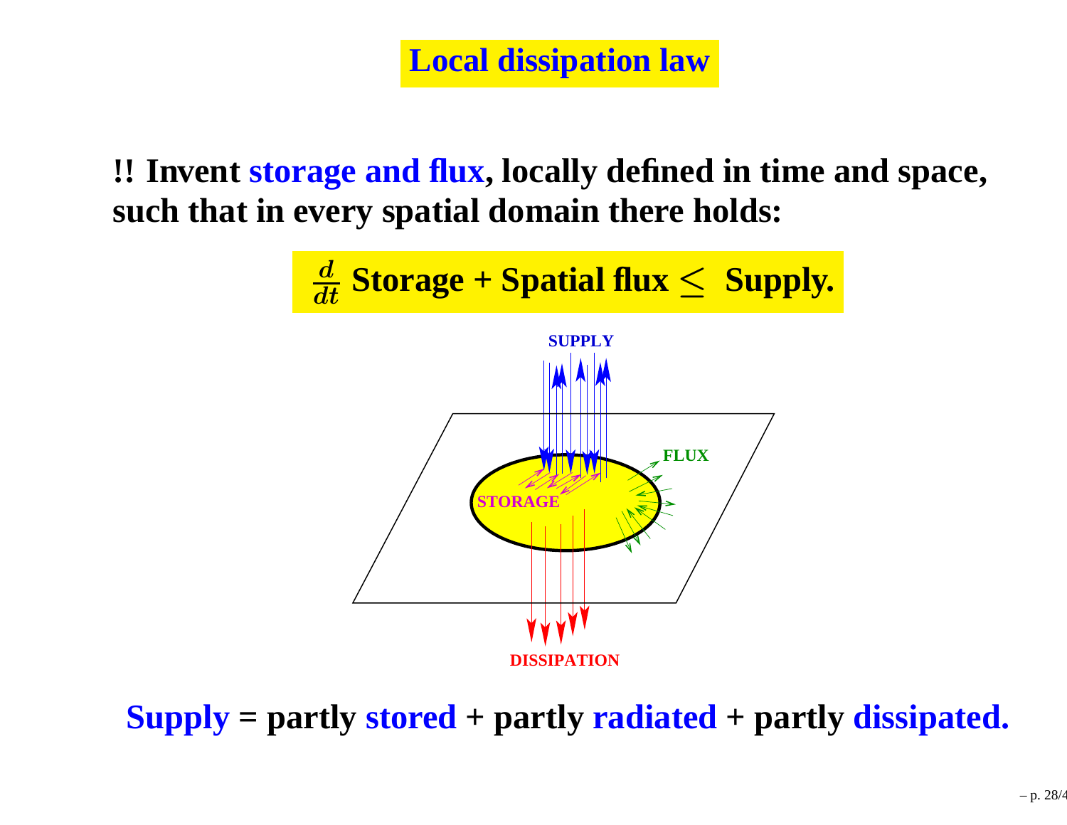# Local dissipation law

**!! Invent storage and flux, locally defined in time and space, such that in every spatial domain there holds:**

$$\frac{d}{dt}\ \textbf{Storage} + \textbf{Spatial flux} \leq \ \textbf{Supply.}$$

**Supply = partly stored + partly radiated + partly dissipated.**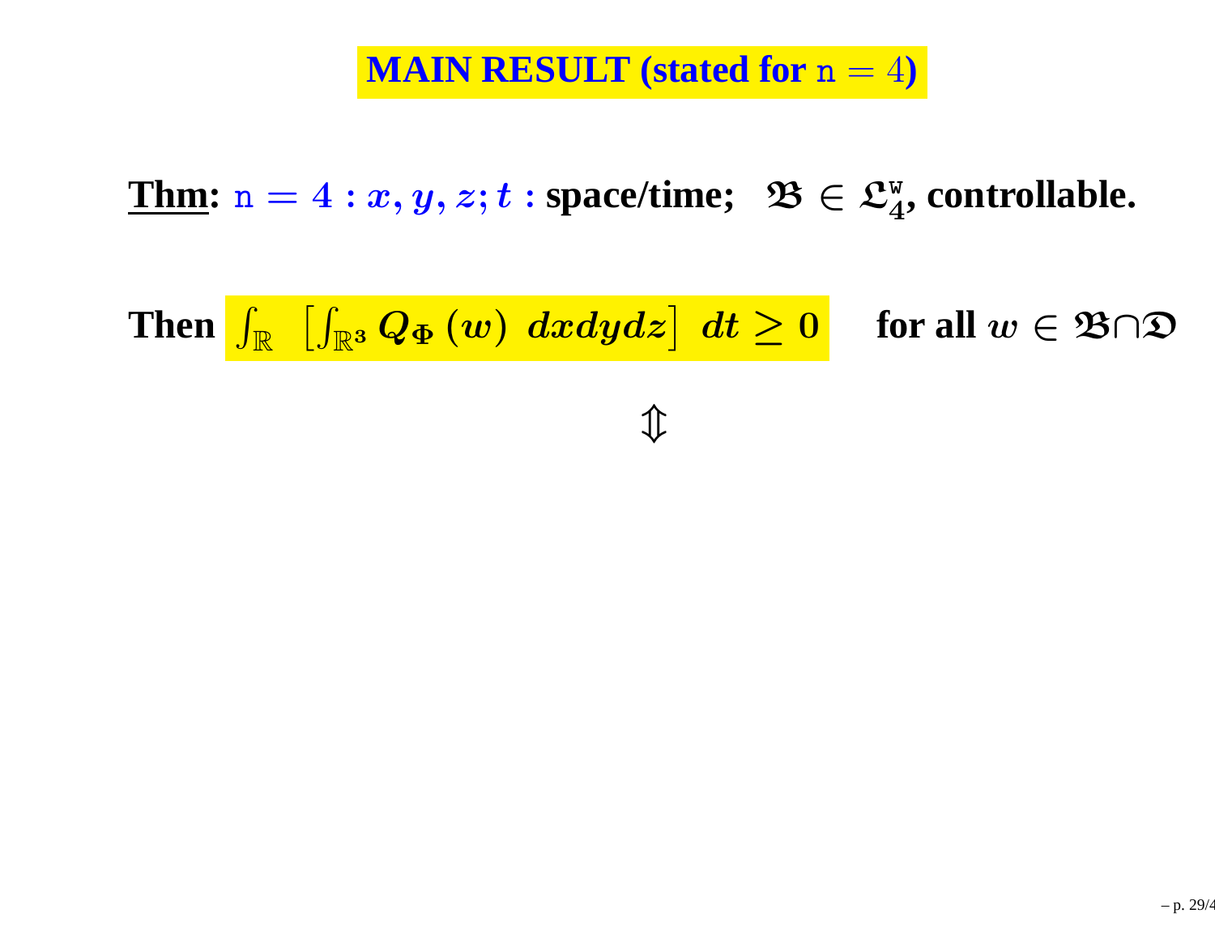# MAIN RESULT (stated for $\mathtt{n} = 4$)

**Thm:** $\mathtt{n} = 4 : x, y, z; t :$ space/time; $\mathfrak{B} \in \mathfrak{L}_4^{\mathtt{w}}$, controllable.

Then $\int_{\mathbb{R}} \left[ \int_{\mathbb{R}^3} Q_\Phi(w) \; dx dy dz \right] \; dt \geq 0$ for all $w \in \mathfrak{B} \cap \mathfrak{D}$

$$\Updownarrow$$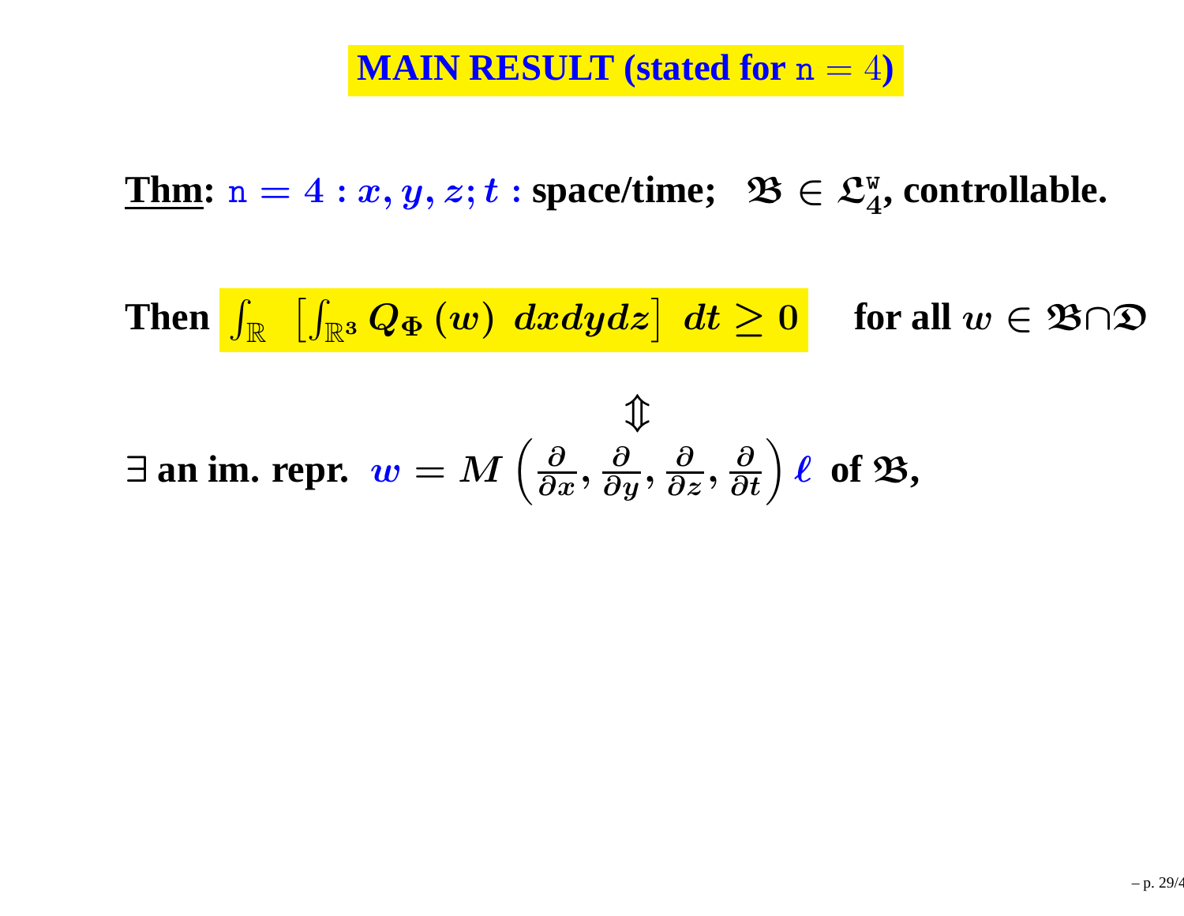# MAIN RESULT (stated for $\mathtt{n} = 4$)

**<u>Thm</u>:** $\mathtt{n} = 4$ **:** $x, y, z; t$ **:** **space/time;** $\mathfrak{B} \in \mathfrak{L}_4^{\mathtt{w}}$**, controllable.**

**Then** $\int_{\mathbb{R}} \left[ \int_{\mathbb{R}^3} Q_{\Phi}(w) \ dxdydz \right] \ dt \geq 0$ **for all** $w \in \mathfrak{B} \cap \mathfrak{D}$

$$\Updownarrow$$

$\exists$ **an im. repr.** $w = M\left(\frac{\partial}{\partial x}, \frac{\partial}{\partial y}, \frac{\partial}{\partial z}, \frac{\partial}{\partial t}\right) \ell$ **of** $\mathfrak{B}$**,**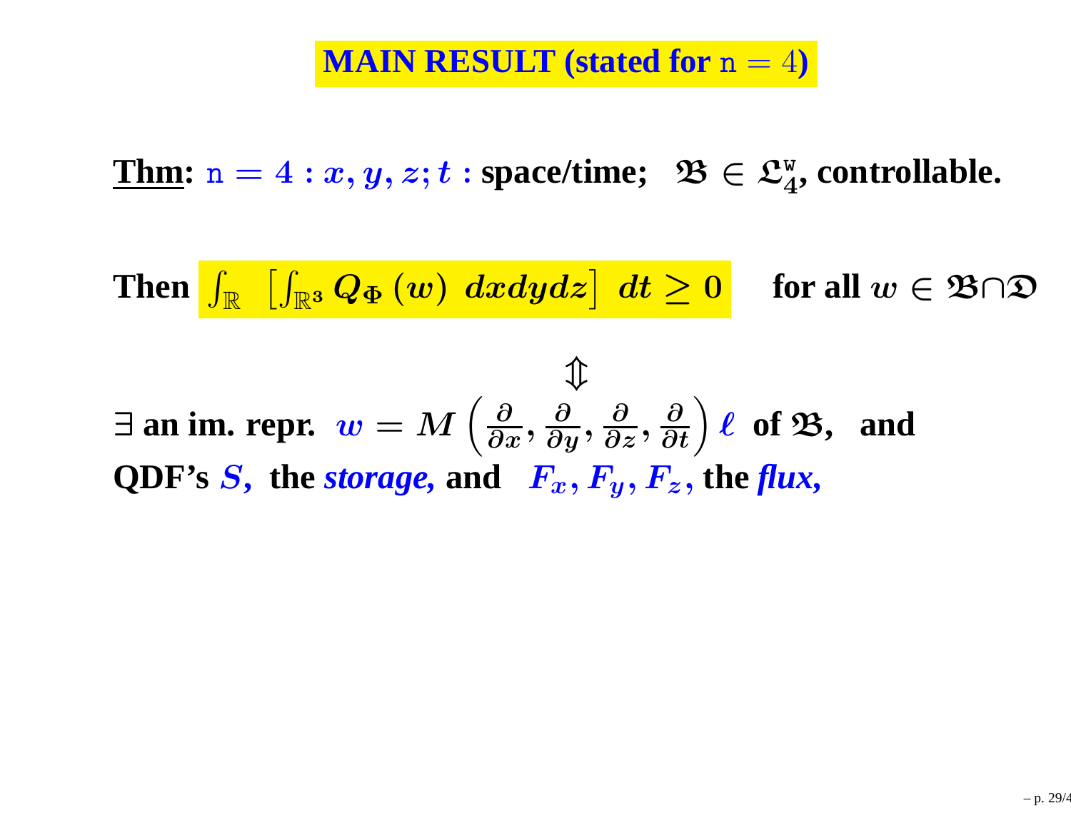## MAIN RESULT (stated for $\mathtt{n} = 4$)

**<u>Thm</u>:** $\mathtt{n} = 4 : x, y, z; t$ : **space/time;** $\mathfrak{B} \in \mathfrak{L}_4^{\mathtt{w}}$, **controllable.**

**Then** $\int_{\mathbb{R}} \left[ \int_{\mathbb{R}^3} Q_\Phi(w) \; dxdydz \right] \; dt \geq 0$ **for all** $w \in \mathfrak{B} \cap \mathfrak{D}$

$$\Updownarrow$$

$\exists$ **an im. repr.** $w = M\left(\frac{\partial}{\partial x}, \frac{\partial}{\partial y}, \frac{\partial}{\partial z}, \frac{\partial}{\partial t}\right) \ell$ **of** $\mathfrak{B}$, **and QDF's** $S$, **the** ***storage,*** **and** $F_x, F_y, F_z$, **the** ***flux,***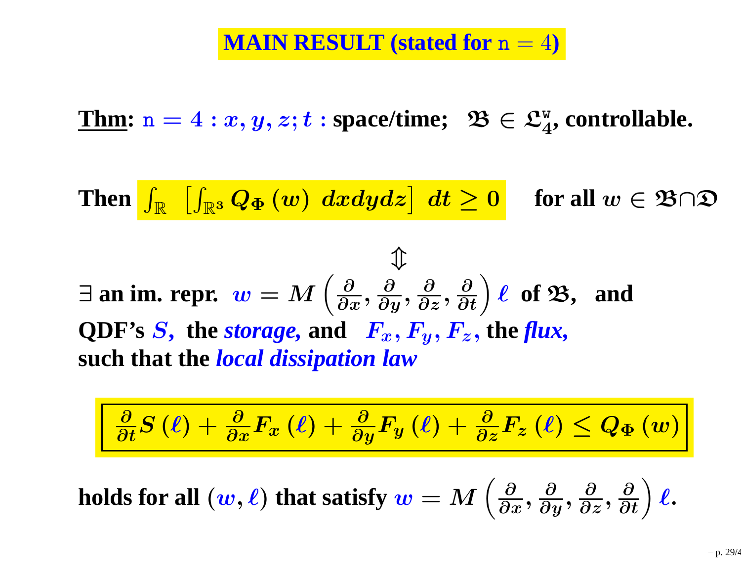# MAIN RESULT (stated for $\mathtt{n} = 4$)

**Thm:** $\mathtt{n} = 4 : x, y, z; t$ : **space/time;** $\mathfrak{B} \in \mathfrak{L}_4^{\mathtt{w}}$, **controllable.**

**Then** $\int_{\mathbb{R}} \left[\int_{\mathbb{R}^3} Q_\Phi(w)\ dxdydz\right]\ dt \geq 0$ **for all** $w \in \mathfrak{B} \cap \mathfrak{D}$

$$\Updownarrow$$

$\exists$ **an im. repr.** $w = M\left(\frac{\partial}{\partial x}, \frac{\partial}{\partial y}, \frac{\partial}{\partial z}, \frac{\partial}{\partial t}\right)\ell$ **of** $\mathfrak{B}$, **and QDF's** $S$, **the** ***storage,*** **and** $F_x, F_y, F_z$, **the** ***flux,*** **such that the** ***local dissipation law***

$$\frac{\partial}{\partial t} S(\ell) + \frac{\partial}{\partial x} F_x(\ell) + \frac{\partial}{\partial y} F_y(\ell) + \frac{\partial}{\partial z} F_z(\ell) \leq Q_\Phi(w)$$

**holds for all** $(w, \ell)$ **that satisfy** $w = M\left(\frac{\partial}{\partial x}, \frac{\partial}{\partial y}, \frac{\partial}{\partial z}, \frac{\partial}{\partial t}\right)\ell$.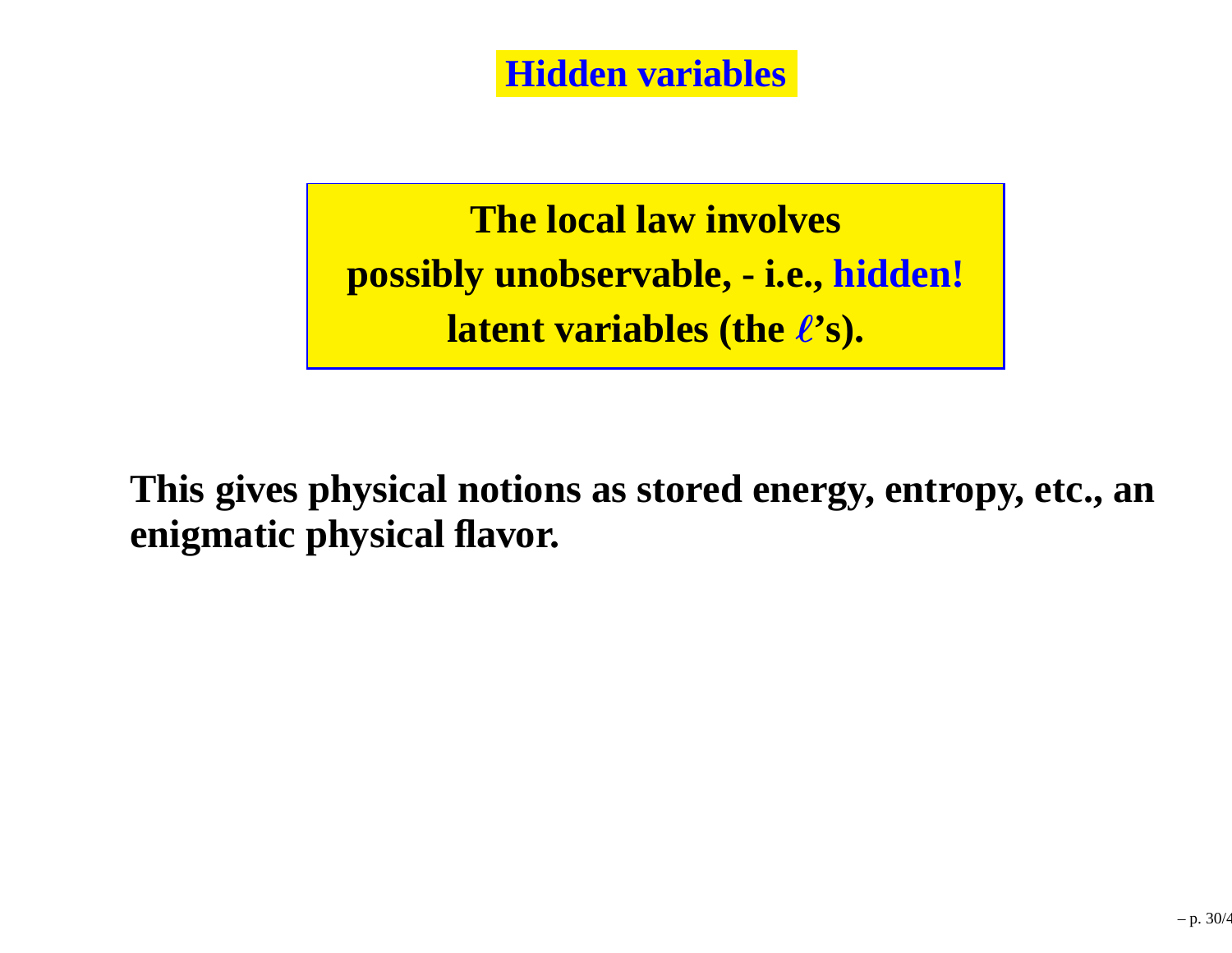# Hidden variables

**The local law involves**
**possibly unobservable, - i.e., hidden!**
**latent variables (the $\ell$'s).**

**This gives physical notions as stored energy, entropy, etc., an enigmatic physical flavor.**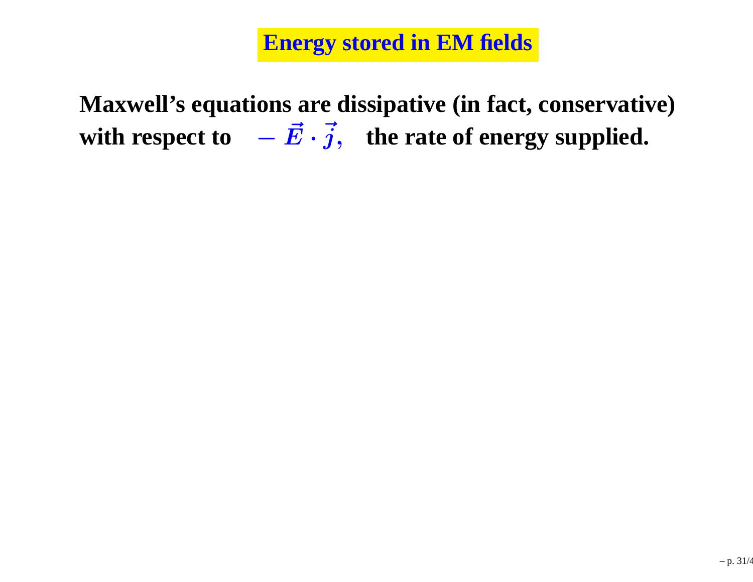# Energy stored in EM fields

**Maxwell's equations are dissipative (in fact, conservative) with respect to** $-\vec{E} \cdot \vec{j},$ **the rate of energy supplied.**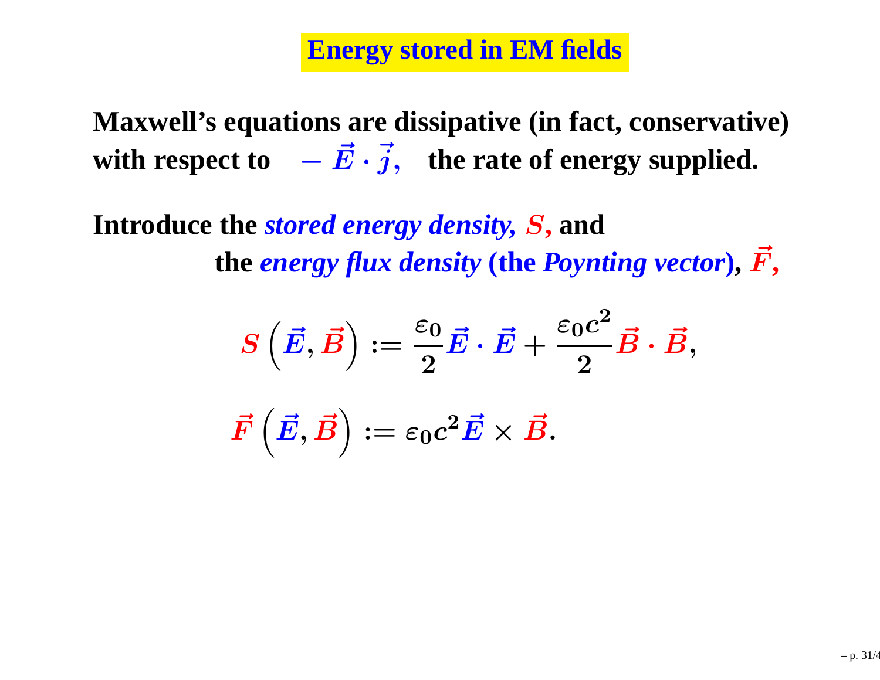# Energy stored in EM fields

**Maxwell's equations are dissipative (in fact, conservative) with respect to** $-\vec{E}\cdot\vec{j}$, **the rate of energy supplied.**

**Introduce the *stored energy density,* $S$, and the *energy flux density* (the *Poynting vector*), $\vec{F}$,**

$$S\left(\vec{E},\vec{B}\right) := \frac{\varepsilon_0}{2}\vec{E}\cdot\vec{E} + \frac{\varepsilon_0 c^2}{2}\vec{B}\cdot\vec{B},$$

$$\vec{F}\left(\vec{E},\vec{B}\right) := \varepsilon_0 c^2 \vec{E}\times\vec{B}.$$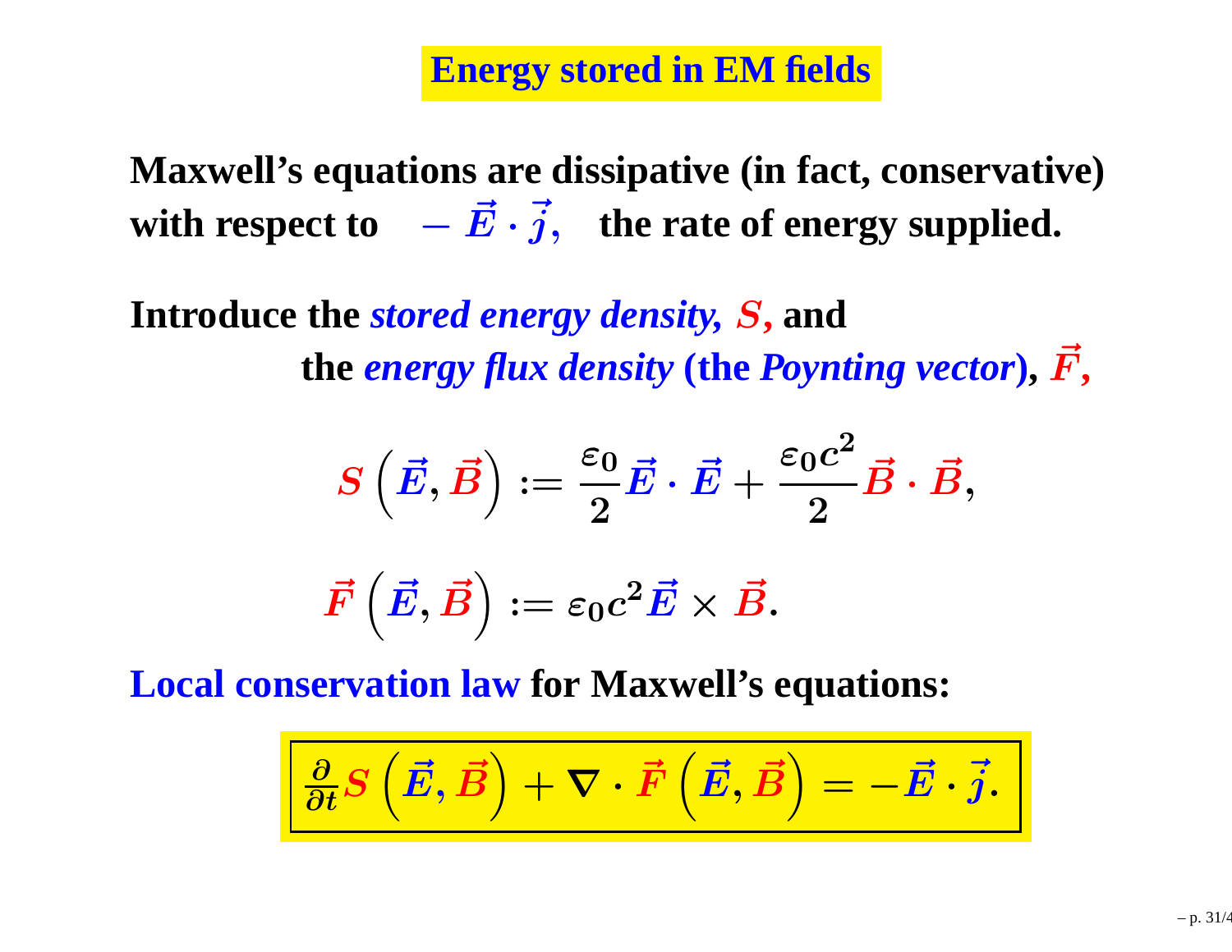# Energy stored in EM fields

**Maxwell's equations are dissipative (in fact, conservative) with respect to** $-\vec{E}\cdot\vec{j}$, **the rate of energy supplied.**

**Introduce the *stored energy density,* $S$, and the *energy flux density* (the *Poynting vector*), $\vec{F}$,**

$$S\left(\vec{E},\vec{B}\right) := \frac{\varepsilon_0}{2}\vec{E}\cdot\vec{E} + \frac{\varepsilon_0 c^2}{2}\vec{B}\cdot\vec{B},$$

$$\vec{F}\left(\vec{E},\vec{B}\right) := \varepsilon_0 c^2 \vec{E}\times\vec{B}.$$

**Local conservation law for Maxwell's equations:**

$$\boxed{\frac{\partial}{\partial t}S\left(\vec{E},\vec{B}\right) + \nabla\cdot\vec{F}\left(\vec{E},\vec{B}\right) = -\vec{E}\cdot\vec{j}.}$$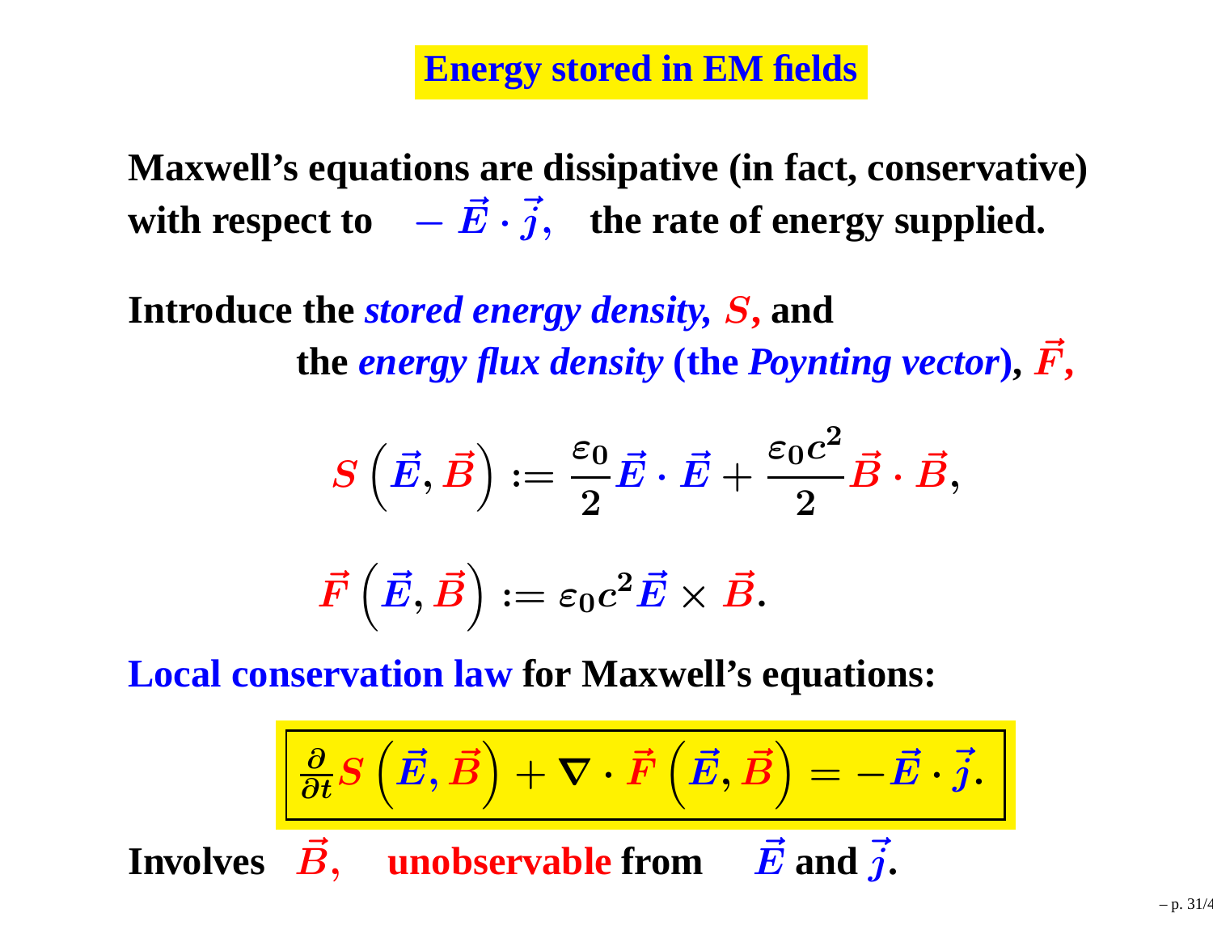# Energy stored in EM fields

**Maxwell's equations are dissipative (in fact, conservative) with respect to** $-\vec{E}\cdot\vec{j}$, **the rate of energy supplied.**

**Introduce the** ***stored energy density,*** $S$, **and the** ***energy flux density*** **(the** ***Poynting vector*****),** $\vec{F}$,

$$S\left(\vec{E},\vec{B}\right) := \frac{\varepsilon_0}{2}\vec{E}\cdot\vec{E} + \frac{\varepsilon_0 c^2}{2}\vec{B}\cdot\vec{B},$$

$$\vec{F}\left(\vec{E},\vec{B}\right) := \varepsilon_0 c^2 \vec{E}\times\vec{B}.$$

**Local conservation law for Maxwell's equations:**

$$\boxed{\frac{\partial}{\partial t}S\left(\vec{E},\vec{B}\right) + \nabla\cdot\vec{F}\left(\vec{E},\vec{B}\right) = -\vec{E}\cdot\vec{j}.}$$

**Involves** $\vec{B}$, **unobservable from** $\vec{E}$ **and** $\vec{j}$.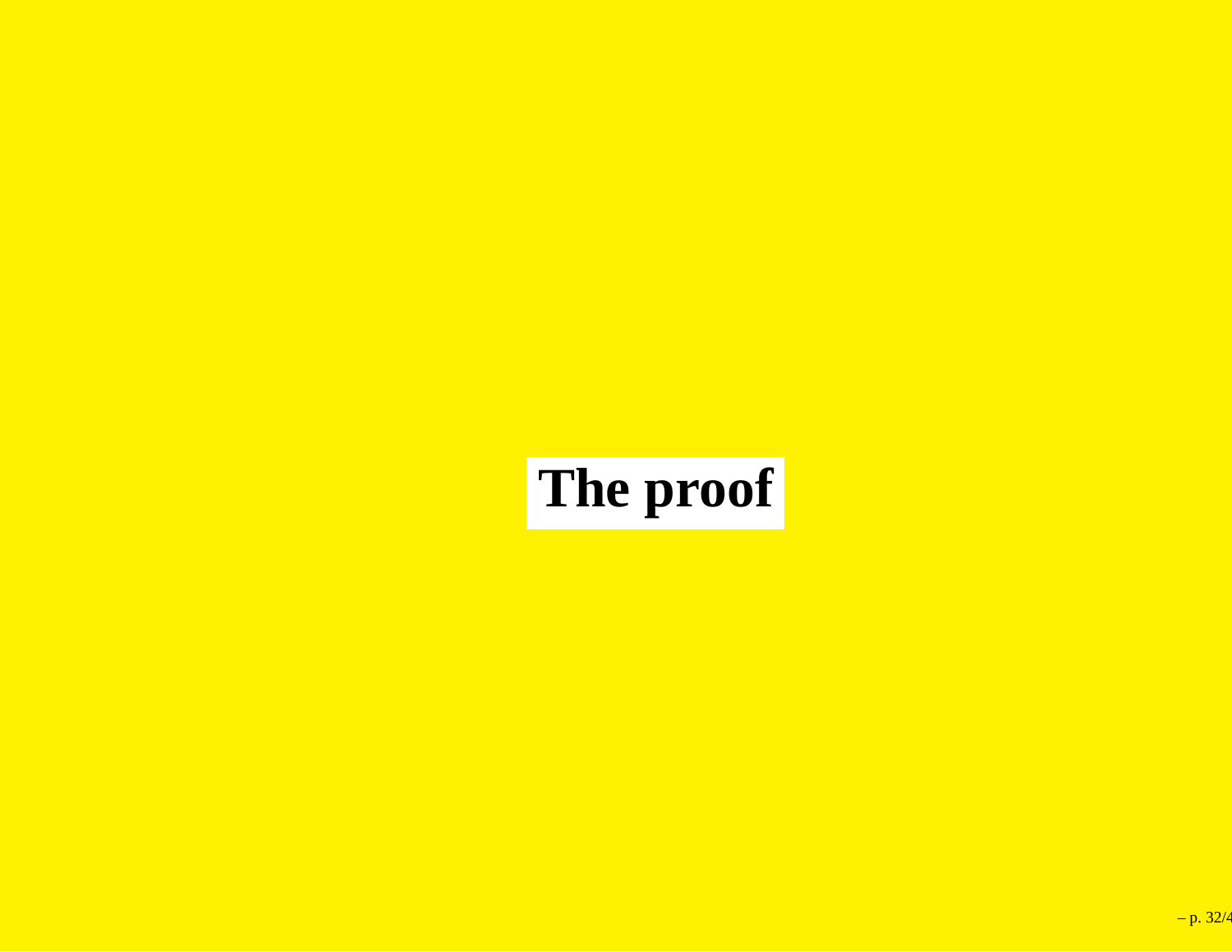# The proof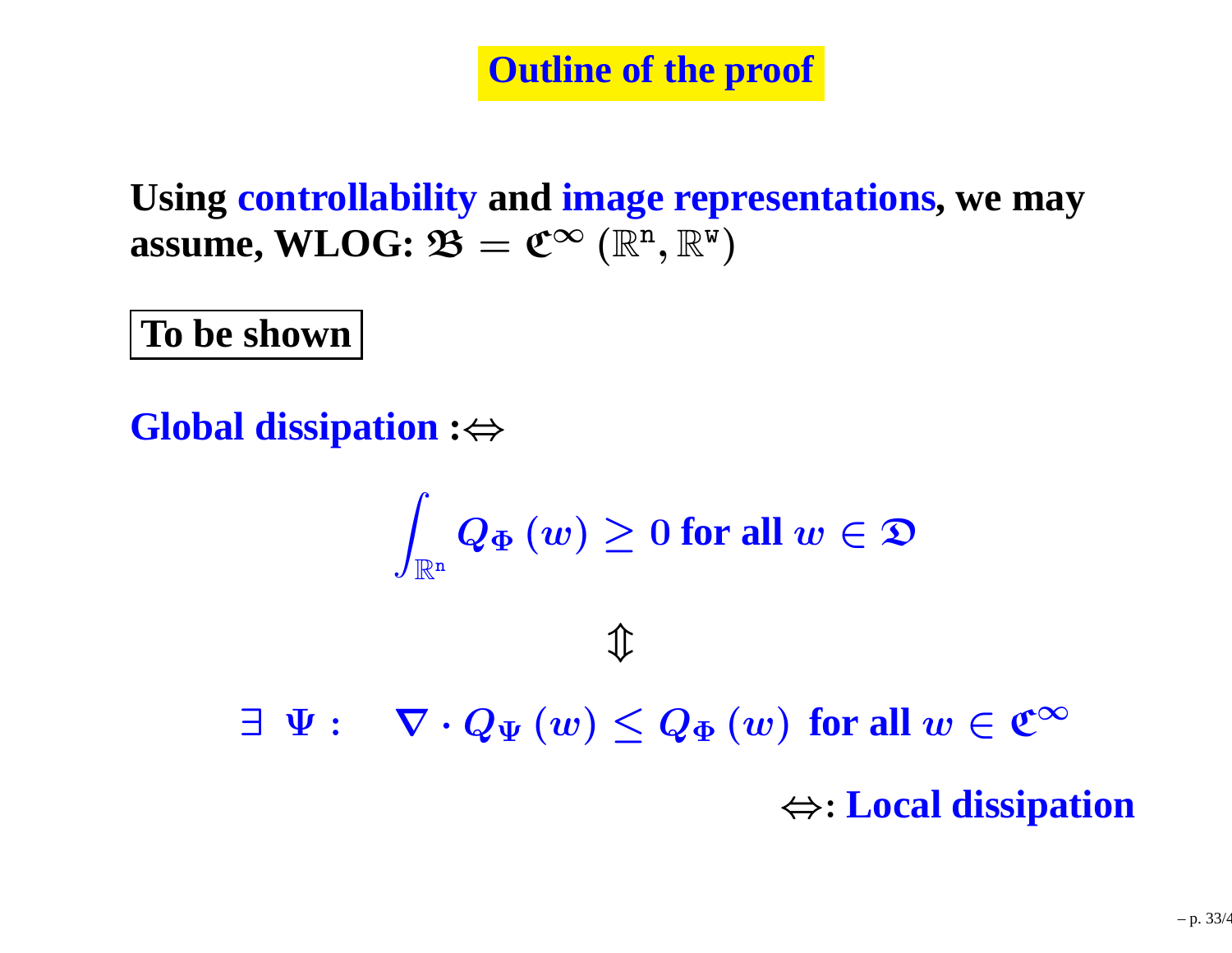# Outline of the proof

**Using controllability and image representations, we may assume, WLOG:** $\mathfrak{B} = \mathfrak{C}^\infty(\mathbb{R}^{\mathtt{n}}, \mathbb{R}^{\mathtt{w}})$

**To be shown**

**Global dissipation** :⇔

$$\int_{\mathbb{R}^{\mathtt{n}}} Q_\Phi(w) \geq 0 \text{ for all } w \in \mathfrak{D}$$

$$\Updownarrow$$

$$\exists\ \Psi : \quad \nabla \cdot Q_\Psi(w) \leq Q_\Phi(w) \text{ for all } w \in \mathfrak{C}^\infty$$

⇔: **Local dissipation**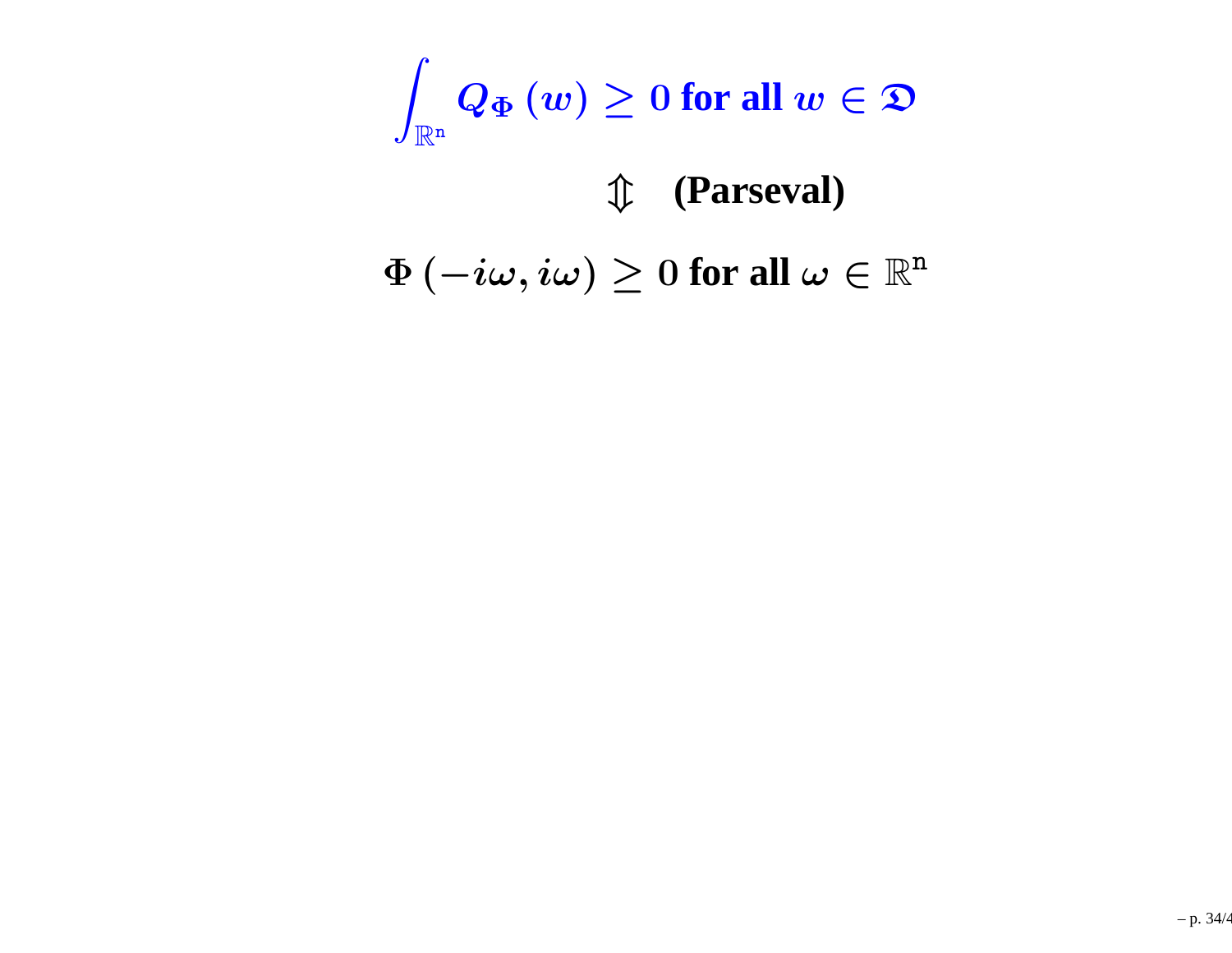$$\int_{\mathbb{R}^{\mathtt{n}}} Q_{\Phi}(w) \geq 0 \text{ for all } w \in \mathfrak{D}$$

$$\Updownarrow \quad \textbf{(Parseval)}$$

$$\Phi(-i\omega, i\omega) \geq 0 \text{ for all } \omega \in \mathbb{R}^{\mathtt{n}}$$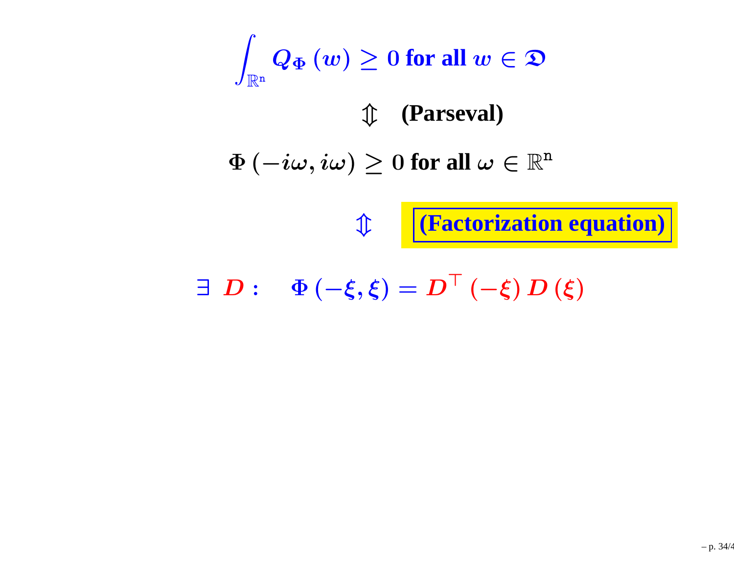$$\int_{\mathbb{R}^n} Q_\Phi(w) \geq 0 \text{ for all } w \in \mathfrak{D}$$

$\Updownarrow$ **(Parseval)**

$$\Phi(-i\omega, i\omega) \geq 0 \text{ for all } \omega \in \mathbb{R}^n$$

$\Updownarrow$ **(Factorization equation)**

$$\exists\ D: \quad \Phi(-\xi, \xi) = D^\top(-\xi) D(\xi)$$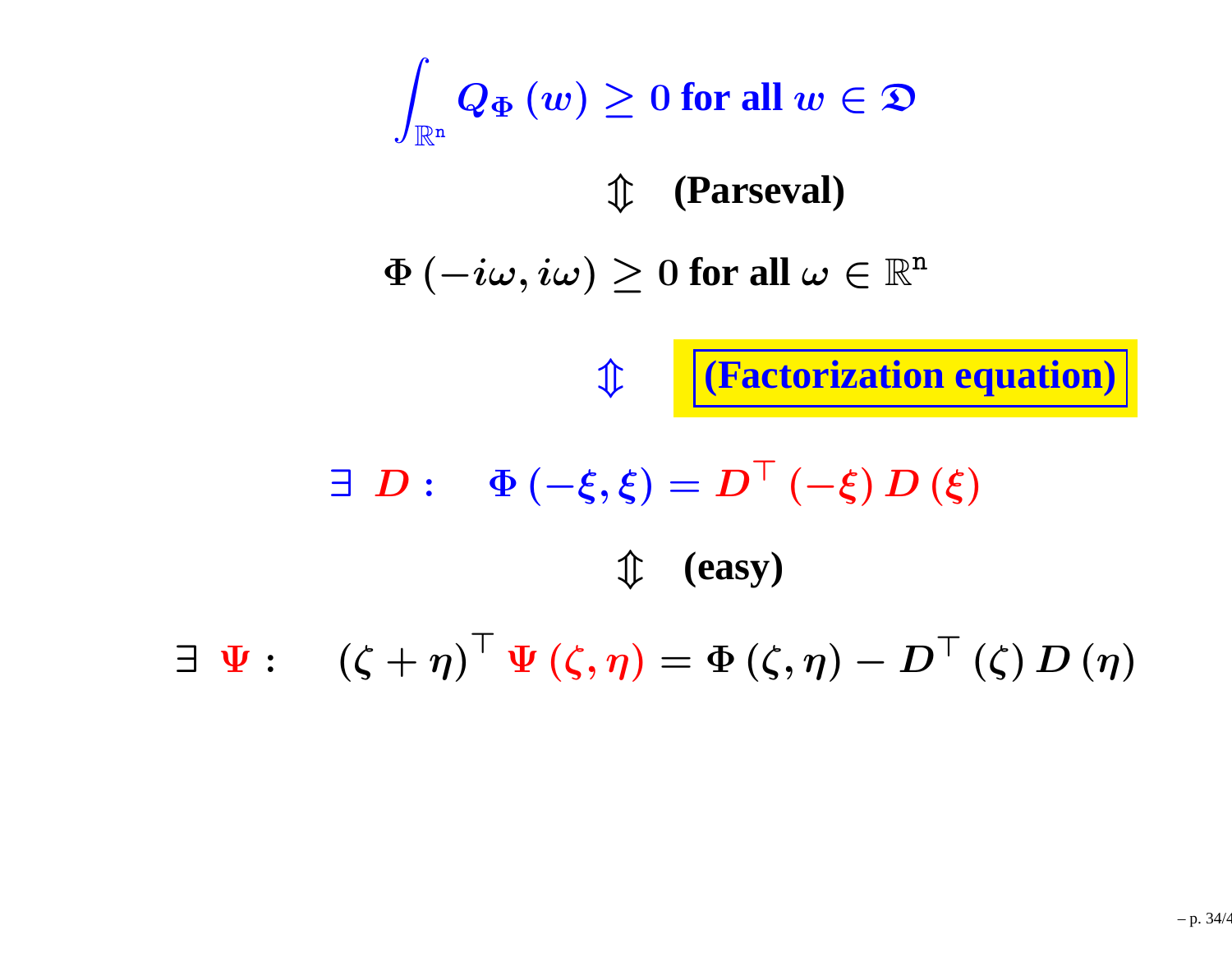$$\int_{\mathbb{R}^n} Q_\Phi(w) \geq 0 \text{ for all } w \in \mathfrak{D}$$

$\Updownarrow$ **(Parseval)**

$$\Phi(-i\omega, i\omega) \geq 0 \text{ for all } \omega \in \mathbb{R}^n$$

$\Updownarrow$ **(Factorization equation)**

$$\exists\ D : \quad \Phi(-\xi, \xi) = D^\top(-\xi)\, D(\xi)$$

$\Updownarrow$ **(easy)**

$$\exists\ \Psi : \quad (\zeta + \eta)^\top\, \Psi(\zeta, \eta) = \Phi(\zeta, \eta) - D^\top(\zeta)\, D(\eta)$$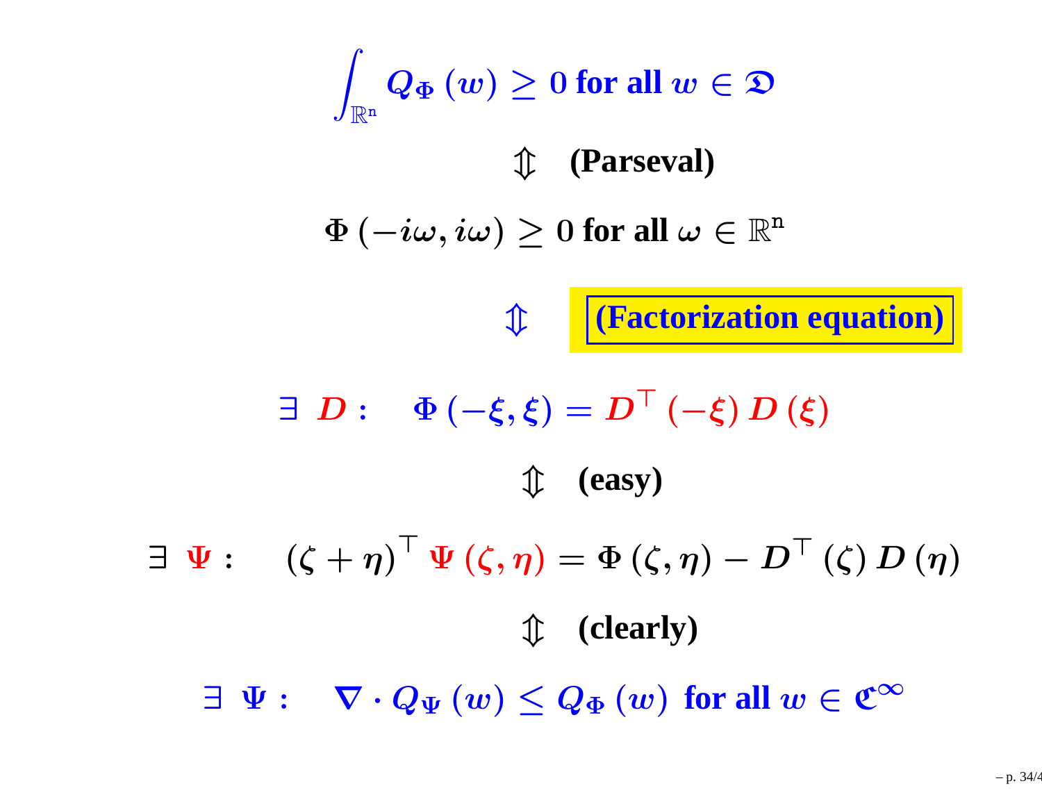$$\int_{\mathbb{R}^n} Q_\Phi(w) \geq 0 \text{ for all } w \in \mathfrak{D}$$

$\Updownarrow$ **(Parseval)**

$$\Phi(-i\omega, i\omega) \geq 0 \text{ for all } \omega \in \mathbb{R}^n$$

$\Updownarrow$ **(Factorization equation)**

$$\exists \; D : \quad \Phi(-\xi, \xi) = D^\top(-\xi) D(\xi)$$

$\Updownarrow$ **(easy)**

$$\exists \; \Psi : \quad (\zeta + \eta)^\top \Psi(\zeta, \eta) = \Phi(\zeta, \eta) - D^\top(\zeta) D(\eta)$$

$\Updownarrow$ **(clearly)**

$$\exists \; \Psi : \quad \nabla \cdot Q_\Psi(w) \leq Q_\Phi(w) \text{ for all } w \in \mathfrak{C}^\infty$$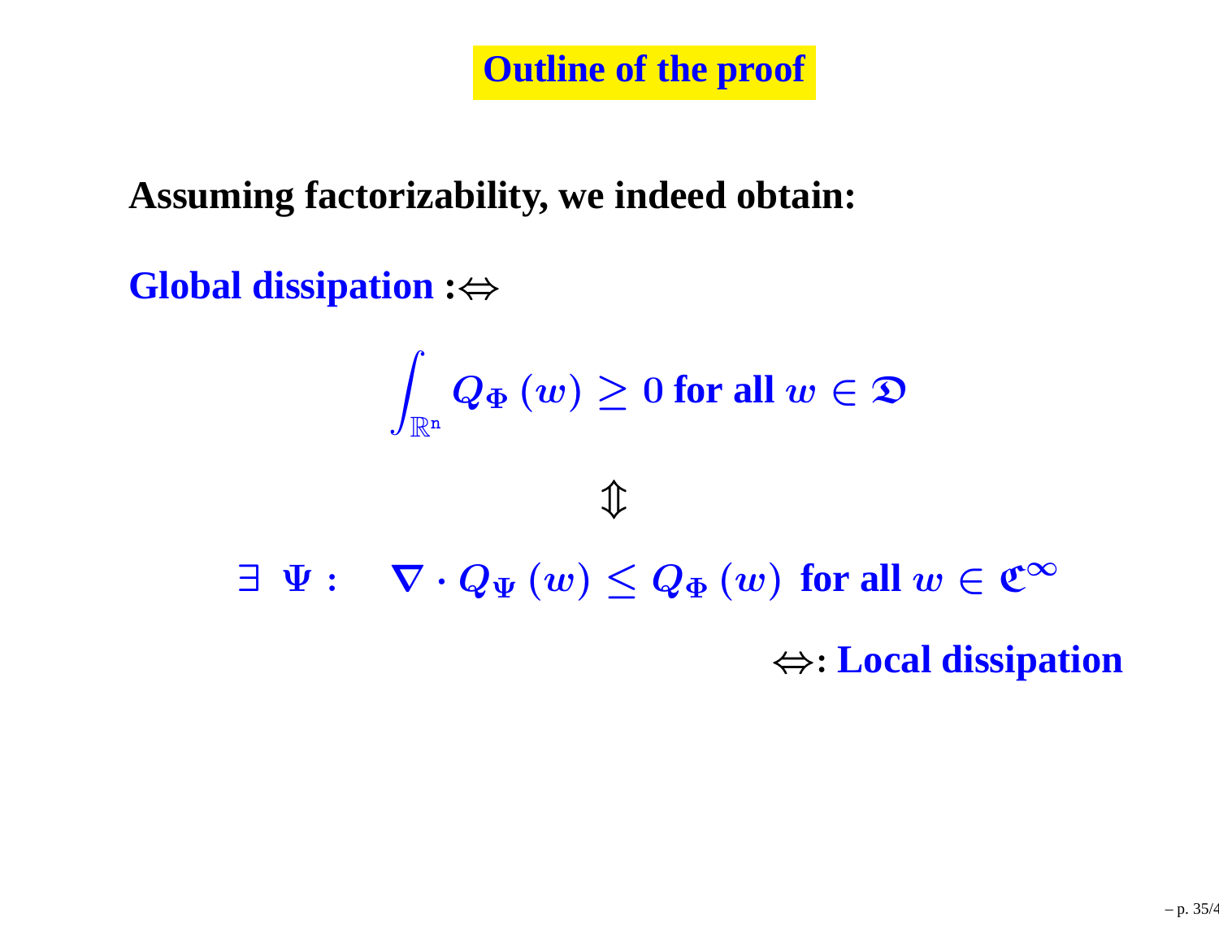# Outline of the proof

**Assuming factorizability, we indeed obtain:**

**Global dissipation** :$\Leftrightarrow$

$$\int_{\mathbb{R}^n} Q_\Phi(w) \geq 0 \text{ for all } w \in \mathfrak{D}$$

$$\Updownarrow$$

$$\exists \ \Psi : \quad \nabla \cdot Q_\Psi(w) \leq Q_\Phi(w) \ \text{ for all } w \in \mathfrak{C}^\infty$$

$\Leftrightarrow$: **Local dissipation**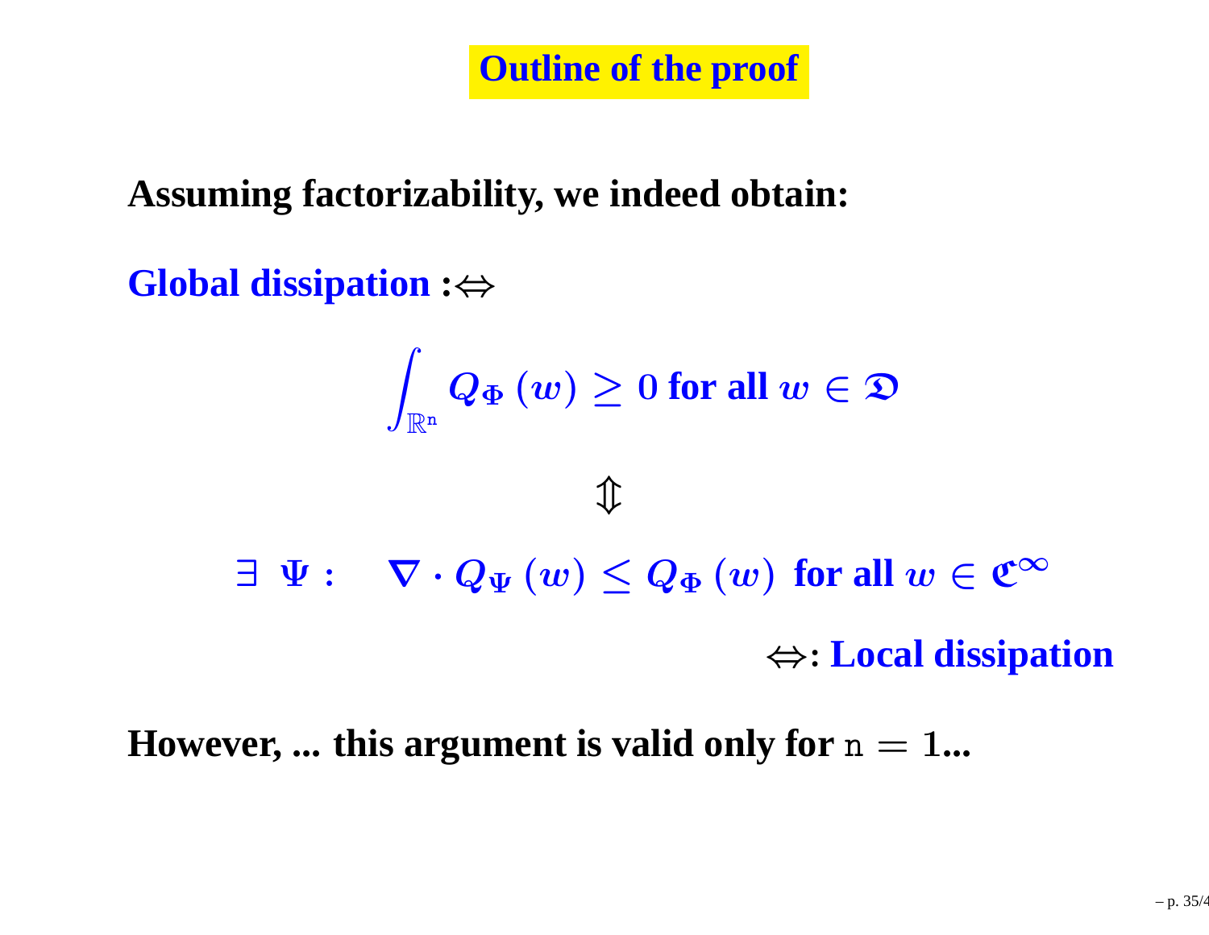# Outline of the proof

**Assuming factorizability, we indeed obtain:**

**Global dissipation** $:\Leftrightarrow$

$$\int_{\mathbb{R}^{\mathtt{n}}} Q_{\Phi}(w) \geq 0 \text{ for all } w \in \mathfrak{D}$$

$$\Updownarrow$$

$$\exists \ \Psi : \quad \nabla \cdot Q_{\Psi}(w) \leq Q_{\Phi}(w) \text{ for all } w \in \mathfrak{C}^{\infty}$$

$\Leftrightarrow$: **Local dissipation**

**However, ... this argument is valid only for** $\mathtt{n} = 1$**...**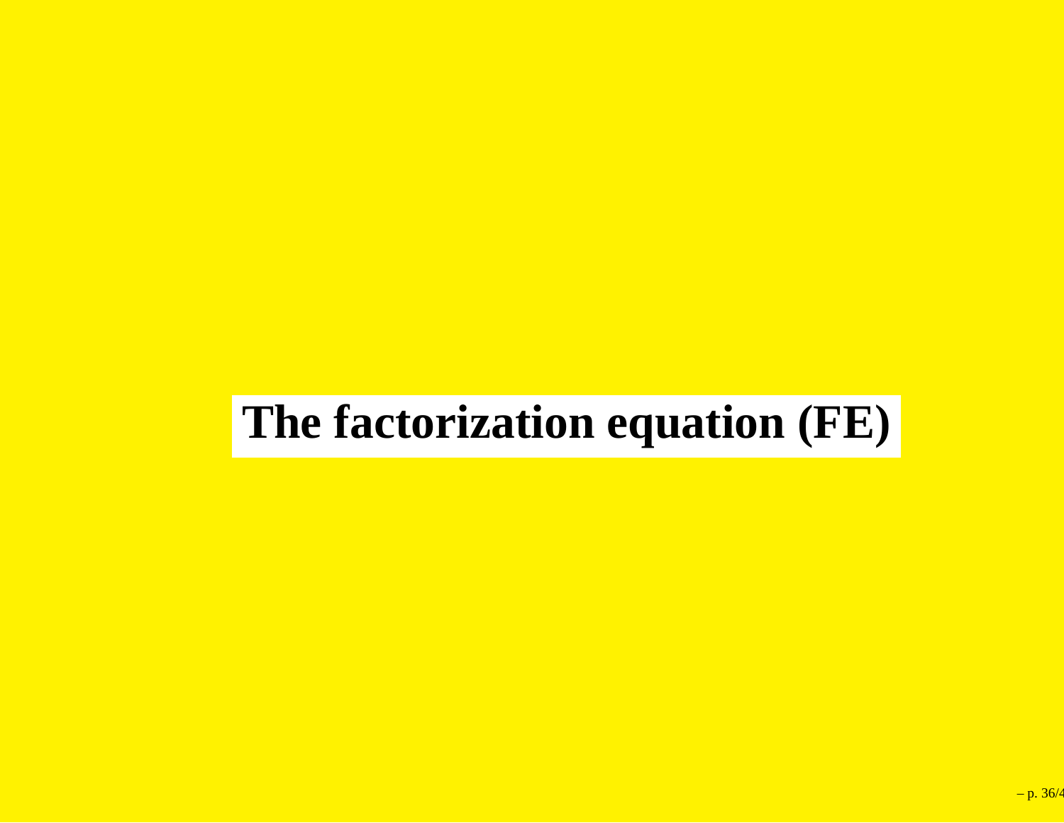# The factorization equation (FE)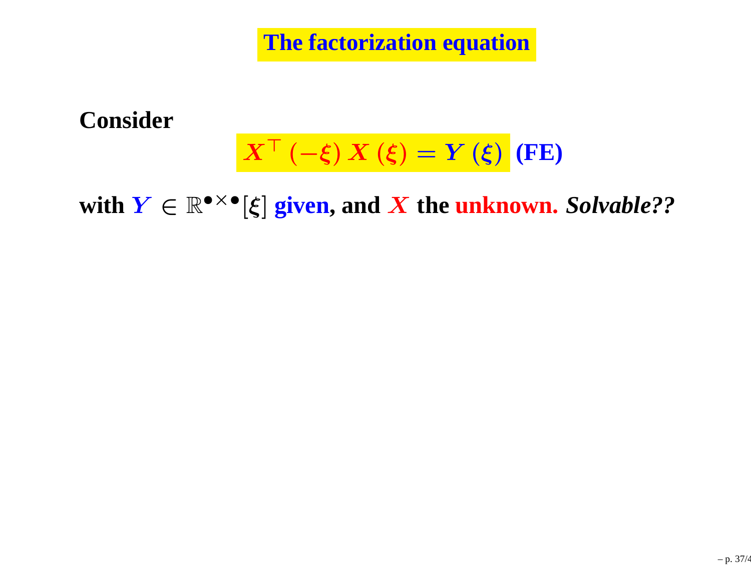# The factorization equation

**Consider**

$$X^\top(-\xi)\,X(\xi) = Y(\xi) \quad \textbf{(FE)}$$

**with $Y \in \mathbb{R}^{\bullet\times\bullet}[\xi]$ given, and $X$ the unknown.** ***Solvable??***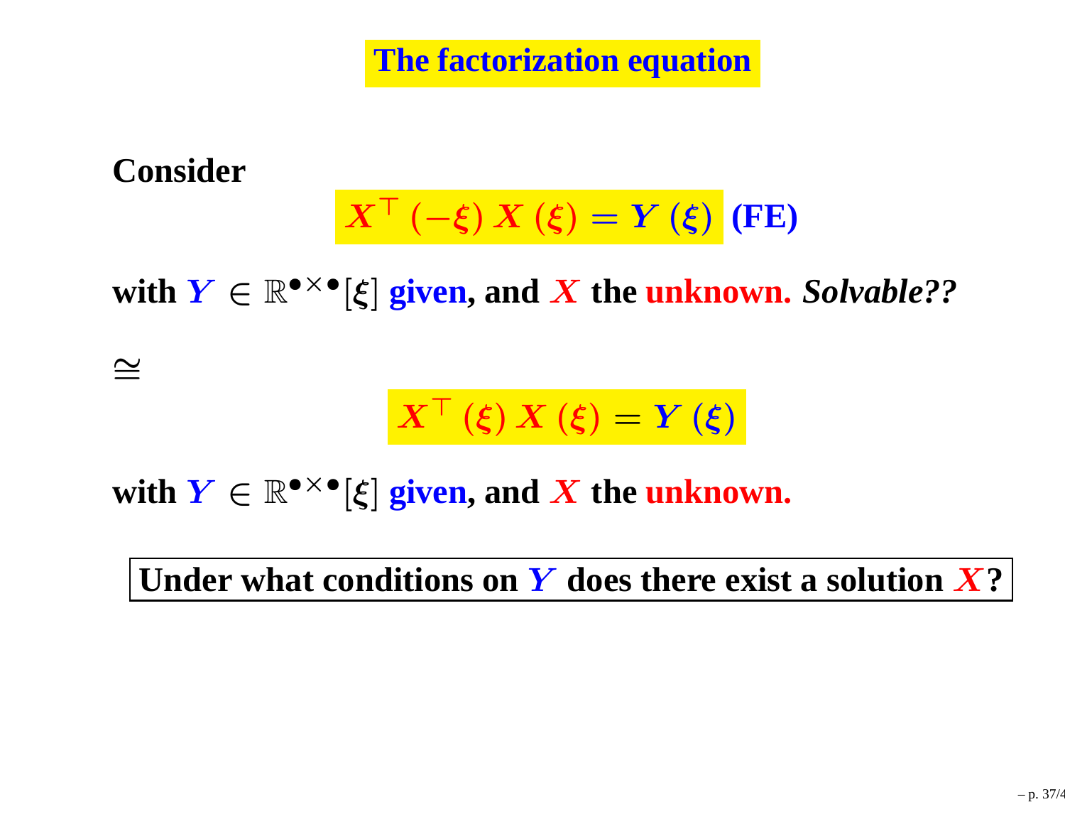# The factorization equation

**Consider**

$$X^\top(-\xi)\, X(\xi) = Y(\xi) \quad \textbf{(FE)}$$

**with** $Y \in \mathbb{R}^{\bullet\times\bullet}[\xi]$ **given, and** $X$ **the unknown.** ***Solvable??***

$\cong$

$$X^\top(\xi)\, X(\xi) = Y(\xi)$$

**with** $Y \in \mathbb{R}^{\bullet\times\bullet}[\xi]$ **given, and** $X$ **the unknown.**

**Under what conditions on $Y$ does there exist a solution $X$?**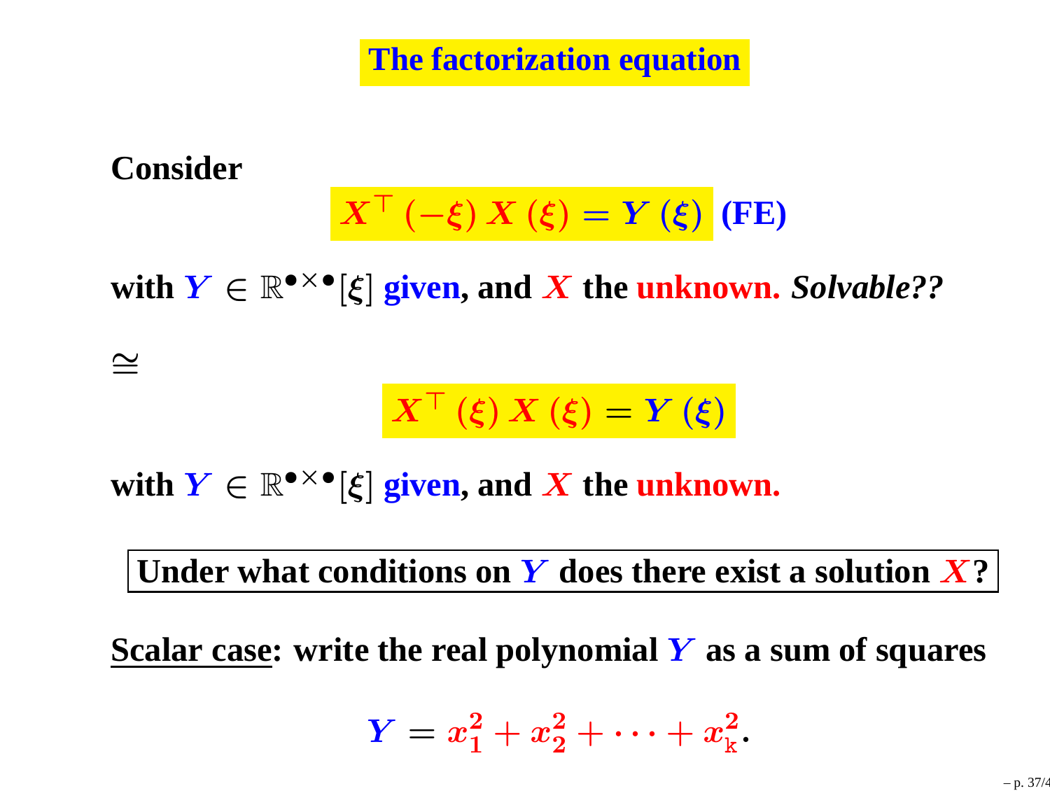# The factorization equation

**Consider**

$$X^{\top}(-\xi)\,X(\xi) = Y(\xi) \quad \textbf{(FE)}$$

**with $Y \in \mathbb{R}^{\bullet\times\bullet}[\xi]$ given, and $X$ the unknown.** ***Solvable??***

$\cong$

$$X^{\top}(\xi)\,X(\xi) = Y(\xi)$$

**with $Y \in \mathbb{R}^{\bullet\times\bullet}[\xi]$ given, and $X$ the unknown.**

**Under what conditions on $Y$ does there exist a solution $X$?**

**<u>Scalar case</u>: write the real polynomial $Y$ as a sum of squares**

$$Y = x_1^2 + x_2^2 + \cdots + x_{\mathtt{k}}^2.$$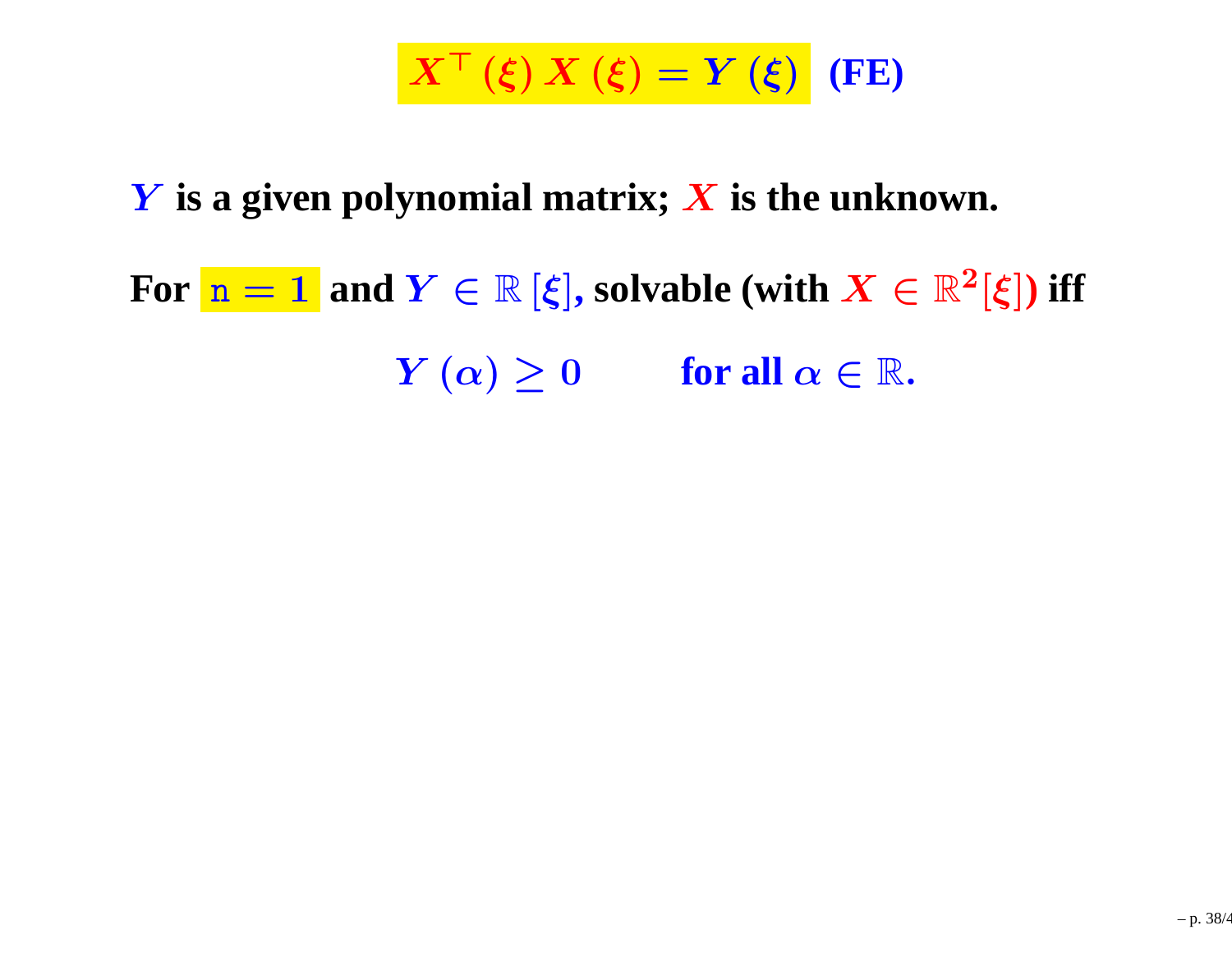$$X^{\top}(\xi)\,X(\xi) = Y(\xi) \quad \textbf{(FE)}$$

**$Y$ is a given polynomial matrix; $X$ is the unknown.**

**For $\mathtt{n} = 1$ and $Y \in \mathbb{R}[\xi]$, solvable (with $X \in \mathbb{R}^{2}[\xi]$) iff**

$$Y(\alpha) \geq 0 \qquad \text{for all } \alpha \in \mathbb{R}.$$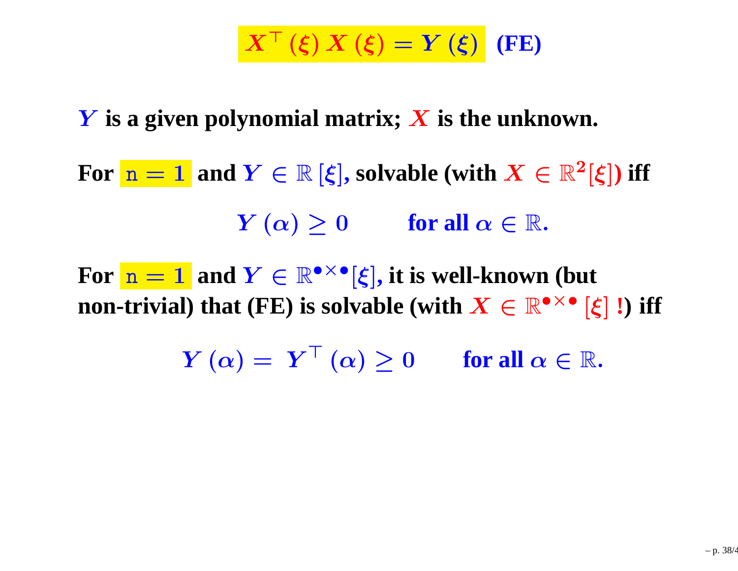$$X^\top(\xi)\, X(\xi) = Y(\xi) \quad \textbf{(FE)}$$

**$Y$ is a given polynomial matrix; $X$ is the unknown.**

**For $\mathtt{n} = 1$ and $Y \in \mathbb{R}[\xi]$, solvable (with $X \in \mathbb{R}^2[\xi]$) iff**

$$Y(\alpha) \geq 0 \qquad \text{for all } \alpha \in \mathbb{R}.$$

**For $\mathtt{n} = 1$ and $Y \in \mathbb{R}^{\bullet\times\bullet}[\xi]$, it is well-known (but non-trivial) that (FE) is solvable (with $X \in \mathbb{R}^{\bullet\times\bullet}[\xi]$ !) iff**

$$Y(\alpha) = Y^\top(\alpha) \geq 0 \qquad \text{for all } \alpha \in \mathbb{R}.$$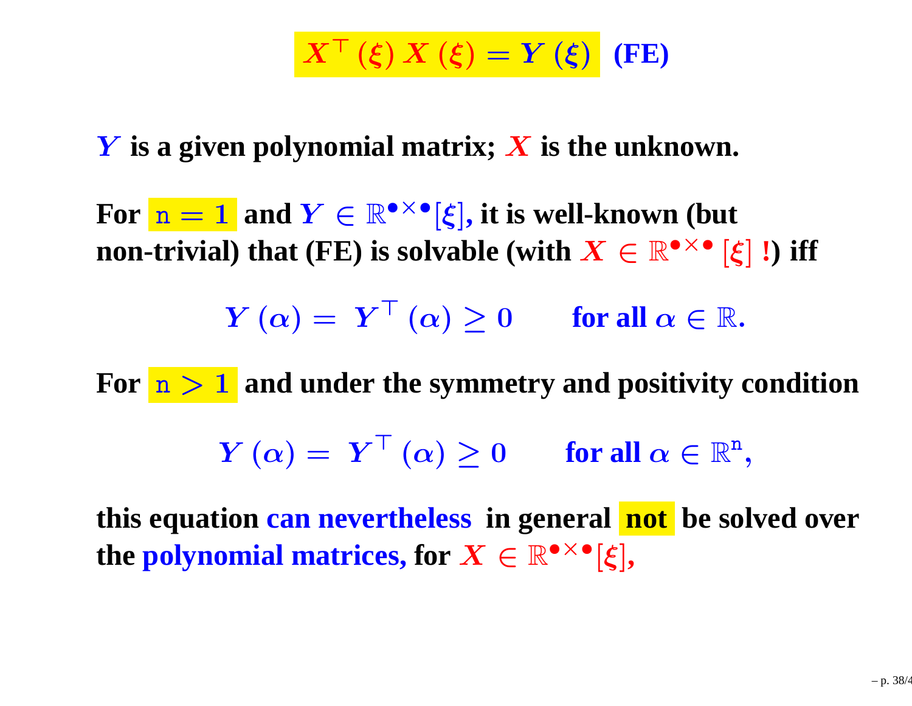$$X^\top(\xi)\, X(\xi) = Y(\xi) \quad \textbf{(FE)}$$

**$Y$ is a given polynomial matrix; $X$ is the unknown.**

**For $\mathtt{n} = 1$ and $Y \in \mathbb{R}^{\bullet\times\bullet}[\xi]$, it is well-known (but non-trivial) that (FE) is solvable (with $X \in \mathbb{R}^{\bullet\times\bullet}[\xi]$ !) iff**

$$Y(\alpha) = Y^\top(\alpha) \geq 0 \qquad \text{for all } \alpha \in \mathbb{R}.$$

**For $\mathtt{n} > 1$ and under the symmetry and positivity condition**

$$Y(\alpha) = Y^\top(\alpha) \geq 0 \qquad \text{for all } \alpha \in \mathbb{R}^{\mathtt{n}},$$

**this equation can nevertheless in general not be solved over the polynomial matrices, for $X \in \mathbb{R}^{\bullet\times\bullet}[\xi]$,**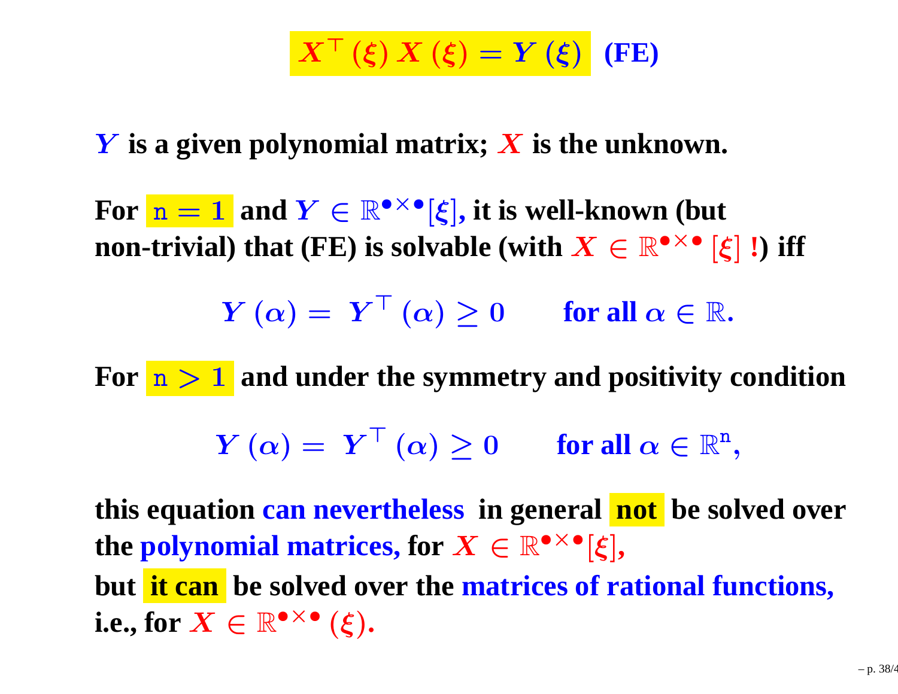$$X^\top(\xi)\, X(\xi) = Y(\xi) \quad \textbf{(FE)}$$

**$Y$ is a given polynomial matrix; $X$ is the unknown.**

**For $\mathtt{n} = 1$ and $Y \in \mathbb{R}^{\bullet\times\bullet}[\xi]$, it is well-known (but non-trivial) that (FE) is solvable (with $X \in \mathbb{R}^{\bullet\times\bullet}[\xi]$ !) iff**

$$Y(\alpha) = Y^\top(\alpha) \geq 0 \qquad \text{for all } \alpha \in \mathbb{R}.$$

**For $\mathtt{n} > 1$ and under the symmetry and positivity condition**

$$Y(\alpha) = Y^\top(\alpha) \geq 0 \qquad \text{for all } \alpha \in \mathbb{R}^{\mathtt{n}},$$

**this equation can nevertheless in general not be solved over the polynomial matrices, for $X \in \mathbb{R}^{\bullet\times\bullet}[\xi]$,**
**but it can be solved over the matrices of rational functions, i.e., for $X \in \mathbb{R}^{\bullet\times\bullet}(\xi)$.**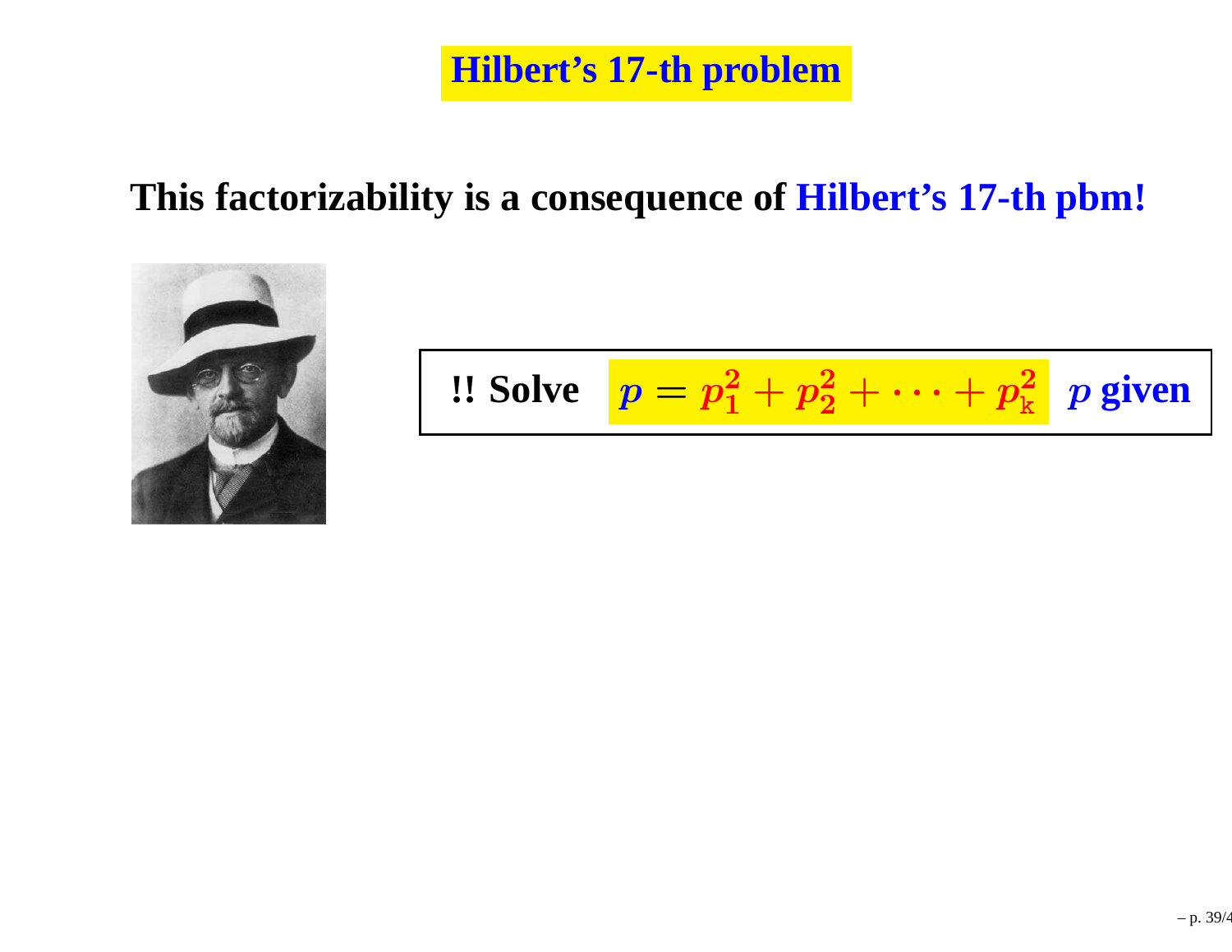# Hilbert's 17-th problem

**This factorizability is a consequence of Hilbert's 17-th pbm!**

**!! Solve** $p = p_1^2 + p_2^2 + \cdots + p_k^2$ **$p$ given**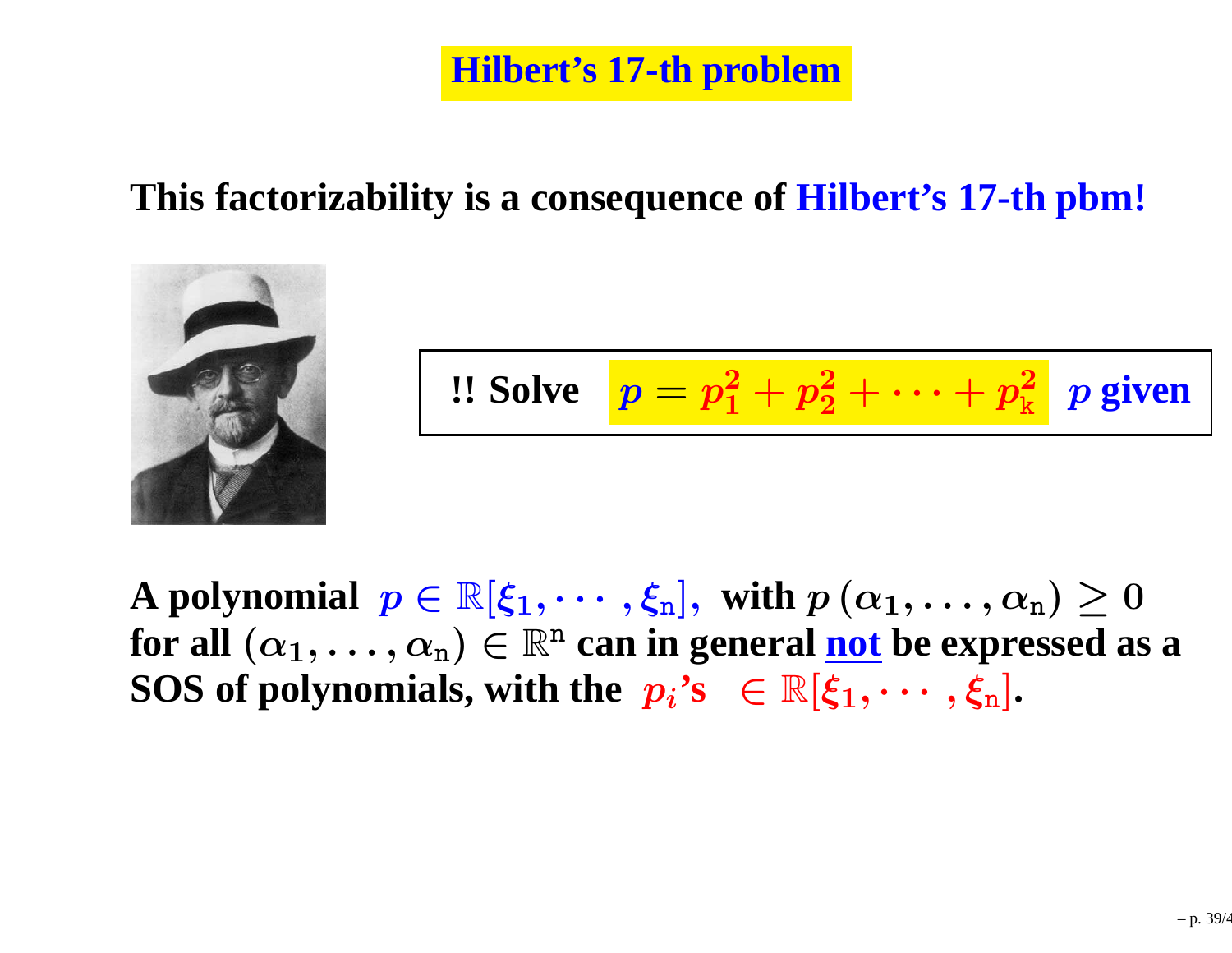# Hilbert's 17-th problem

**This factorizability is a consequence of Hilbert's 17-th pbm!**

**!! Solve** $p = p_1^2 + p_2^2 + \cdots + p_{\mathrm{k}}^2$ **$p$ given**

**A polynomial** $p \in \mathbb{R}[\xi_1, \cdots, \xi_{\mathrm{n}}]$, **with** $p\,(\alpha_1, \ldots, \alpha_{\mathrm{n}}) \geq 0$ **for all** $(\alpha_1, \ldots, \alpha_{\mathrm{n}}) \in \mathbb{R}^{\mathrm{n}}$ **can in general not be expressed as a SOS of polynomials, with the** $p_i$**'s** $\in \mathbb{R}[\xi_1, \cdots, \xi_{\mathrm{n}}]$**.**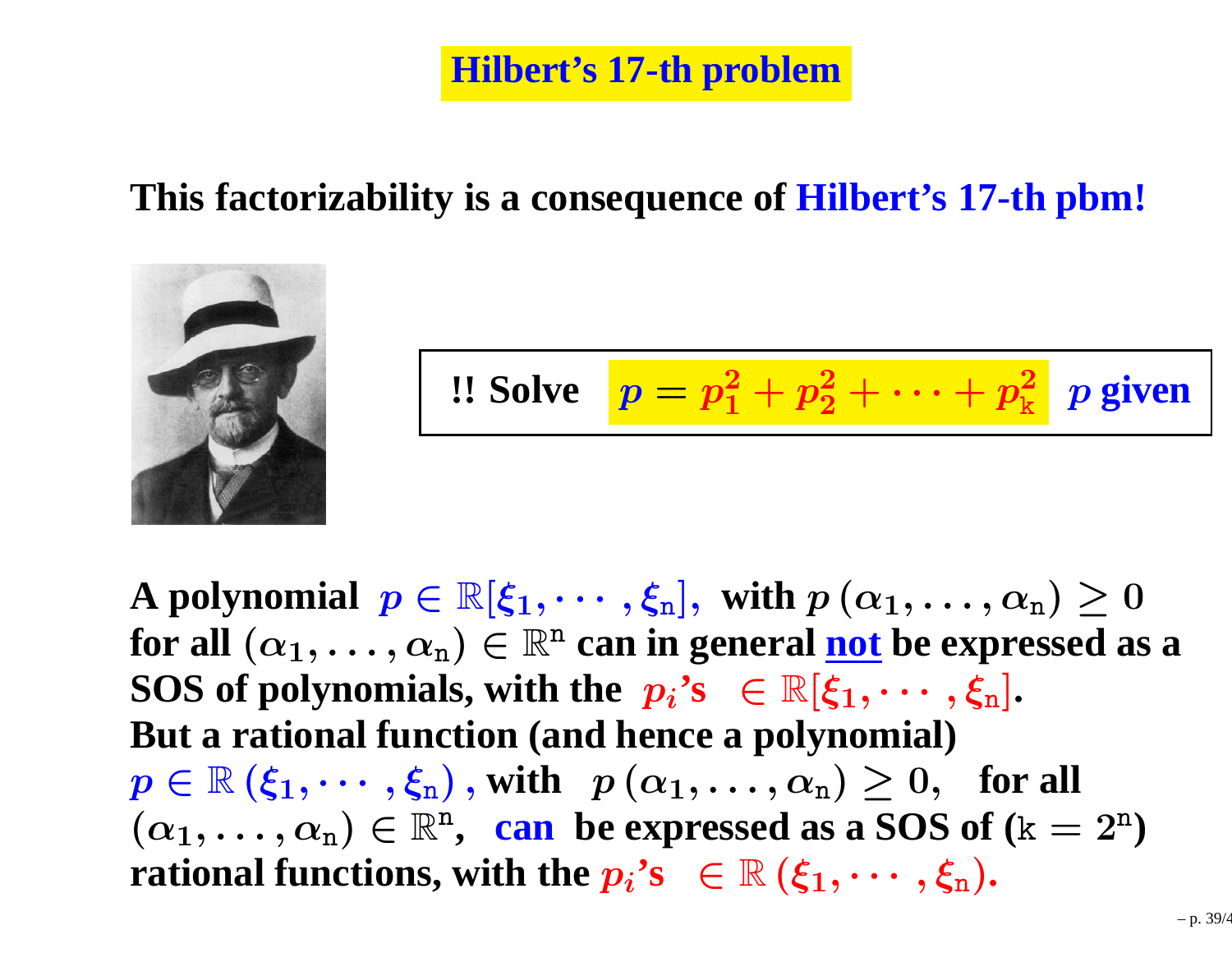# Hilbert's 17-th problem

**This factorizability is a consequence of Hilbert's 17-th pbm!**

**!! Solve** $p = p_1^2 + p_2^2 + \cdots + p_k^2$ **$p$ given**

**A polynomial $p \in \mathbb{R}[\xi_1, \cdots, \xi_n]$, with $p(\alpha_1, \ldots, \alpha_n) \geq 0$ for all $(\alpha_1, \ldots, \alpha_n) \in \mathbb{R}^n$ can in general not be expressed as a SOS of polynomials, with the $p_i$'s $\in \mathbb{R}[\xi_1, \cdots, \xi_n]$.**
**But a rational function (and hence a polynomial) $p \in \mathbb{R}(\xi_1, \cdots, \xi_n)$, with $p(\alpha_1, \ldots, \alpha_n) \geq 0$, for all $(\alpha_1, \ldots, \alpha_n) \in \mathbb{R}^n$, can be expressed as a SOS of ($k = 2^n$) rational functions, with the $p_i$'s $\in \mathbb{R}(\xi_1, \cdots, \xi_n)$.**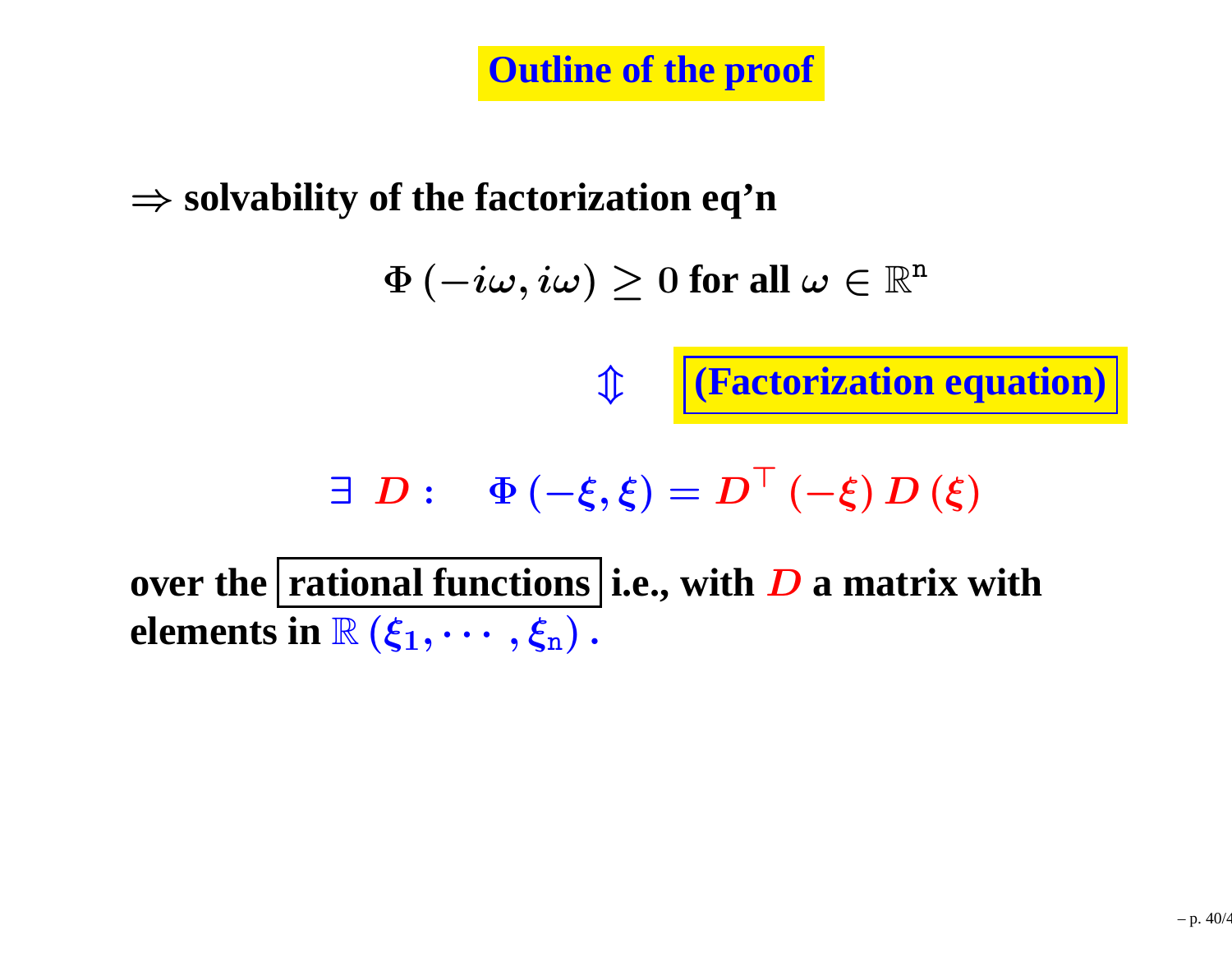# Outline of the proof

$\Rightarrow$ **solvability of the factorization eq'n**

$$\Phi\left(-i\omega, i\omega\right) \geq 0 \text{ for all } \omega \in \mathbb{R}^{\mathtt{n}}$$

$\Updownarrow$ **(Factorization equation)**

$$\exists \ D : \quad \Phi\left(-\xi, \xi\right) = D^{\top}\left(-\xi\right) D\left(\xi\right)$$

**over the rational functions i.e., with $D$ a matrix with elements in $\mathbb{R}\left(\xi_1, \cdots, \xi_{\mathtt{n}}\right)$.**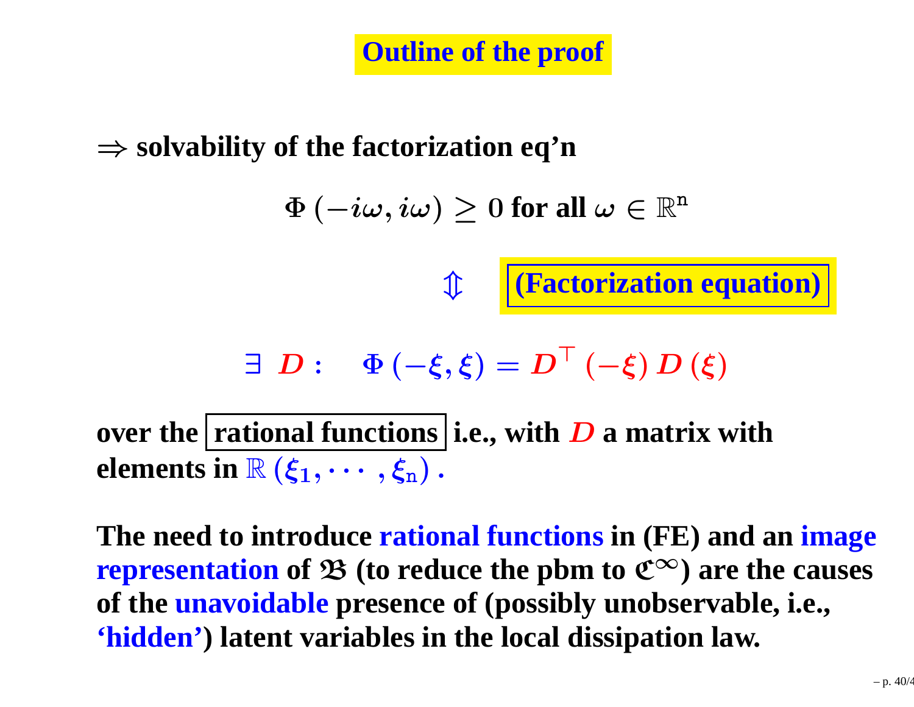# Outline of the proof

$\Rightarrow$ **solvability of the factorization eq'n**

$$\Phi(-i\omega, i\omega) \geq 0 \text{ for all } \omega \in \mathbb{R}^{\mathrm{n}}$$

$$\Updownarrow \quad \textbf{(Factorization equation)}$$

$$\exists \; D : \quad \Phi(-\xi, \xi) = D^{\top}(-\xi) D(\xi)$$

**over the rational functions i.e., with $D$ a matrix with elements in $\mathbb{R}(\xi_1, \cdots, \xi_{\mathrm{n}})$.**

**The need to introduce rational functions in (FE) and an image representation of $\mathfrak{B}$ (to reduce the pbm to $\mathfrak{C}^{\infty}$) are the causes of the unavoidable presence of (possibly unobservable, i.e., 'hidden') latent variables in the local dissipation law.**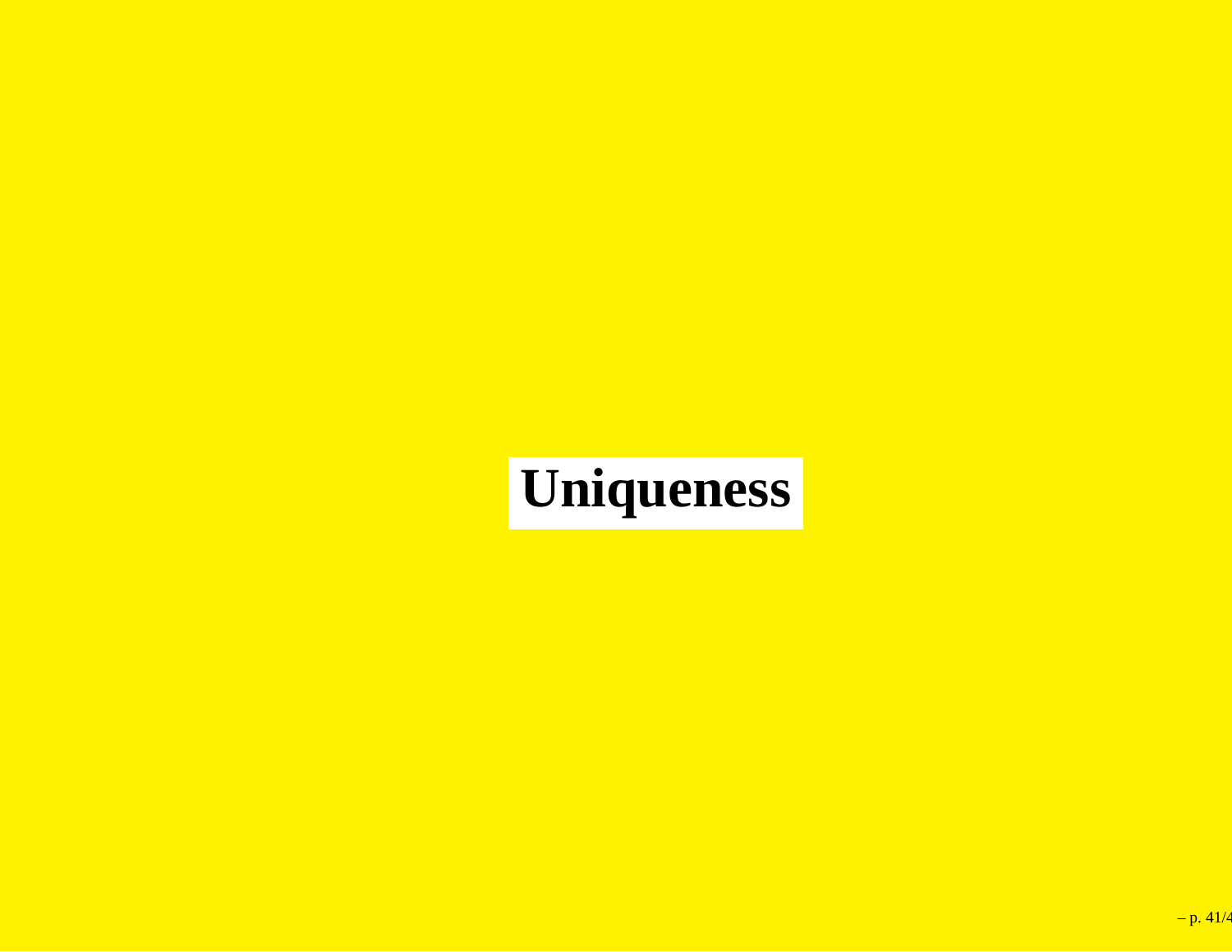# Uniqueness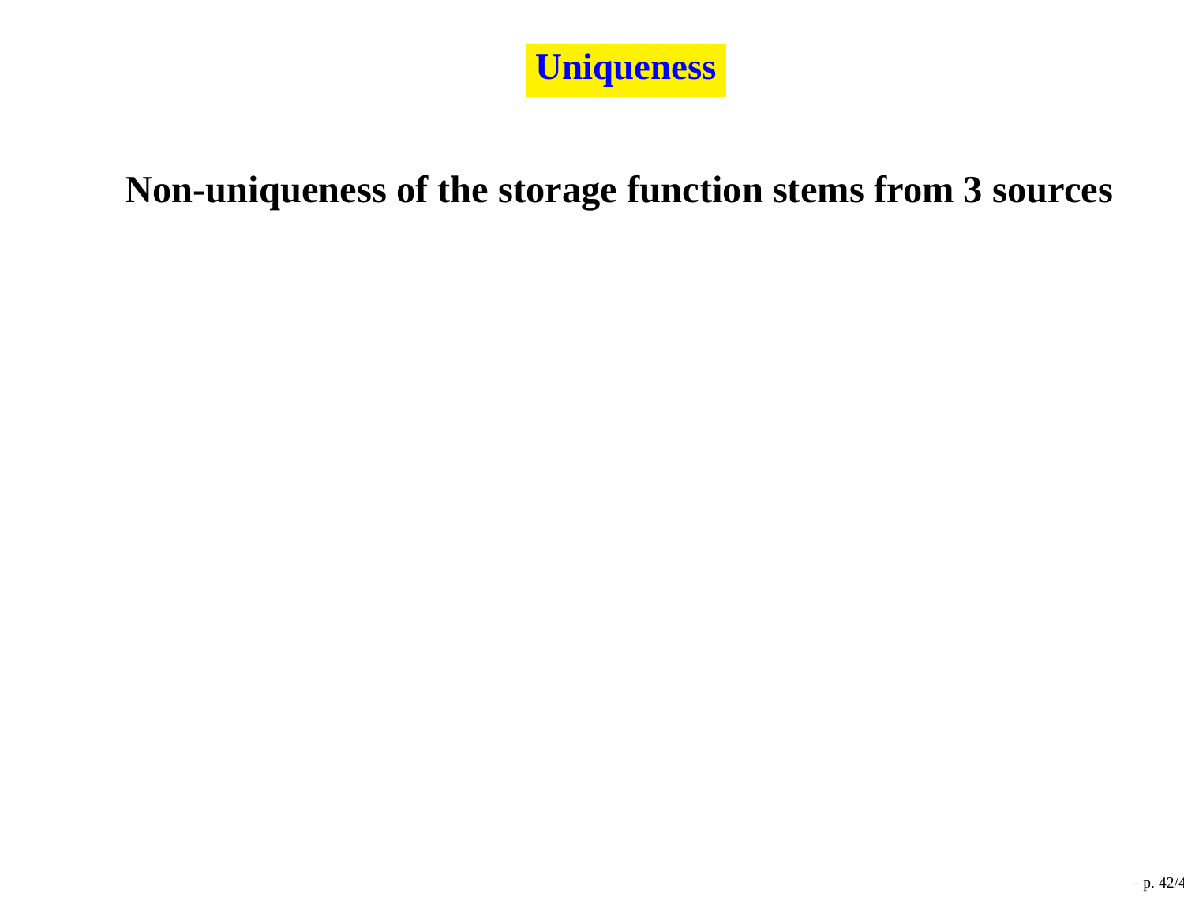# Uniqueness

**Non-uniqueness of the storage function stems from 3 sources**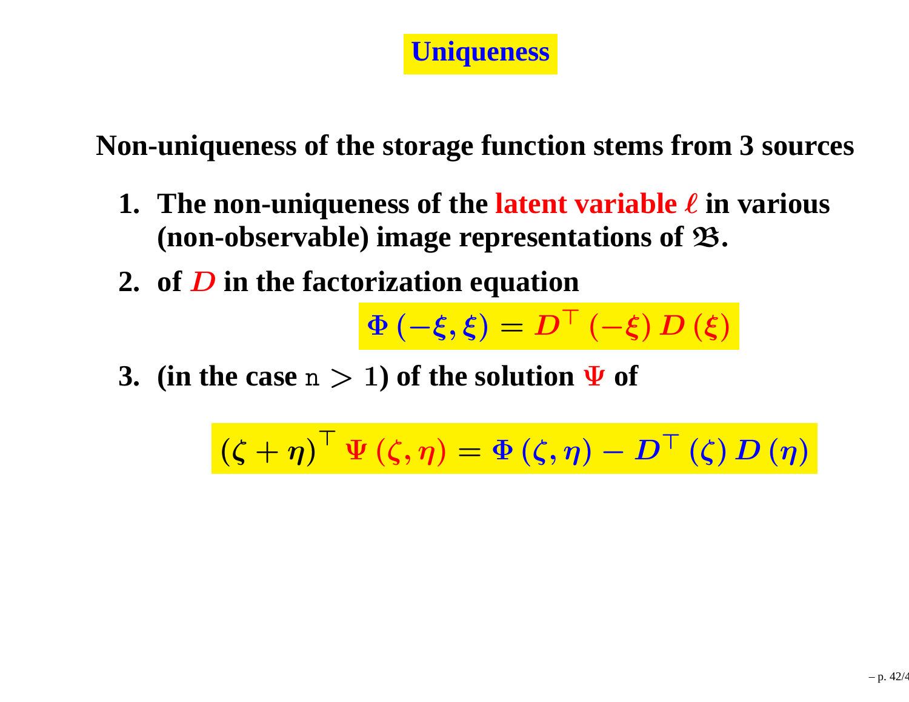# Uniqueness

**Non-uniqueness of the storage function stems from 3 sources**

1. **The non-uniqueness of the latent variable $\ell$ in various (non-observable) image representations of $\mathfrak{B}$.**
2. **of $D$ in the factorization equation**

$$\Phi(-\xi, \xi) = D^\top(-\xi) D(\xi)$$

3. **(in the case $\mathtt{n} > 1$) of the solution $\Psi$ of**

$$(\zeta + \eta)^\top \Psi(\zeta, \eta) = \Phi(\zeta, \eta) - D^\top(\zeta) D(\eta)$$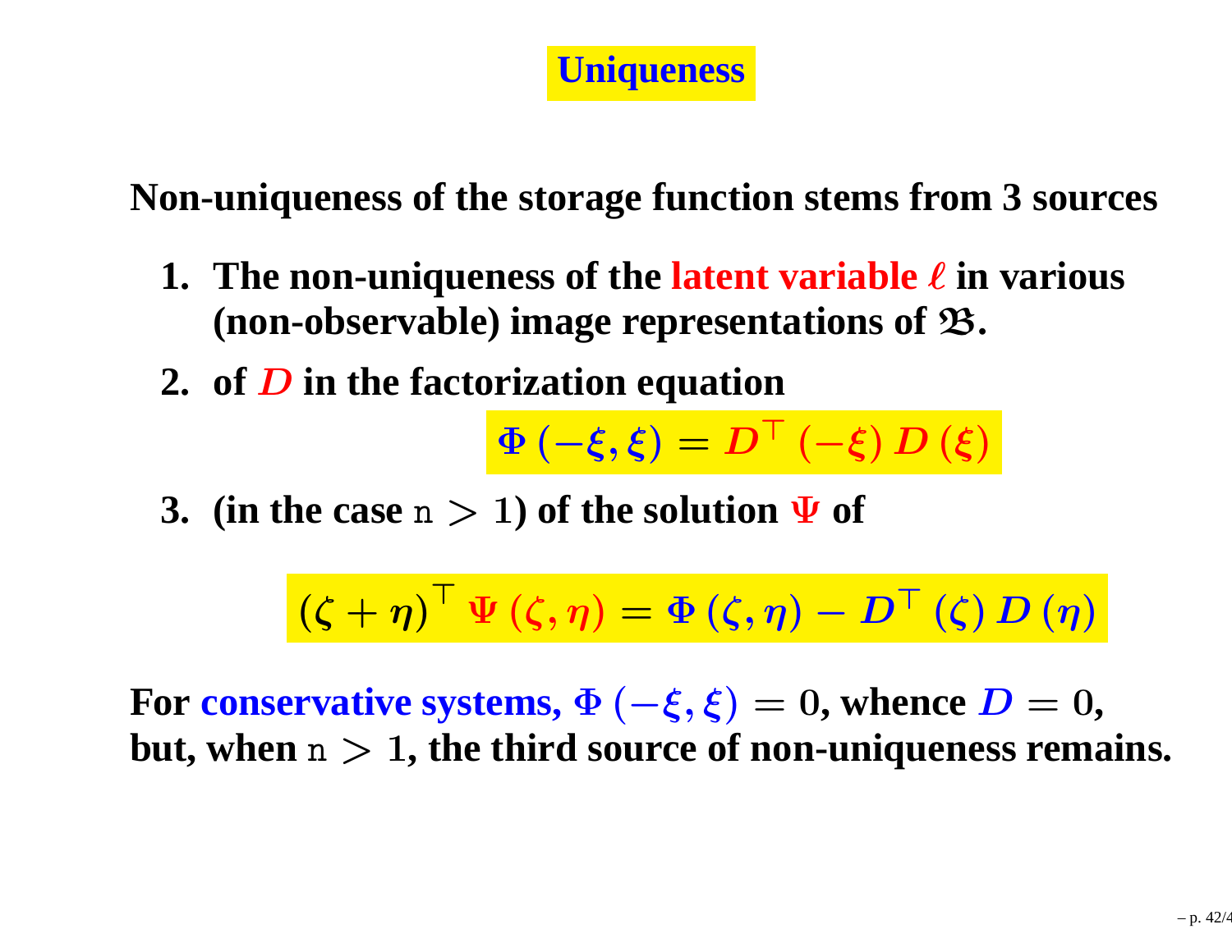# Uniqueness

**Non-uniqueness of the storage function stems from 3 sources**

1. **The non-uniqueness of the latent variable $\ell$ in various (non-observable) image representations of $\mathfrak{B}$.**
2. **of $D$ in the factorization equation**

$$\Phi\left(-\xi,\xi\right)=D^{\top}\left(-\xi\right)D\left(\xi\right)$$

3. **(in the case $\mathtt{n}>1$) of the solution $\Psi$ of**

$$\left(\zeta+\eta\right)^{\top}\Psi\left(\zeta,\eta\right)=\Phi\left(\zeta,\eta\right)-D^{\top}\left(\zeta\right)D\left(\eta\right)$$

**For conservative systems, $\Phi\left(-\xi,\xi\right)=0$, whence $D=0$, but, when $\mathtt{n}>1$, the third source of non-uniqueness remains.**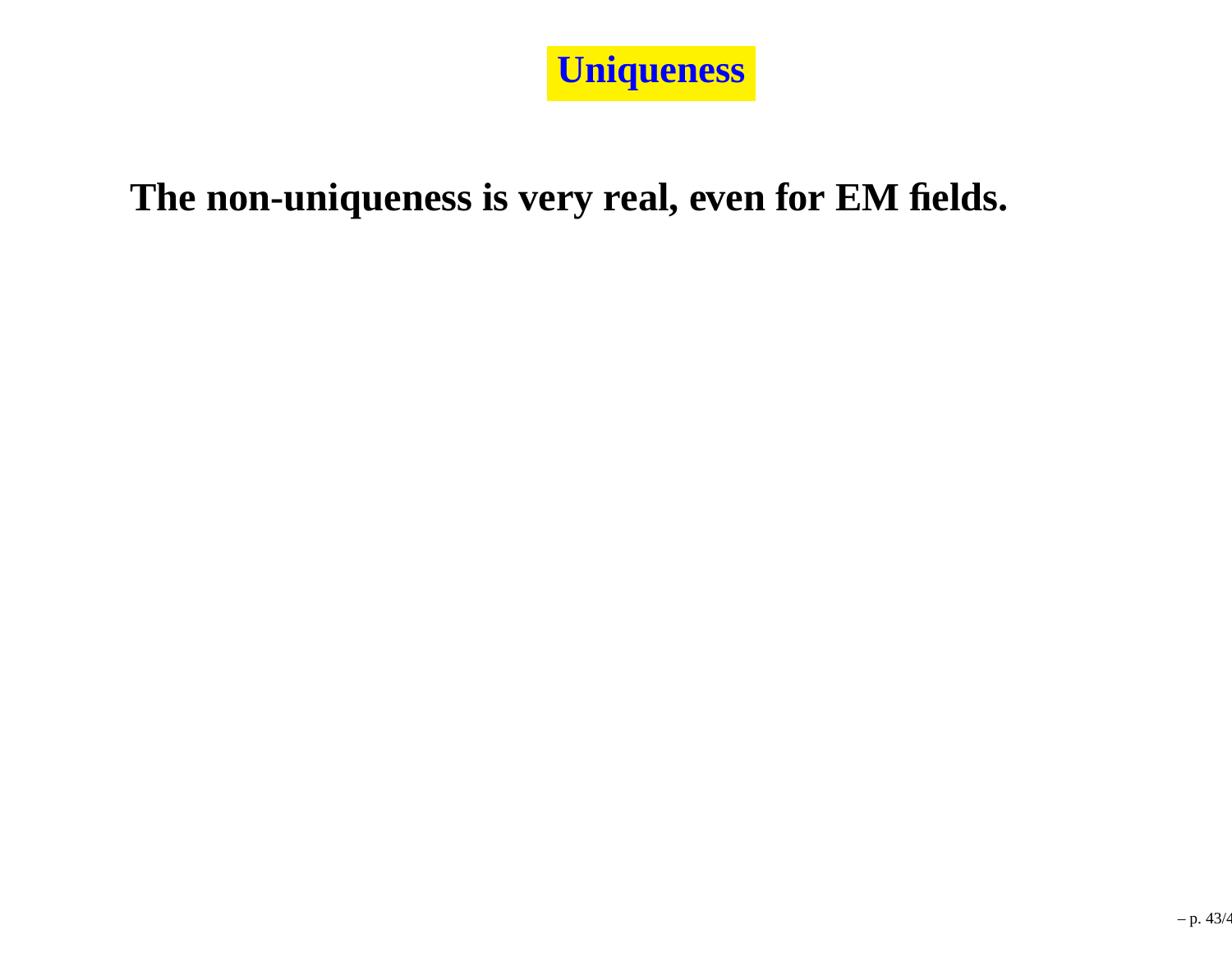# Uniqueness

**The non-uniqueness is very real, even for EM fields.**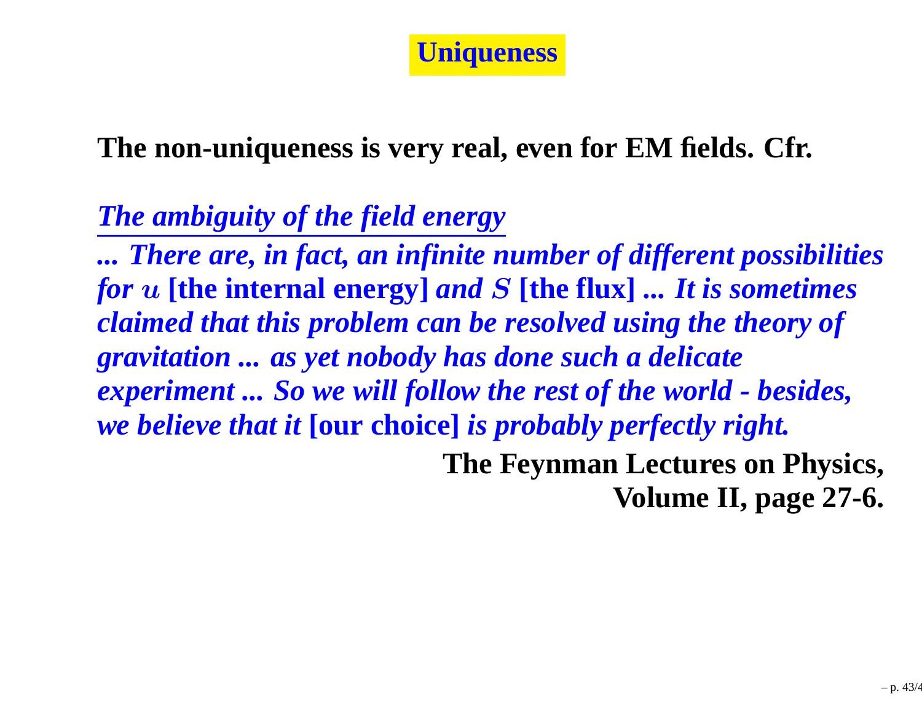# Uniqueness

**The non-uniqueness is very real, even for EM fields. Cfr.**

***The ambiguity of the field energy***

***... There are, in fact, an infinite number of different possibilities for $u$*** **[the internal energy]** ***and $S$*** **[the flux]** **...** ***It is sometimes claimed that this problem can be resolved using the theory of gravitation ... as yet nobody has done such a delicate experiment ... So we will follow the rest of the world - besides, we believe that it*** **[our choice]** ***is probably perfectly right.***

**The Feynman Lectures on Physics, Volume II, page 27-6.**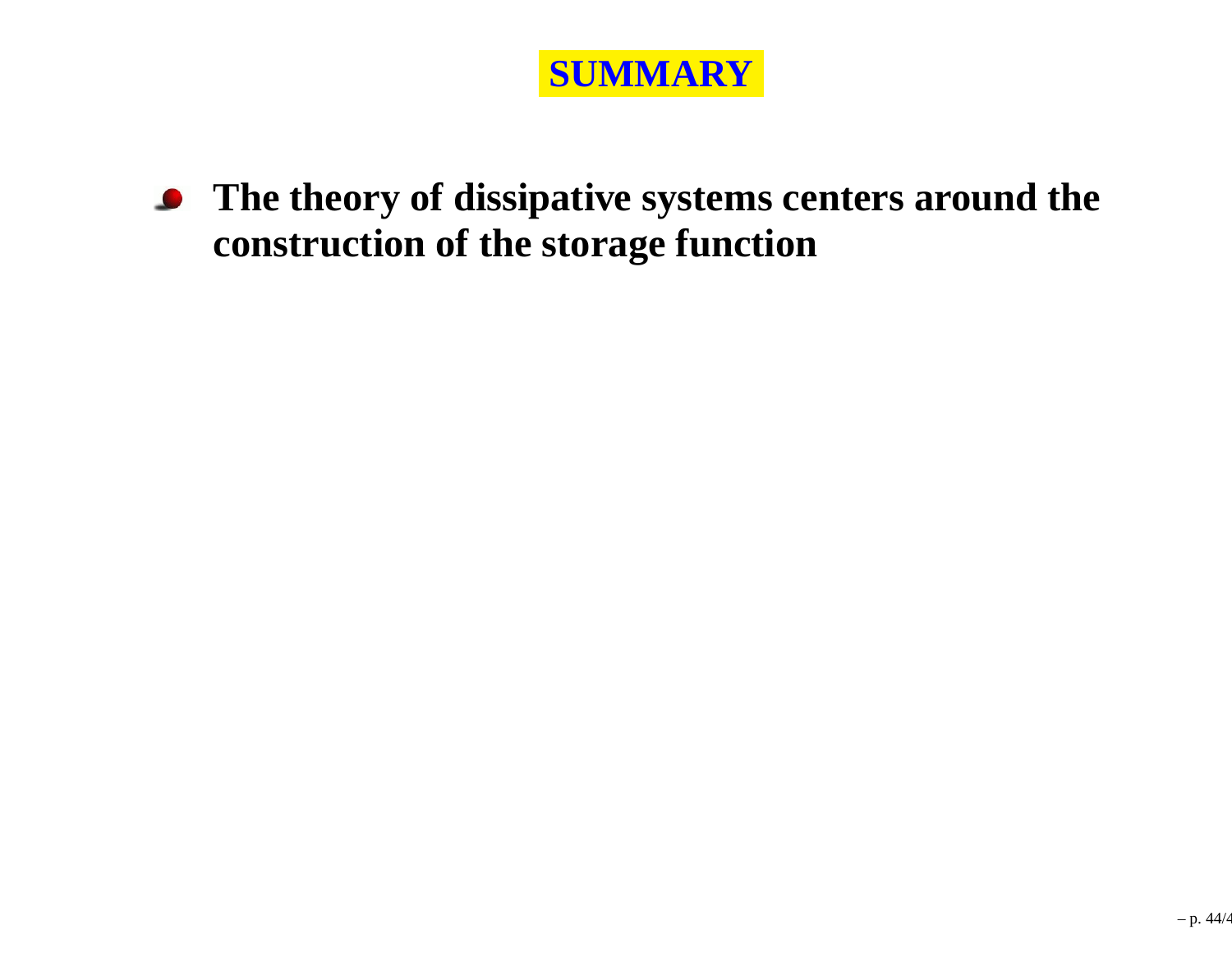# SUMMARY

- **The theory of dissipative systems centers around the construction of the storage function**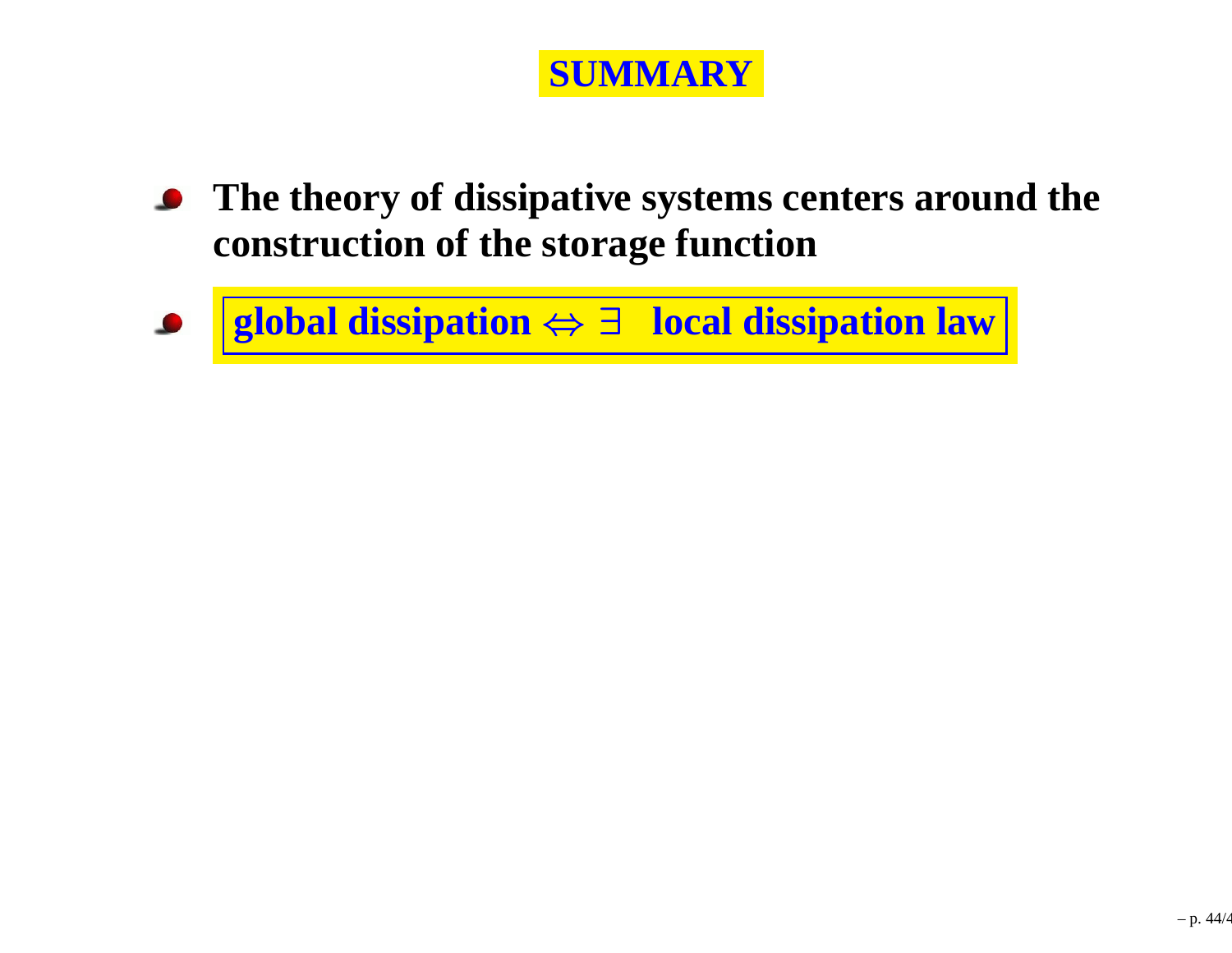# SUMMARY

- **The theory of dissipative systems centers around the construction of the storage function**
- **global dissipation $\Leftrightarrow \exists$ local dissipation law**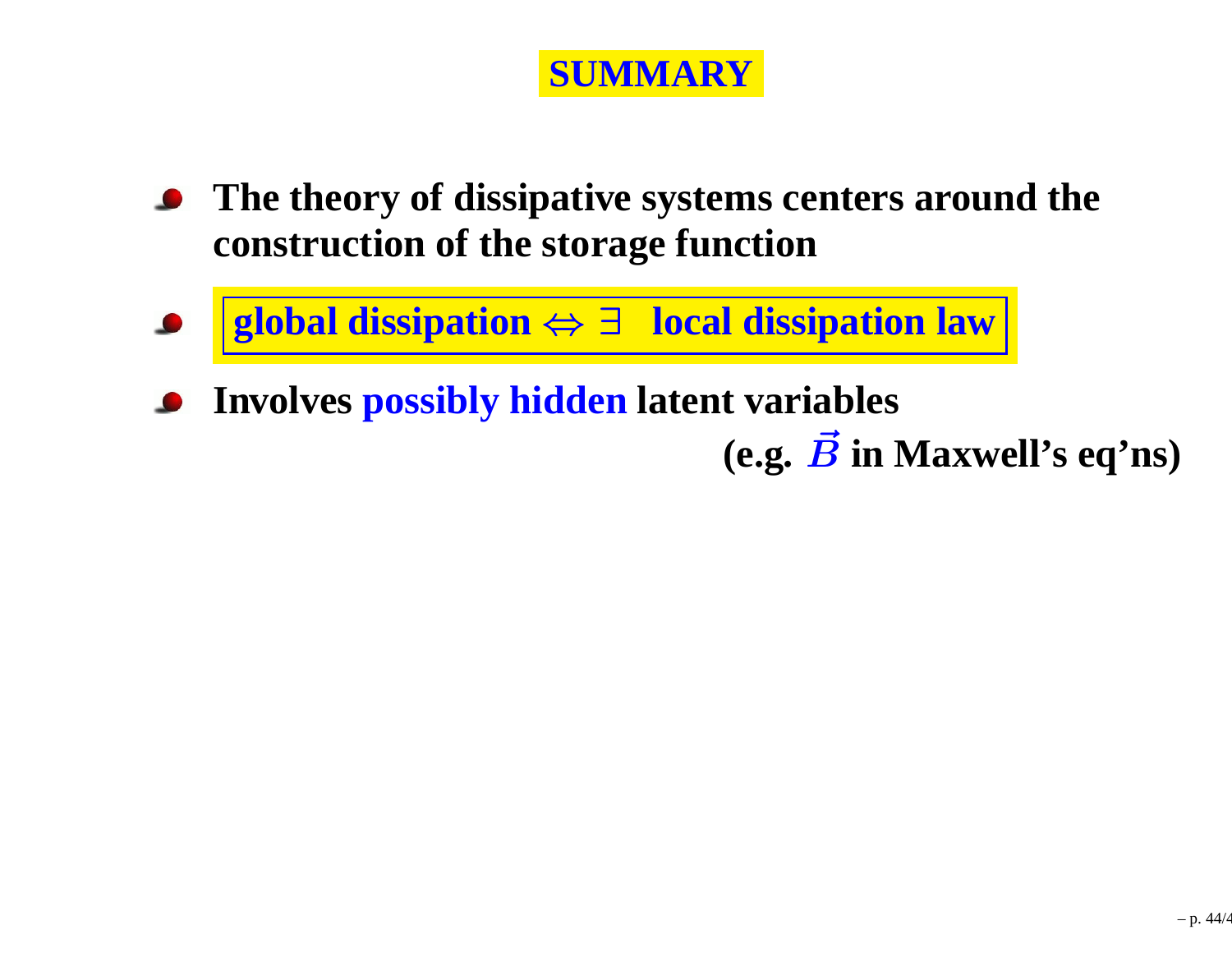# SUMMARY

- **The theory of dissipative systems centers around the construction of the storage function**
- **global dissipation $\Leftrightarrow$ $\exists$ local dissipation law**
- **Involves possibly hidden latent variables**

  **(e.g. $\vec{B}$ in Maxwell's eq'ns)**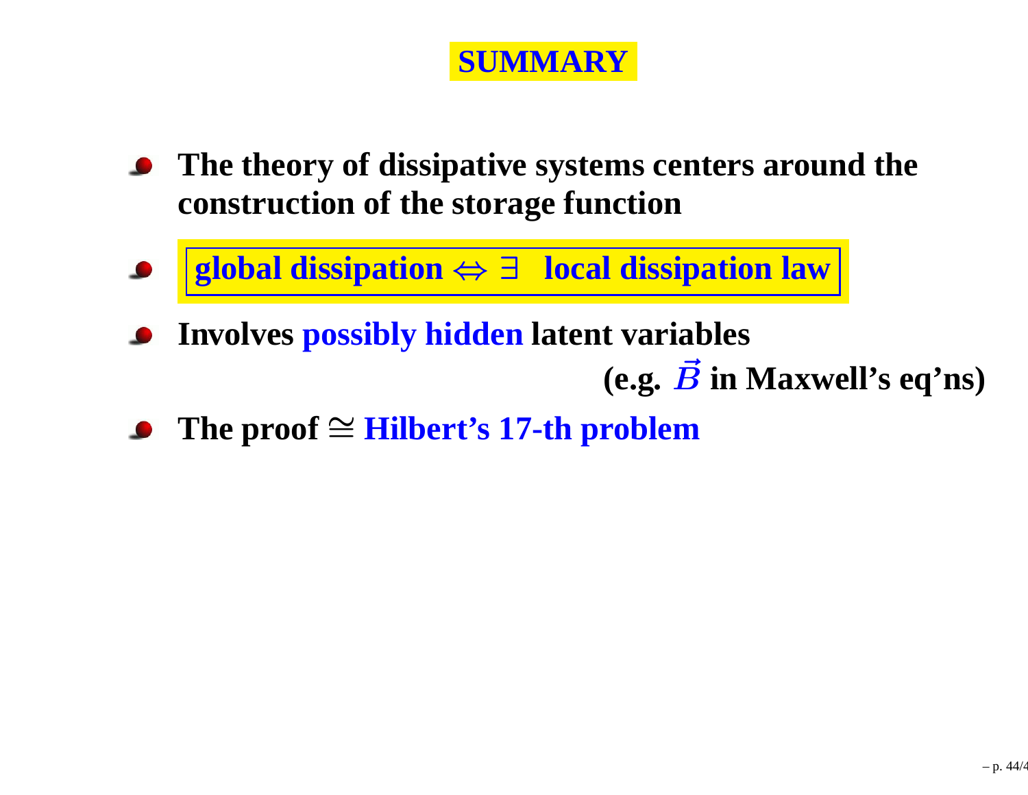# SUMMARY

- **The theory of dissipative systems centers around the construction of the storage function**
- **global dissipation $\Leftrightarrow \exists$ local dissipation law**
- **Involves possibly hidden latent variables**
  **(e.g. $\vec{B}$ in Maxwell's eq'ns)**
- **The proof $\cong$ Hilbert's 17-th problem**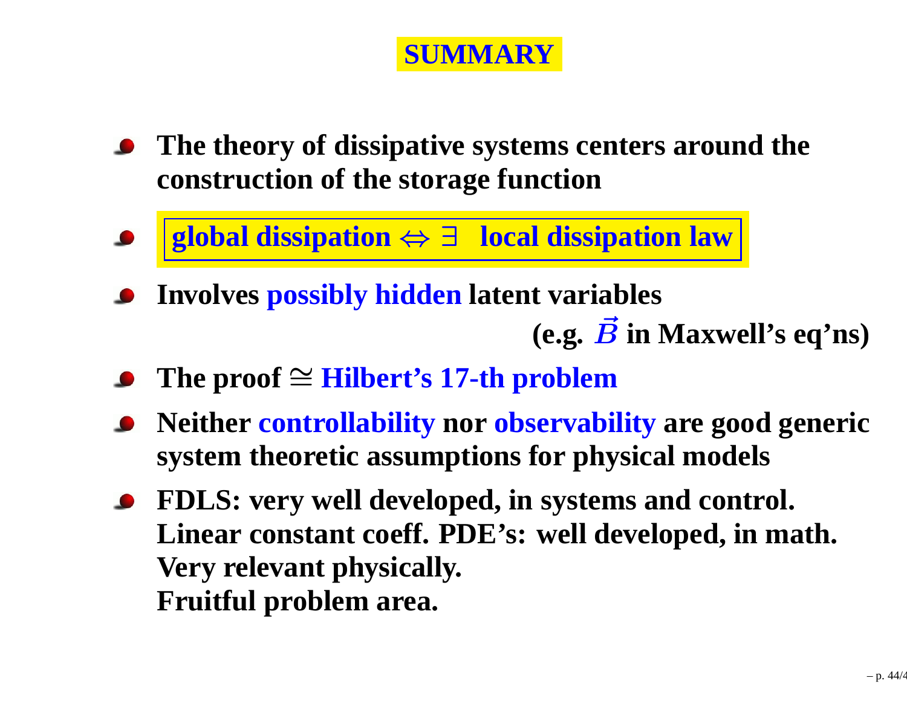# SUMMARY

- **The theory of dissipative systems centers around the construction of the storage function**

- **global dissipation $\Leftrightarrow \exists$ local dissipation law**

- **Involves possibly hidden latent variables**
  **(e.g. $\vec{B}$ in Maxwell's eq'ns)**

- **The proof $\cong$ Hilbert's 17-th problem**

- **Neither controllability nor observability are good generic system theoretic assumptions for physical models**

- **FDLS: very well developed, in systems and control.**
  **Linear constant coeff. PDE's: well developed, in math.**
  **Very relevant physically.**
  **Fruitful problem area.**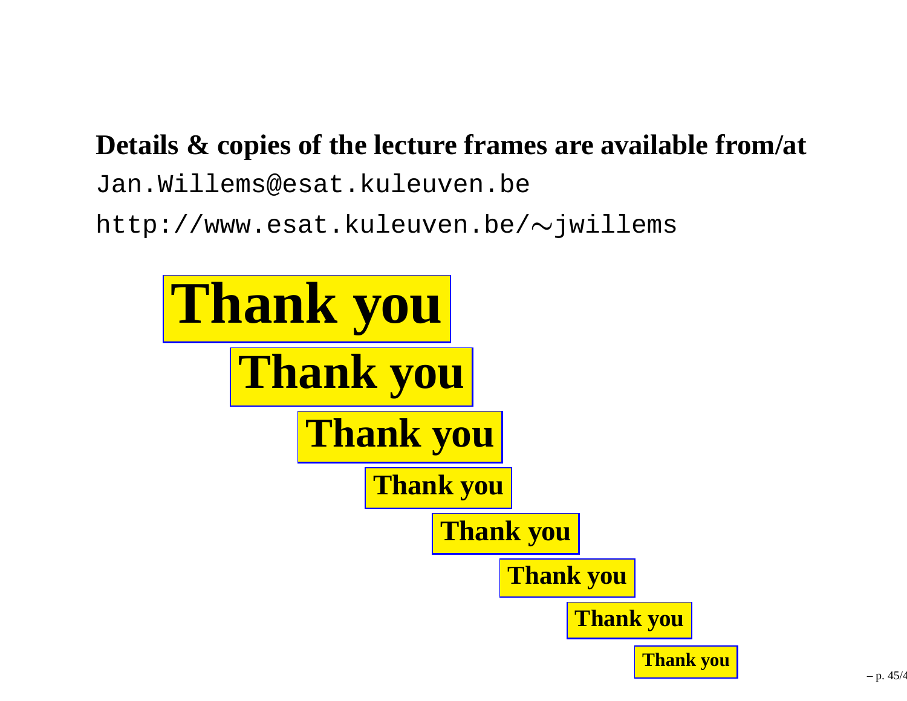**Details & copies of the lecture frames are available from/at**

`Jan.Willems@esat.kuleuven.be`

`http://www.esat.kuleuven.be/∼jwillems`

**Thank you**

**Thank you**

**Thank you**

**Thank you**

**Thank you**

**Thank you**

**Thank you**

**Thank you**